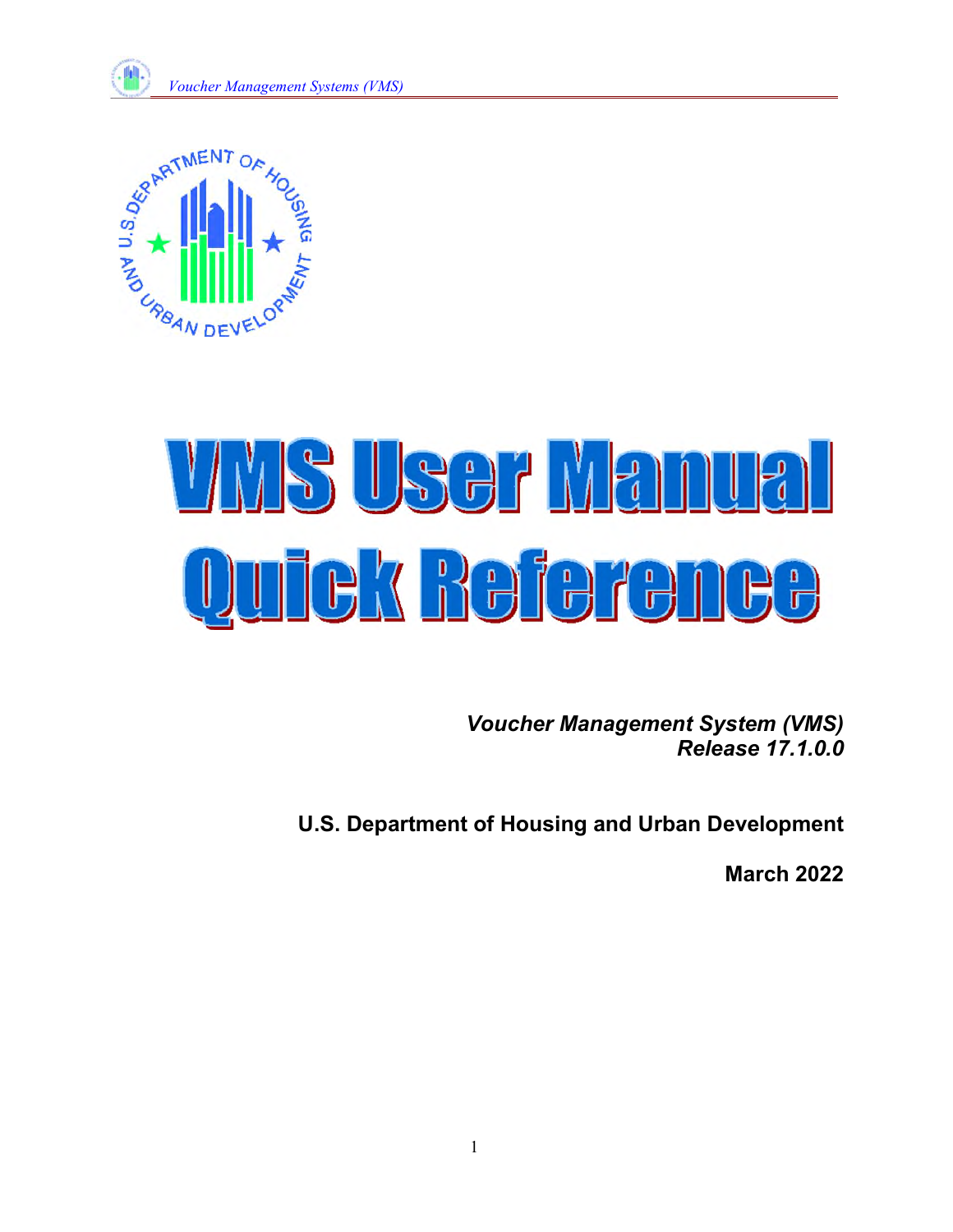# VMS User Manual Quick Reference

*Voucher Management System (VMS)*
*Release 17.1.0.0*

**U.S. Department of Housing and Urban Development**

**March 2022**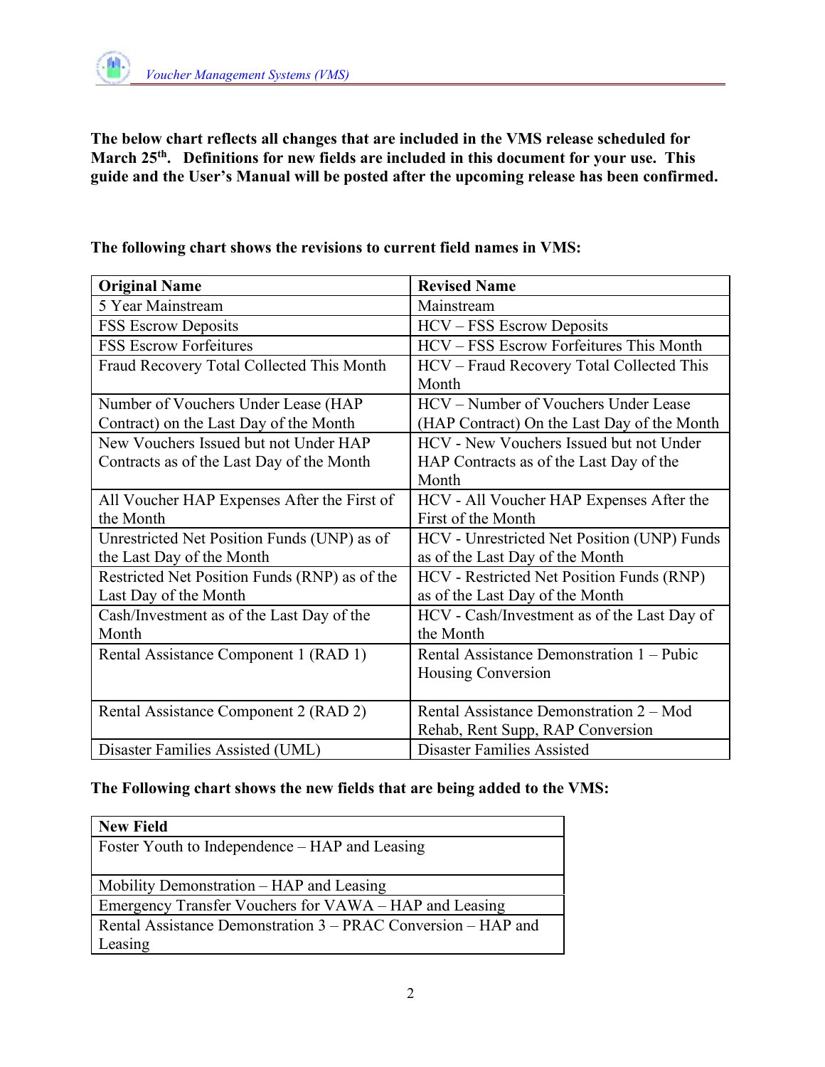**The below chart reflects all changes that are included in the VMS release scheduled for March 25th. Definitions for new fields are included in this document for your use. This guide and the User's Manual will be posted after the upcoming release has been confirmed.**

**The following chart shows the revisions to current field names in VMS:**

| Original Name | Revised Name |
|---|---|
| 5 Year Mainstream | Mainstream |
| FSS Escrow Deposits | HCV – FSS Escrow Deposits |
| FSS Escrow Forfeitures | HCV – FSS Escrow Forfeitures This Month |
| Fraud Recovery Total Collected This Month | HCV – Fraud Recovery Total Collected This Month |
| Number of Vouchers Under Lease (HAP Contract) on the Last Day of the Month | HCV – Number of Vouchers Under Lease (HAP Contract) On the Last Day of the Month |
| New Vouchers Issued but not Under HAP Contracts as of the Last Day of the Month | HCV - New Vouchers Issued but not Under HAP Contracts as of the Last Day of the Month |
| All Voucher HAP Expenses After the First of the Month | HCV - All Voucher HAP Expenses After the First of the Month |
| Unrestricted Net Position Funds (UNP) as of the Last Day of the Month | HCV - Unrestricted Net Position (UNP) Funds as of the Last Day of the Month |
| Restricted Net Position Funds (RNP) as of the Last Day of the Month | HCV - Restricted Net Position Funds (RNP) as of the Last Day of the Month |
| Cash/Investment as of the Last Day of the Month | HCV - Cash/Investment as of the Last Day of the Month |
| Rental Assistance Component 1 (RAD 1) | Rental Assistance Demonstration 1 – Pubic Housing Conversion |
| Rental Assistance Component 2 (RAD 2) | Rental Assistance Demonstration 2 – Mod Rehab, Rent Supp, RAP Conversion |
| Disaster Families Assisted (UML) | Disaster Families Assisted |

**The Following chart shows the new fields that are being added to the VMS:**

| New Field |
|---|
| Foster Youth to Independence – HAP and Leasing |
| Mobility Demonstration – HAP and Leasing |
| Emergency Transfer Vouchers for VAWA – HAP and Leasing |
| Rental Assistance Demonstration 3 – PRAC Conversion – HAP and Leasing |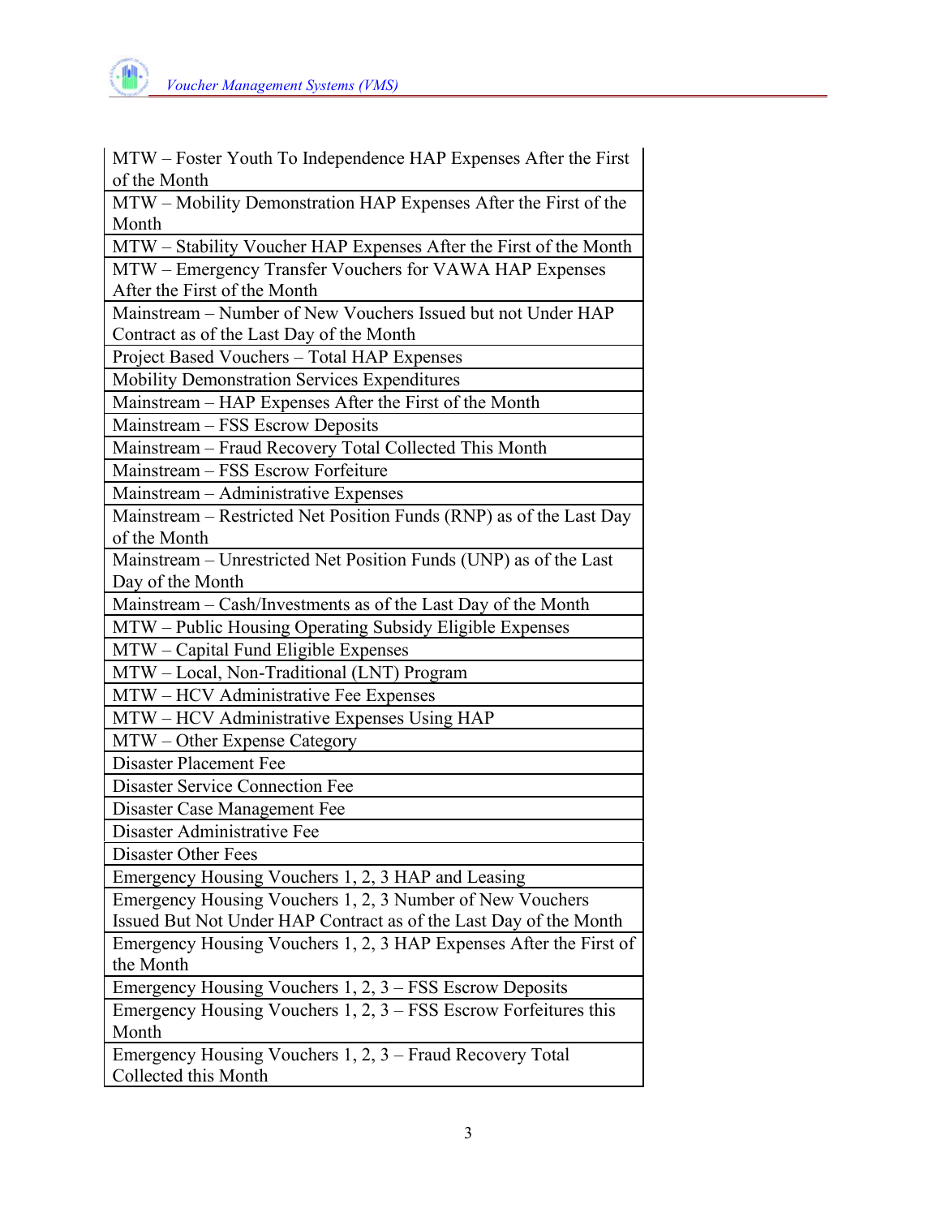| |
|---|
| MTW – Foster Youth To Independence HAP Expenses After the First of the Month |
| MTW – Mobility Demonstration HAP Expenses After the First of the Month |
| MTW – Stability Voucher HAP Expenses After the First of the Month |
| MTW – Emergency Transfer Vouchers for VAWA HAP Expenses After the First of the Month |
| Mainstream – Number of New Vouchers Issued but not Under HAP Contract as of the Last Day of the Month |
| Project Based Vouchers – Total HAP Expenses |
| Mobility Demonstration Services Expenditures |
| Mainstream – HAP Expenses After the First of the Month |
| Mainstream – FSS Escrow Deposits |
| Mainstream – Fraud Recovery Total Collected This Month |
| Mainstream – FSS Escrow Forfeiture |
| Mainstream – Administrative Expenses |
| Mainstream – Restricted Net Position Funds (RNP) as of the Last Day of the Month |
| Mainstream – Unrestricted Net Position Funds (UNP) as of the Last Day of the Month |
| Mainstream – Cash/Investments as of the Last Day of the Month |
| MTW – Public Housing Operating Subsidy Eligible Expenses |
| MTW – Capital Fund Eligible Expenses |
| MTW – Local, Non-Traditional (LNT) Program |
| MTW – HCV Administrative Fee Expenses |
| MTW – HCV Administrative Expenses Using HAP |
| MTW – Other Expense Category |
| Disaster Placement Fee |
| Disaster Service Connection Fee |
| Disaster Case Management Fee |
| Disaster Administrative Fee |
| Disaster Other Fees |
| Emergency Housing Vouchers 1, 2, 3 HAP and Leasing |
| Emergency Housing Vouchers 1, 2, 3 Number of New Vouchers Issued But Not Under HAP Contract as of the Last Day of the Month |
| Emergency Housing Vouchers 1, 2, 3 HAP Expenses After the First of the Month |
| Emergency Housing Vouchers 1, 2, 3 – FSS Escrow Deposits |
| Emergency Housing Vouchers 1, 2, 3 – FSS Escrow Forfeitures this Month |
| Emergency Housing Vouchers 1, 2, 3 – Fraud Recovery Total Collected this Month |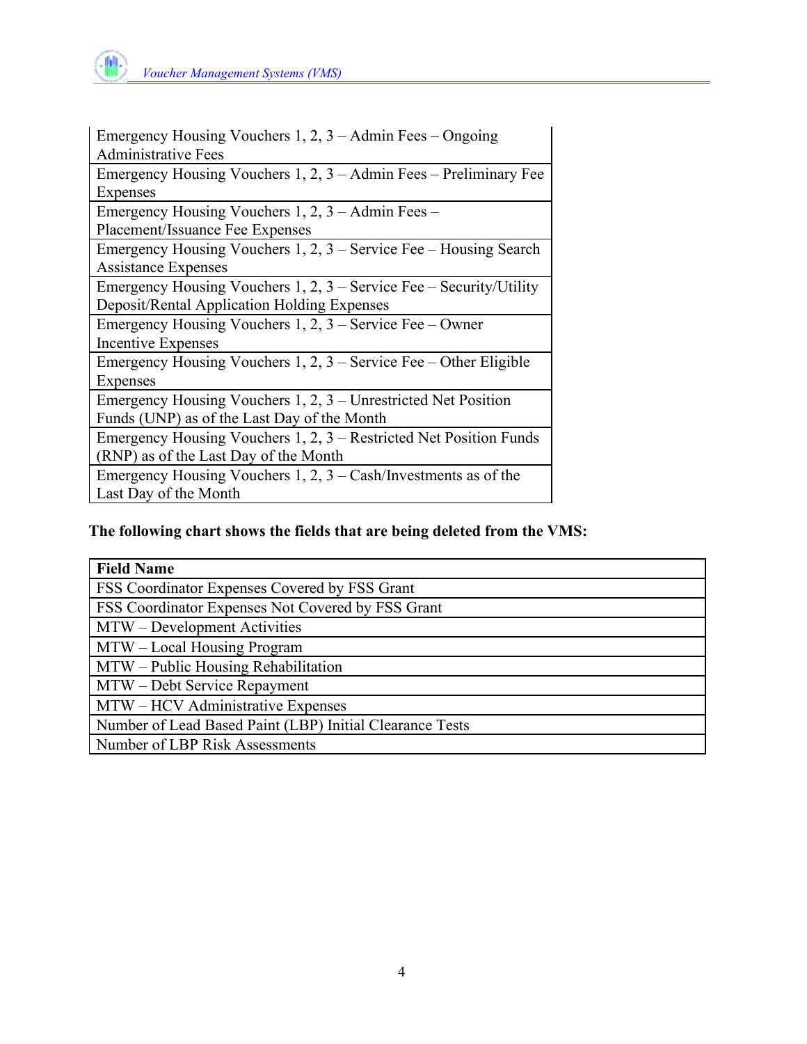| |
|---|
| Emergency Housing Vouchers 1, 2, 3 – Admin Fees – Ongoing Administrative Fees |
| Emergency Housing Vouchers 1, 2, 3 – Admin Fees – Preliminary Fee Expenses |
| Emergency Housing Vouchers 1, 2, 3 – Admin Fees – Placement/Issuance Fee Expenses |
| Emergency Housing Vouchers 1, 2, 3 – Service Fee – Housing Search Assistance Expenses |
| Emergency Housing Vouchers 1, 2, 3 – Service Fee – Security/Utility Deposit/Rental Application Holding Expenses |
| Emergency Housing Vouchers 1, 2, 3 – Service Fee – Owner Incentive Expenses |
| Emergency Housing Vouchers 1, 2, 3 – Service Fee – Other Eligible Expenses |
| Emergency Housing Vouchers 1, 2, 3 – Unrestricted Net Position Funds (UNP) as of the Last Day of the Month |
| Emergency Housing Vouchers 1, 2, 3 – Restricted Net Position Funds (RNP) as of the Last Day of the Month |
| Emergency Housing Vouchers 1, 2, 3 – Cash/Investments as of the Last Day of the Month |

**The following chart shows the fields that are being deleted from the VMS:**

| Field Name |
|---|
| FSS Coordinator Expenses Covered by FSS Grant |
| FSS Coordinator Expenses Not Covered by FSS Grant |
| MTW – Development Activities |
| MTW – Local Housing Program |
| MTW – Public Housing Rehabilitation |
| MTW – Debt Service Repayment |
| MTW – HCV Administrative Expenses |
| Number of Lead Based Paint (LBP) Initial Clearance Tests |
| Number of LBP Risk Assessments |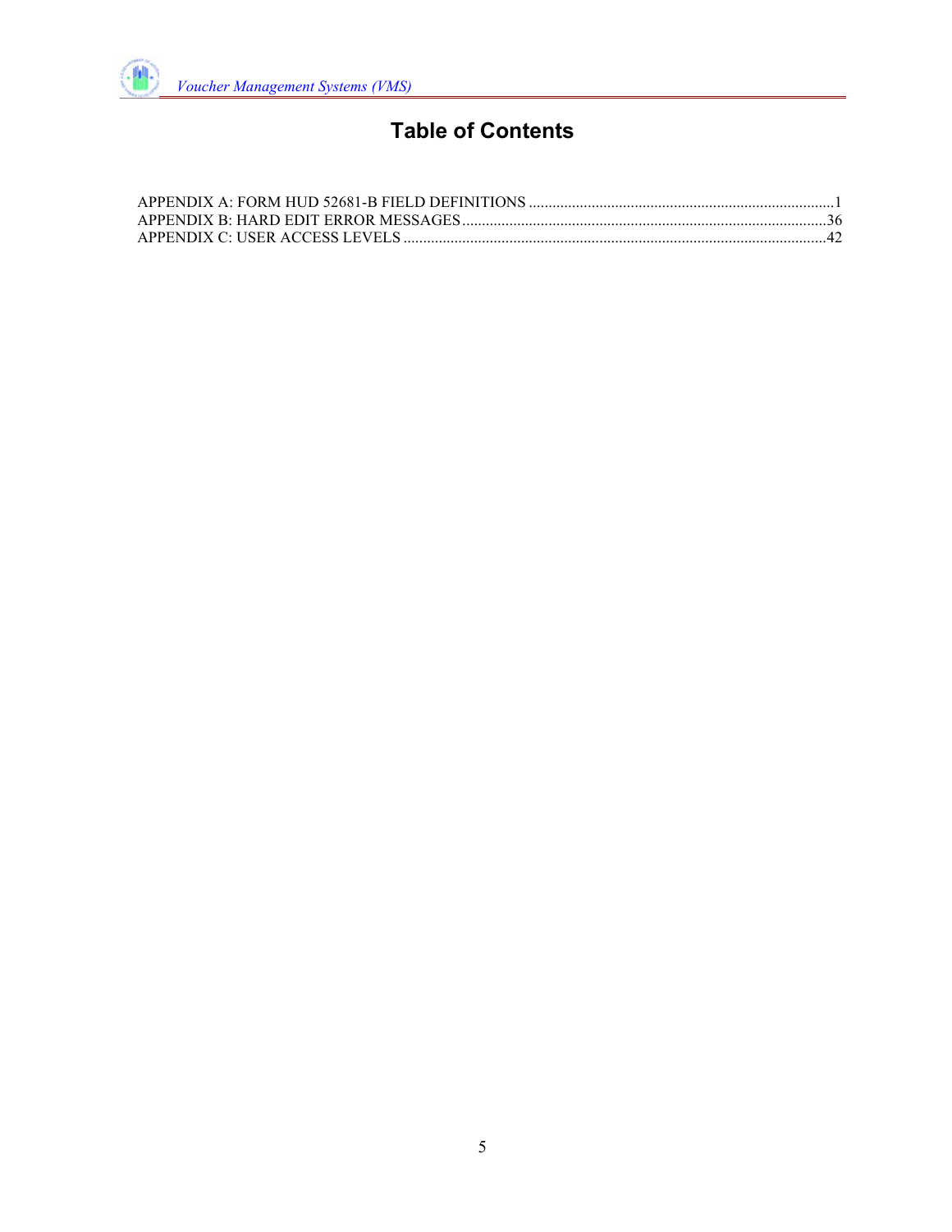# Table of Contents

APPENDIX A: FORM HUD 52681-B FIELD DEFINITIONS ....................................................................... 1
APPENDIX B: HARD EDIT ERROR MESSAGES ............................................................................... 36
APPENDIX C: USER ACCESS LEVELS .......................................................................................... 42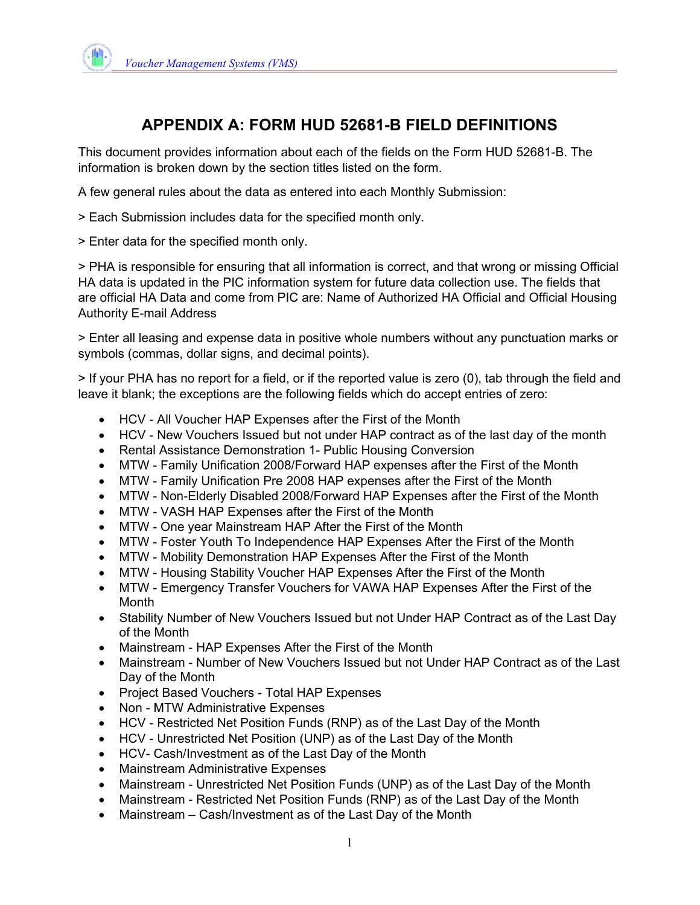# APPENDIX A: FORM HUD 52681-B FIELD DEFINITIONS

This document provides information about each of the fields on the Form HUD 52681-B. The information is broken down by the section titles listed on the form.

A few general rules about the data as entered into each Monthly Submission:

> Each Submission includes data for the specified month only.

> Enter data for the specified month only.

> PHA is responsible for ensuring that all information is correct, and that wrong or missing Official HA data is updated in the PIC information system for future data collection use. The fields that are official HA Data and come from PIC are: Name of Authorized HA Official and Official Housing Authority E-mail Address

> Enter all leasing and expense data in positive whole numbers without any punctuation marks or symbols (commas, dollar signs, and decimal points).

> If your PHA has no report for a field, or if the reported value is zero (0), tab through the field and leave it blank; the exceptions are the following fields which do accept entries of zero:

- HCV - All Voucher HAP Expenses after the First of the Month
- HCV - New Vouchers Issued but not under HAP contract as of the last day of the month
- Rental Assistance Demonstration 1- Public Housing Conversion
- MTW - Family Unification 2008/Forward HAP expenses after the First of the Month
- MTW - Family Unification Pre 2008 HAP expenses after the First of the Month
- MTW - Non-Elderly Disabled 2008/Forward HAP Expenses after the First of the Month
- MTW - VASH HAP Expenses after the First of the Month
- MTW - One year Mainstream HAP After the First of the Month
- MTW - Foster Youth To Independence HAP Expenses After the First of the Month
- MTW - Mobility Demonstration HAP Expenses After the First of the Month
- MTW - Housing Stability Voucher HAP Expenses After the First of the Month
- MTW - Emergency Transfer Vouchers for VAWA HAP Expenses After the First of the Month
- Stability Number of New Vouchers Issued but not Under HAP Contract as of the Last Day of the Month
- Mainstream - HAP Expenses After the First of the Month
- Mainstream - Number of New Vouchers Issued but not Under HAP Contract as of the Last Day of the Month
- Project Based Vouchers - Total HAP Expenses
- Non - MTW Administrative Expenses
- HCV - Restricted Net Position Funds (RNP) as of the Last Day of the Month
- HCV - Unrestricted Net Position (UNP) as of the Last Day of the Month
- HCV- Cash/Investment as of the Last Day of the Month
- Mainstream Administrative Expenses
- Mainstream - Unrestricted Net Position Funds (UNP) as of the Last Day of the Month
- Mainstream - Restricted Net Position Funds (RNP) as of the Last Day of the Month
- Mainstream – Cash/Investment as of the Last Day of the Month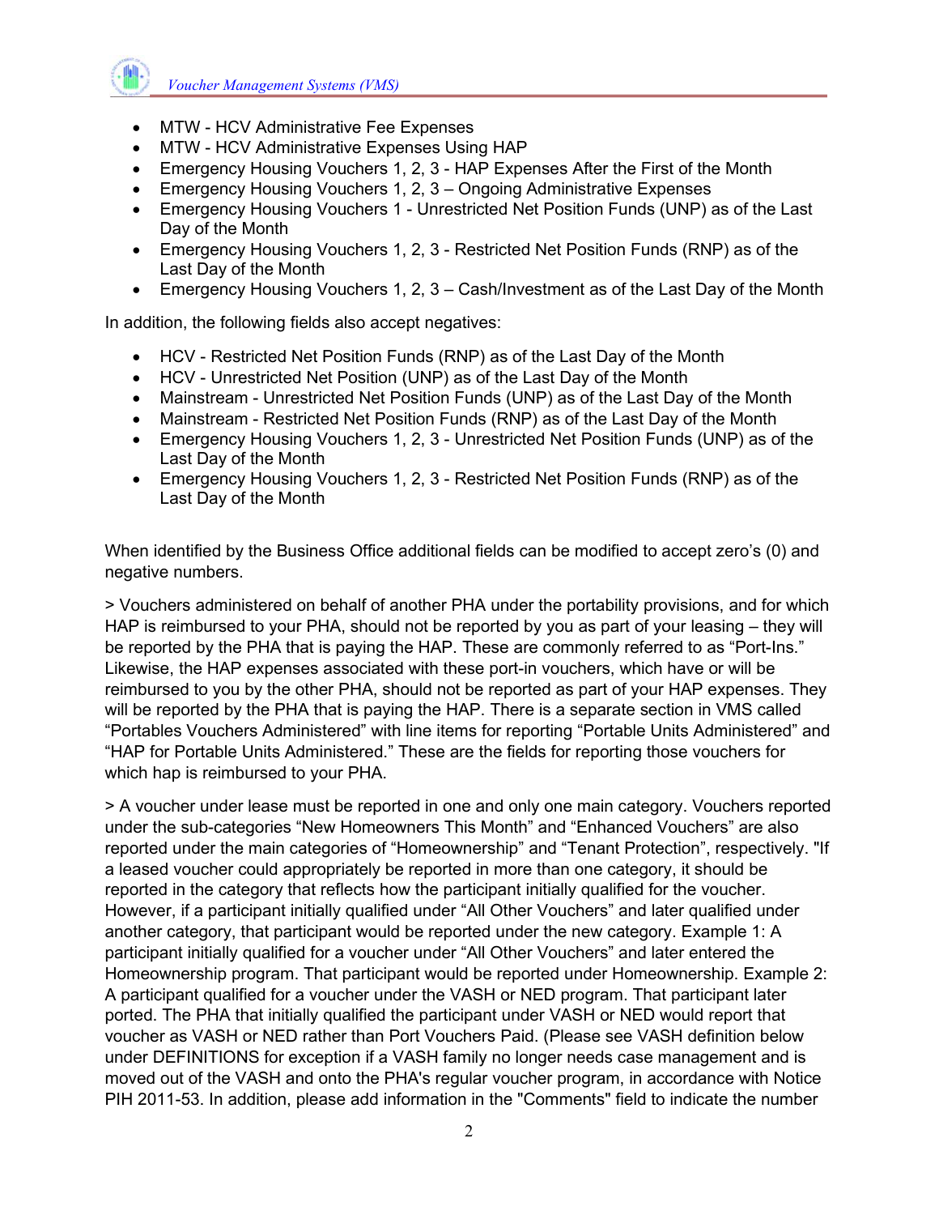- MTW - HCV Administrative Fee Expenses
- MTW - HCV Administrative Expenses Using HAP
- Emergency Housing Vouchers 1, 2, 3 - HAP Expenses After the First of the Month
- Emergency Housing Vouchers 1, 2, 3 – Ongoing Administrative Expenses
- Emergency Housing Vouchers 1 - Unrestricted Net Position Funds (UNP) as of the Last Day of the Month
- Emergency Housing Vouchers 1, 2, 3 - Restricted Net Position Funds (RNP) as of the Last Day of the Month
- Emergency Housing Vouchers 1, 2, 3 – Cash/Investment as of the Last Day of the Month

In addition, the following fields also accept negatives:

- HCV - Restricted Net Position Funds (RNP) as of the Last Day of the Month
- HCV - Unrestricted Net Position (UNP) as of the Last Day of the Month
- Mainstream - Unrestricted Net Position Funds (UNP) as of the Last Day of the Month
- Mainstream - Restricted Net Position Funds (RNP) as of the Last Day of the Month
- Emergency Housing Vouchers 1, 2, 3 - Unrestricted Net Position Funds (UNP) as of the Last Day of the Month
- Emergency Housing Vouchers 1, 2, 3 - Restricted Net Position Funds (RNP) as of the Last Day of the Month

When identified by the Business Office additional fields can be modified to accept zero's (0) and negative numbers.

> Vouchers administered on behalf of another PHA under the portability provisions, and for which HAP is reimbursed to your PHA, should not be reported by you as part of your leasing – they will be reported by the PHA that is paying the HAP. These are commonly referred to as "Port-Ins." Likewise, the HAP expenses associated with these port-in vouchers, which have or will be reimbursed to you by the other PHA, should not be reported as part of your HAP expenses. They will be reported by the PHA that is paying the HAP. There is a separate section in VMS called "Portables Vouchers Administered" with line items for reporting "Portable Units Administered" and "HAP for Portable Units Administered." These are the fields for reporting those vouchers for which hap is reimbursed to your PHA.

> A voucher under lease must be reported in one and only one main category. Vouchers reported under the sub-categories "New Homeowners This Month" and "Enhanced Vouchers" are also reported under the main categories of "Homeownership" and "Tenant Protection", respectively. "If a leased voucher could appropriately be reported in more than one category, it should be reported in the category that reflects how the participant initially qualified for the voucher. However, if a participant initially qualified under "All Other Vouchers" and later qualified under another category, that participant would be reported under the new category. Example 1: A participant initially qualified for a voucher under "All Other Vouchers" and later entered the Homeownership program. That participant would be reported under Homeownership. Example 2: A participant qualified for a voucher under the VASH or NED program. That participant later ported. The PHA that initially qualified the participant under VASH or NED would report that voucher as VASH or NED rather than Port Vouchers Paid. (Please see VASH definition below under DEFINITIONS for exception if a VASH family no longer needs case management and is moved out of the VASH and onto the PHA's regular voucher program, in accordance with Notice PIH 2011-53. In addition, please add information in the "Comments" field to indicate the number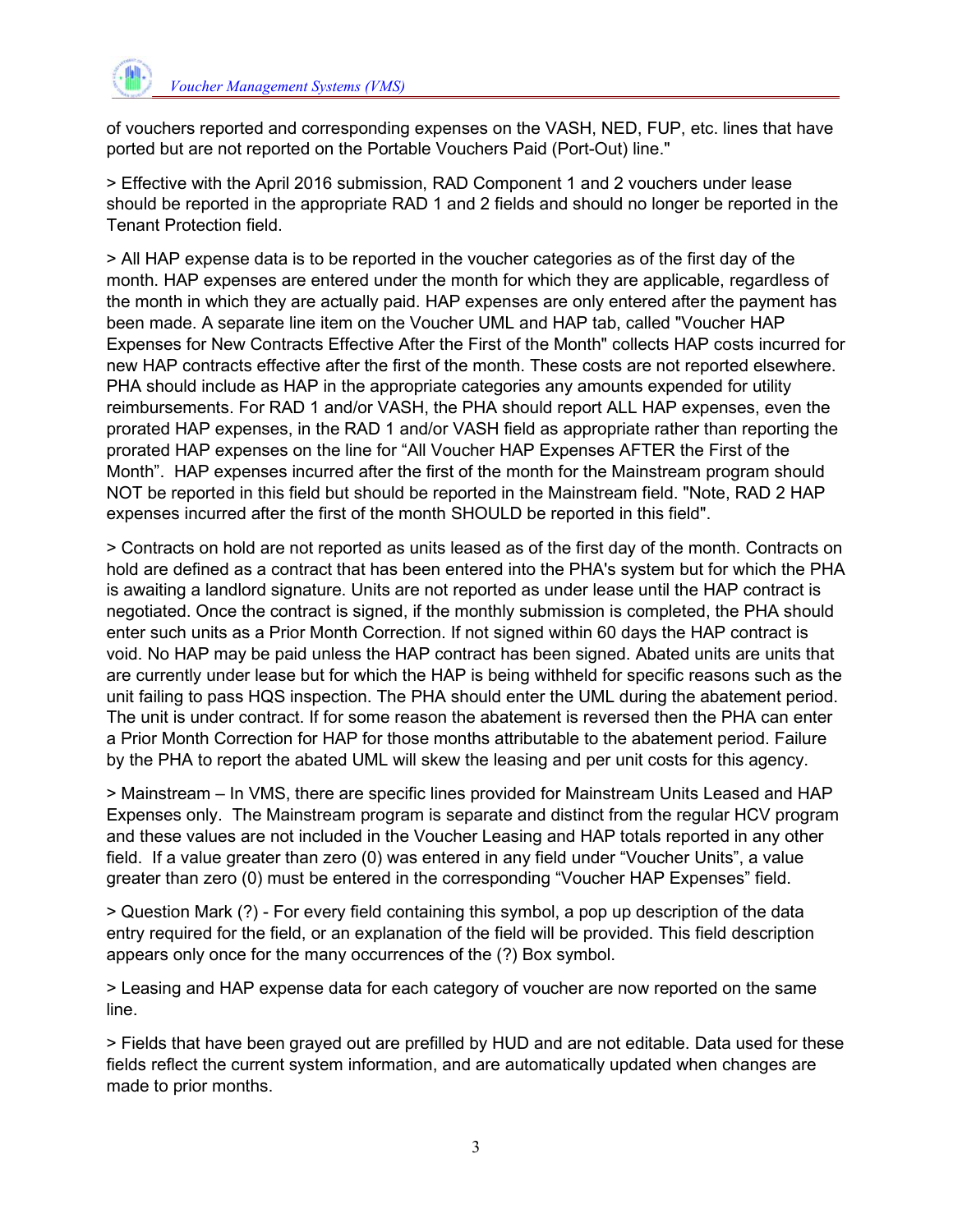of vouchers reported and corresponding expenses on the VASH, NED, FUP, etc. lines that have ported but are not reported on the Portable Vouchers Paid (Port-Out) line."

> Effective with the April 2016 submission, RAD Component 1 and 2 vouchers under lease should be reported in the appropriate RAD 1 and 2 fields and should no longer be reported in the Tenant Protection field.

> All HAP expense data is to be reported in the voucher categories as of the first day of the month. HAP expenses are entered under the month for which they are applicable, regardless of the month in which they are actually paid. HAP expenses are only entered after the payment has been made. A separate line item on the Voucher UML and HAP tab, called "Voucher HAP Expenses for New Contracts Effective After the First of the Month" collects HAP costs incurred for new HAP contracts effective after the first of the month. These costs are not reported elsewhere. PHA should include as HAP in the appropriate categories any amounts expended for utility reimbursements. For RAD 1 and/or VASH, the PHA should report ALL HAP expenses, even the prorated HAP expenses, in the RAD 1 and/or VASH field as appropriate rather than reporting the prorated HAP expenses on the line for “All Voucher HAP Expenses AFTER the First of the Month”.  HAP expenses incurred after the first of the month for the Mainstream program should NOT be reported in this field but should be reported in the Mainstream field. "Note, RAD 2 HAP expenses incurred after the first of the month SHOULD be reported in this field".

> Contracts on hold are not reported as units leased as of the first day of the month. Contracts on hold are defined as a contract that has been entered into the PHA's system but for which the PHA is awaiting a landlord signature. Units are not reported as under lease until the HAP contract is negotiated. Once the contract is signed, if the monthly submission is completed, the PHA should enter such units as a Prior Month Correction. If not signed within 60 days the HAP contract is void. No HAP may be paid unless the HAP contract has been signed. Abated units are units that are currently under lease but for which the HAP is being withheld for specific reasons such as the unit failing to pass HQS inspection. The PHA should enter the UML during the abatement period. The unit is under contract. If for some reason the abatement is reversed then the PHA can enter a Prior Month Correction for HAP for those months attributable to the abatement period. Failure by the PHA to report the abated UML will skew the leasing and per unit costs for this agency.

> Mainstream – In VMS, there are specific lines provided for Mainstream Units Leased and HAP Expenses only.  The Mainstream program is separate and distinct from the regular HCV program and these values are not included in the Voucher Leasing and HAP totals reported in any other field.  If a value greater than zero (0) was entered in any field under “Voucher Units”, a value greater than zero (0) must be entered in the corresponding “Voucher HAP Expenses” field.

> Question Mark (?) - For every field containing this symbol, a pop up description of the data entry required for the field, or an explanation of the field will be provided. This field description appears only once for the many occurrences of the (?) Box symbol.

> Leasing and HAP expense data for each category of voucher are now reported on the same line.

> Fields that have been grayed out are prefilled by HUD and are not editable. Data used for these fields reflect the current system information, and are automatically updated when changes are made to prior months.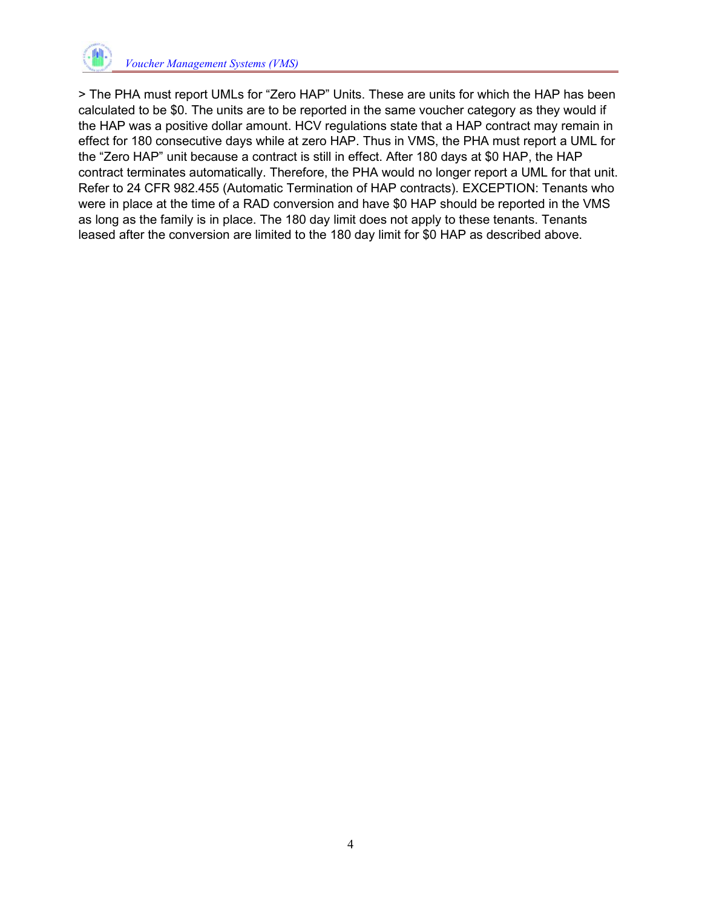> The PHA must report UMLs for “Zero HAP” Units. These are units for which the HAP has been calculated to be $0. The units are to be reported in the same voucher category as they would if the HAP was a positive dollar amount. HCV regulations state that a HAP contract may remain in effect for 180 consecutive days while at zero HAP. Thus in VMS, the PHA must report a UML for the “Zero HAP” unit because a contract is still in effect. After 180 days at $0 HAP, the HAP contract terminates automatically. Therefore, the PHA would no longer report a UML for that unit. Refer to 24 CFR 982.455 (Automatic Termination of HAP contracts). EXCEPTION: Tenants who were in place at the time of a RAD conversion and have $0 HAP should be reported in the VMS as long as the family is in place. The 180 day limit does not apply to these tenants. Tenants leased after the conversion are limited to the 180 day limit for $0 HAP as described above.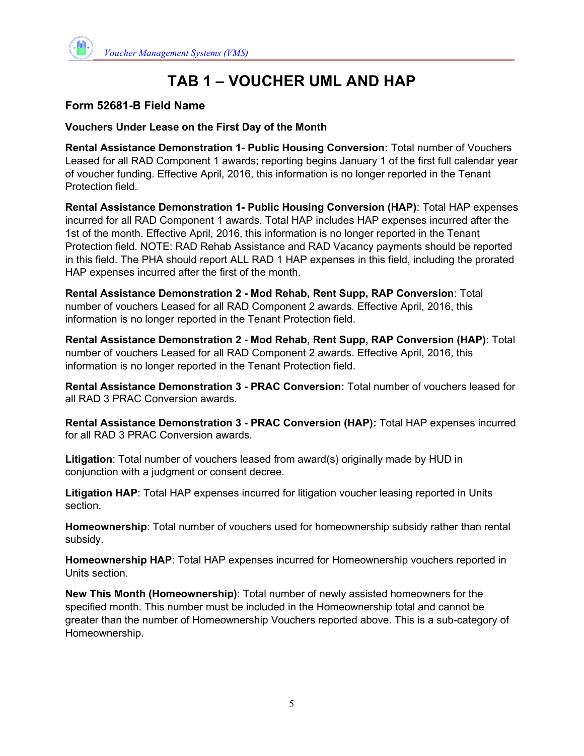# TAB 1 – VOUCHER UML AND HAP

### Form 52681-B Field Name

**Vouchers Under Lease on the First Day of the Month**

**Rental Assistance Demonstration 1- Public Housing Conversion:** Total number of Vouchers Leased for all RAD Component 1 awards; reporting begins January 1 of the first full calendar year of voucher funding. Effective April, 2016, this information is no longer reported in the Tenant Protection field.

**Rental Assistance Demonstration 1- Public Housing Conversion (HAP)**: Total HAP expenses incurred for all RAD Component 1 awards. Total HAP includes HAP expenses incurred after the 1st of the month. Effective April, 2016, this information is no longer reported in the Tenant Protection field. NOTE: RAD Rehab Assistance and RAD Vacancy payments should be reported in this field. The PHA should report ALL RAD 1 HAP expenses in this field, including the prorated HAP expenses incurred after the first of the month.

**Rental Assistance Demonstration 2 - Mod Rehab, Rent Supp, RAP Conversion**: Total number of vouchers Leased for all RAD Component 2 awards. Effective April, 2016, this information is no longer reported in the Tenant Protection field.

**Rental Assistance Demonstration 2 - Mod Rehab, Rent Supp, RAP Conversion (HAP)**: Total number of vouchers Leased for all RAD Component 2 awards. Effective April, 2016, this information is no longer reported in the Tenant Protection field.

**Rental Assistance Demonstration 3 - PRAC Conversion:** Total number of vouchers leased for all RAD 3 PRAC Conversion awards.

**Rental Assistance Demonstration 3 - PRAC Conversion (HAP):** Total HAP expenses incurred for all RAD 3 PRAC Conversion awards.

**Litigation**: Total number of vouchers leased from award(s) originally made by HUD in conjunction with a judgment or consent decree.

**Litigation HAP**: Total HAP expenses incurred for litigation voucher leasing reported in Units section.

**Homeownership**: Total number of vouchers used for homeownership subsidy rather than rental subsidy.

**Homeownership HAP**: Total HAP expenses incurred for Homeownership vouchers reported in Units section.

**New This Month (Homeownership)**: Total number of newly assisted homeowners for the specified month. This number must be included in the Homeownership total and cannot be greater than the number of Homeownership Vouchers reported above. This is a sub-category of Homeownership.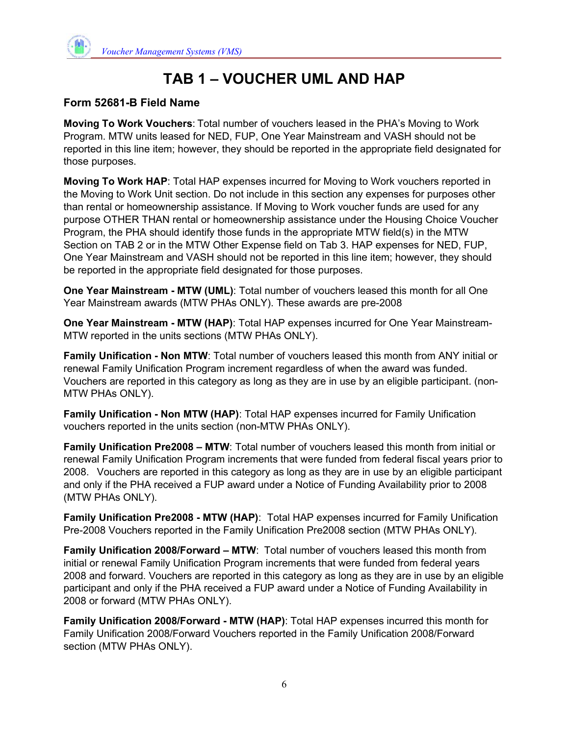# TAB 1 – VOUCHER UML AND HAP

### Form 52681-B Field Name

**Moving To Work Vouchers**: Total number of vouchers leased in the PHA's Moving to Work Program. MTW units leased for NED, FUP, One Year Mainstream and VASH should not be reported in this line item; however, they should be reported in the appropriate field designated for those purposes.

**Moving To Work HAP**: Total HAP expenses incurred for Moving to Work vouchers reported in the Moving to Work Unit section. Do not include in this section any expenses for purposes other than rental or homeownership assistance. If Moving to Work voucher funds are used for any purpose OTHER THAN rental or homeownership assistance under the Housing Choice Voucher Program, the PHA should identify those funds in the appropriate MTW field(s) in the MTW Section on TAB 2 or in the MTW Other Expense field on Tab 3. HAP expenses for NED, FUP, One Year Mainstream and VASH should not be reported in this line item; however, they should be reported in the appropriate field designated for those purposes.

**One Year Mainstream - MTW (UML)**: Total number of vouchers leased this month for all One Year Mainstream awards (MTW PHAs ONLY). These awards are pre-2008

**One Year Mainstream - MTW (HAP)**: Total HAP expenses incurred for One Year Mainstream-MTW reported in the units sections (MTW PHAs ONLY).

**Family Unification - Non MTW**: Total number of vouchers leased this month from ANY initial or renewal Family Unification Program increment regardless of when the award was funded. Vouchers are reported in this category as long as they are in use by an eligible participant. (non-MTW PHAs ONLY).

**Family Unification - Non MTW (HAP)**: Total HAP expenses incurred for Family Unification vouchers reported in the units section (non-MTW PHAs ONLY).

**Family Unification Pre2008 – MTW**: Total number of vouchers leased this month from initial or renewal Family Unification Program increments that were funded from federal fiscal years prior to 2008. Vouchers are reported in this category as long as they are in use by an eligible participant and only if the PHA received a FUP award under a Notice of Funding Availability prior to 2008 (MTW PHAs ONLY).

**Family Unification Pre2008 - MTW (HAP)**: Total HAP expenses incurred for Family Unification Pre-2008 Vouchers reported in the Family Unification Pre2008 section (MTW PHAs ONLY).

**Family Unification 2008/Forward – MTW**: Total number of vouchers leased this month from initial or renewal Family Unification Program increments that were funded from federal years 2008 and forward. Vouchers are reported in this category as long as they are in use by an eligible participant and only if the PHA received a FUP award under a Notice of Funding Availability in 2008 or forward (MTW PHAs ONLY).

**Family Unification 2008/Forward - MTW (HAP)**: Total HAP expenses incurred this month for Family Unification 2008/Forward Vouchers reported in the Family Unification 2008/Forward section (MTW PHAs ONLY).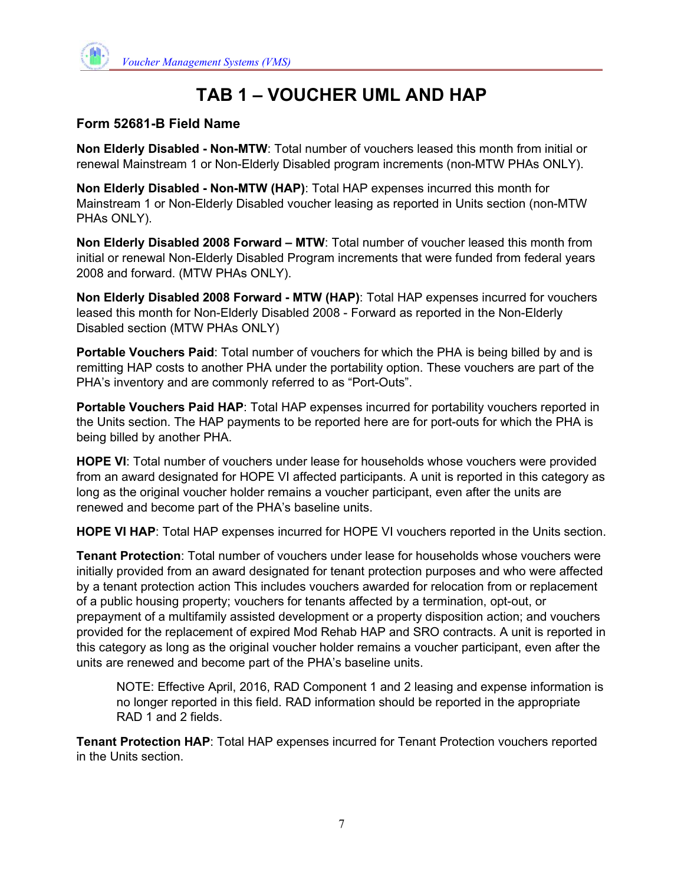# TAB 1 – VOUCHER UML AND HAP

### Form 52681-B Field Name

**Non Elderly Disabled - Non-MTW**: Total number of vouchers leased this month from initial or renewal Mainstream 1 or Non-Elderly Disabled program increments (non-MTW PHAs ONLY).

**Non Elderly Disabled - Non-MTW (HAP)**: Total HAP expenses incurred this month for Mainstream 1 or Non-Elderly Disabled voucher leasing as reported in Units section (non-MTW PHAs ONLY).

**Non Elderly Disabled 2008 Forward – MTW**: Total number of voucher leased this month from initial or renewal Non-Elderly Disabled Program increments that were funded from federal years 2008 and forward. (MTW PHAs ONLY).

**Non Elderly Disabled 2008 Forward - MTW (HAP)**: Total HAP expenses incurred for vouchers leased this month for Non-Elderly Disabled 2008 - Forward as reported in the Non-Elderly Disabled section (MTW PHAs ONLY)

**Portable Vouchers Paid**: Total number of vouchers for which the PHA is being billed by and is remitting HAP costs to another PHA under the portability option. These vouchers are part of the PHA's inventory and are commonly referred to as "Port-Outs".

**Portable Vouchers Paid HAP**: Total HAP expenses incurred for portability vouchers reported in the Units section. The HAP payments to be reported here are for port-outs for which the PHA is being billed by another PHA.

**HOPE VI**: Total number of vouchers under lease for households whose vouchers were provided from an award designated for HOPE VI affected participants. A unit is reported in this category as long as the original voucher holder remains a voucher participant, even after the units are renewed and become part of the PHA's baseline units.

**HOPE VI HAP**: Total HAP expenses incurred for HOPE VI vouchers reported in the Units section.

**Tenant Protection**: Total number of vouchers under lease for households whose vouchers were initially provided from an award designated for tenant protection purposes and who were affected by a tenant protection action This includes vouchers awarded for relocation from or replacement of a public housing property; vouchers for tenants affected by a termination, opt-out, or prepayment of a multifamily assisted development or a property disposition action; and vouchers provided for the replacement of expired Mod Rehab HAP and SRO contracts. A unit is reported in this category as long as the original voucher holder remains a voucher participant, even after the units are renewed and become part of the PHA's baseline units.

> NOTE: Effective April, 2016, RAD Component 1 and 2 leasing and expense information is no longer reported in this field. RAD information should be reported in the appropriate RAD 1 and 2 fields.

**Tenant Protection HAP**: Total HAP expenses incurred for Tenant Protection vouchers reported in the Units section.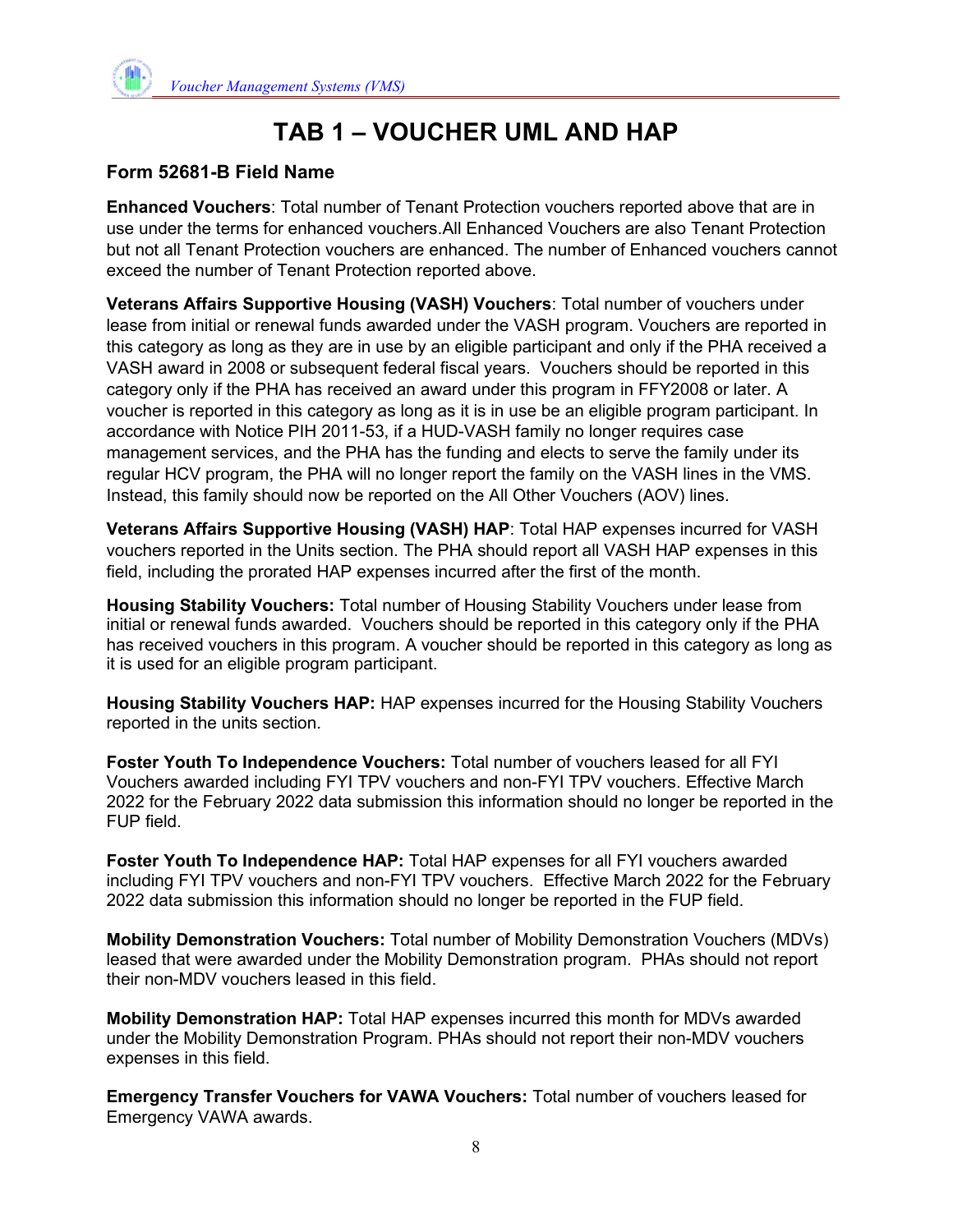# TAB 1 – VOUCHER UML AND HAP

### Form 52681-B Field Name

**Enhanced Vouchers**: Total number of Tenant Protection vouchers reported above that are in use under the terms for enhanced vouchers.All Enhanced Vouchers are also Tenant Protection but not all Tenant Protection vouchers are enhanced. The number of Enhanced vouchers cannot exceed the number of Tenant Protection reported above.

**Veterans Affairs Supportive Housing (VASH) Vouchers**: Total number of vouchers under lease from initial or renewal funds awarded under the VASH program. Vouchers are reported in this category as long as they are in use by an eligible participant and only if the PHA received a VASH award in 2008 or subsequent federal fiscal years. Vouchers should be reported in this category only if the PHA has received an award under this program in FFY2008 or later. A voucher is reported in this category as long as it is in use be an eligible program participant. In accordance with Notice PIH 2011-53, if a HUD-VASH family no longer requires case management services, and the PHA has the funding and elects to serve the family under its regular HCV program, the PHA will no longer report the family on the VASH lines in the VMS. Instead, this family should now be reported on the All Other Vouchers (AOV) lines.

**Veterans Affairs Supportive Housing (VASH) HAP**: Total HAP expenses incurred for VASH vouchers reported in the Units section. The PHA should report all VASH HAP expenses in this field, including the prorated HAP expenses incurred after the first of the month.

**Housing Stability Vouchers:** Total number of Housing Stability Vouchers under lease from initial or renewal funds awarded. Vouchers should be reported in this category only if the PHA has received vouchers in this program. A voucher should be reported in this category as long as it is used for an eligible program participant.

**Housing Stability Vouchers HAP:** HAP expenses incurred for the Housing Stability Vouchers reported in the units section.

**Foster Youth To Independence Vouchers:** Total number of vouchers leased for all FYI Vouchers awarded including FYI TPV vouchers and non-FYI TPV vouchers. Effective March 2022 for the February 2022 data submission this information should no longer be reported in the FUP field.

**Foster Youth To Independence HAP:** Total HAP expenses for all FYI vouchers awarded including FYI TPV vouchers and non-FYI TPV vouchers. Effective March 2022 for the February 2022 data submission this information should no longer be reported in the FUP field.

**Mobility Demonstration Vouchers:** Total number of Mobility Demonstration Vouchers (MDVs) leased that were awarded under the Mobility Demonstration program. PHAs should not report their non-MDV vouchers leased in this field.

**Mobility Demonstration HAP:** Total HAP expenses incurred this month for MDVs awarded under the Mobility Demonstration Program. PHAs should not report their non-MDV vouchers expenses in this field.

**Emergency Transfer Vouchers for VAWA Vouchers:** Total number of vouchers leased for Emergency VAWA awards.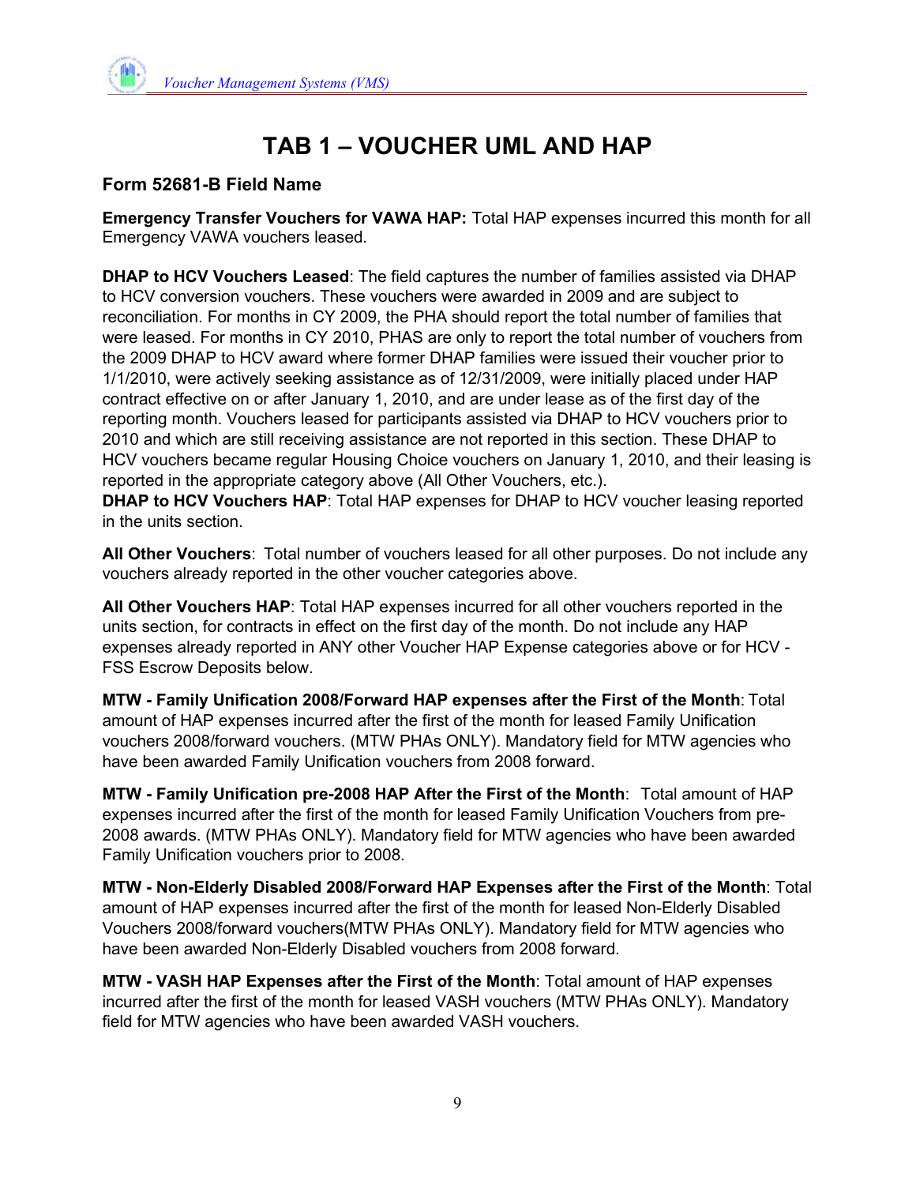# TAB 1 – VOUCHER UML AND HAP

### Form 52681-B Field Name

**Emergency Transfer Vouchers for VAWA HAP:** Total HAP expenses incurred this month for all Emergency VAWA vouchers leased.

**DHAP to HCV Vouchers Leased**: The field captures the number of families assisted via DHAP to HCV conversion vouchers. These vouchers were awarded in 2009 and are subject to reconciliation. For months in CY 2009, the PHA should report the total number of families that were leased. For months in CY 2010, PHAS are only to report the total number of vouchers from the 2009 DHAP to HCV award where former DHAP families were issued their voucher prior to 1/1/2010, were actively seeking assistance as of 12/31/2009, were initially placed under HAP contract effective on or after January 1, 2010, and are under lease as of the first day of the reporting month. Vouchers leased for participants assisted via DHAP to HCV vouchers prior to 2010 and which are still receiving assistance are not reported in this section. These DHAP to HCV vouchers became regular Housing Choice vouchers on January 1, 2010, and their leasing is reported in the appropriate category above (All Other Vouchers, etc.).
**DHAP to HCV Vouchers HAP**: Total HAP expenses for DHAP to HCV voucher leasing reported in the units section.

**All Other Vouchers**: Total number of vouchers leased for all other purposes. Do not include any vouchers already reported in the other voucher categories above.

**All Other Vouchers HAP**: Total HAP expenses incurred for all other vouchers reported in the units section, for contracts in effect on the first day of the month. Do not include any HAP expenses already reported in ANY other Voucher HAP Expense categories above or for HCV - FSS Escrow Deposits below.

**MTW - Family Unification 2008/Forward HAP expenses after the First of the Month**: Total amount of HAP expenses incurred after the first of the month for leased Family Unification vouchers 2008/forward vouchers. (MTW PHAs ONLY). Mandatory field for MTW agencies who have been awarded Family Unification vouchers from 2008 forward.

**MTW - Family Unification pre-2008 HAP After the First of the Month**: Total amount of HAP expenses incurred after the first of the month for leased Family Unification Vouchers from pre-2008 awards. (MTW PHAs ONLY). Mandatory field for MTW agencies who have been awarded Family Unification vouchers prior to 2008.

**MTW - Non-Elderly Disabled 2008/Forward HAP Expenses after the First of the Month**: Total amount of HAP expenses incurred after the first of the month for leased Non-Elderly Disabled Vouchers 2008/forward vouchers(MTW PHAs ONLY). Mandatory field for MTW agencies who have been awarded Non-Elderly Disabled vouchers from 2008 forward.

**MTW - VASH HAP Expenses after the First of the Month**: Total amount of HAP expenses incurred after the first of the month for leased VASH vouchers (MTW PHAs ONLY). Mandatory field for MTW agencies who have been awarded VASH vouchers.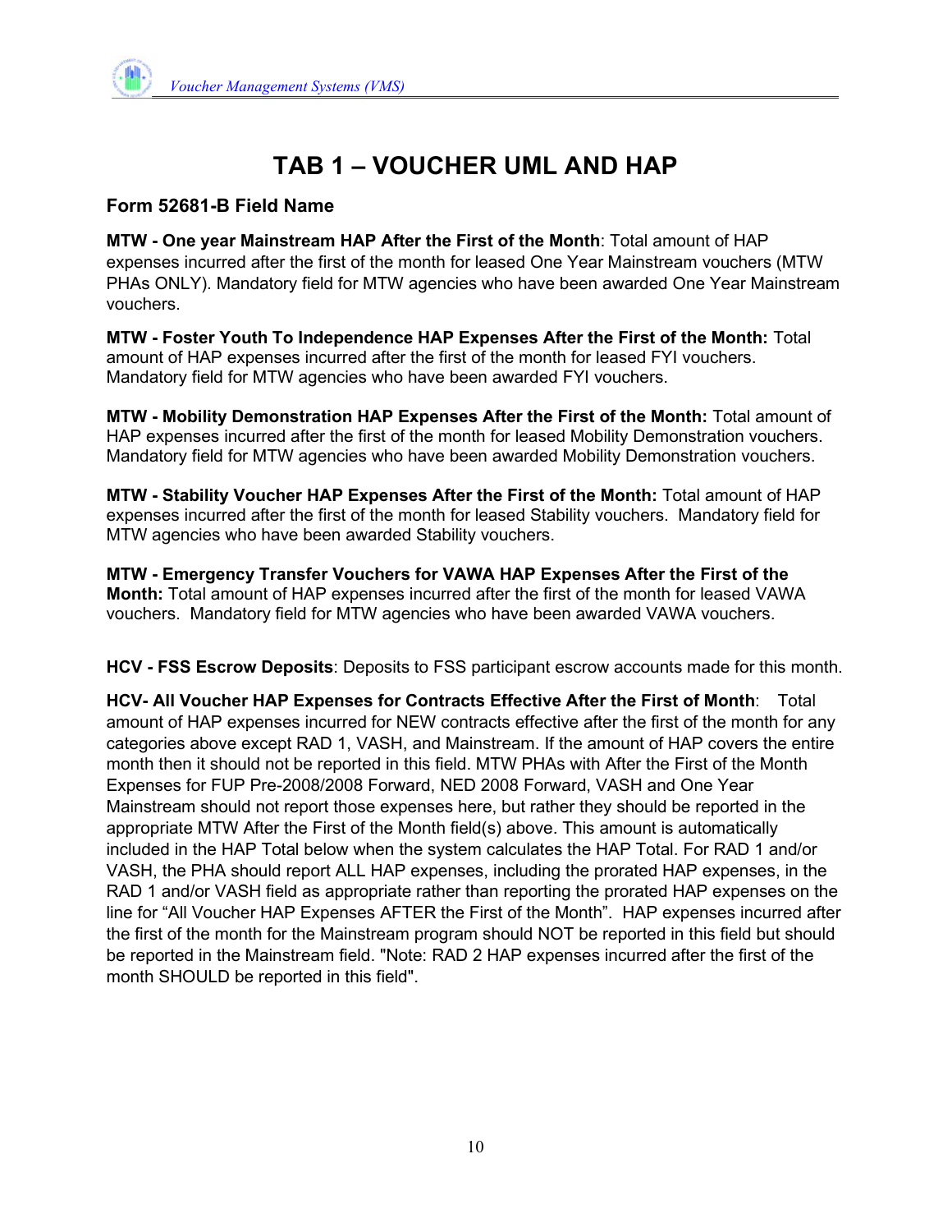# TAB 1 – VOUCHER UML AND HAP

### Form 52681-B Field Name

**MTW - One year Mainstream HAP After the First of the Month**: Total amount of HAP expenses incurred after the first of the month for leased One Year Mainstream vouchers (MTW PHAs ONLY). Mandatory field for MTW agencies who have been awarded One Year Mainstream vouchers.

**MTW - Foster Youth To Independence HAP Expenses After the First of the Month:** Total amount of HAP expenses incurred after the first of the month for leased FYI vouchers. Mandatory field for MTW agencies who have been awarded FYI vouchers.

**MTW - Mobility Demonstration HAP Expenses After the First of the Month:** Total amount of HAP expenses incurred after the first of the month for leased Mobility Demonstration vouchers. Mandatory field for MTW agencies who have been awarded Mobility Demonstration vouchers.

**MTW - Stability Voucher HAP Expenses After the First of the Month:** Total amount of HAP expenses incurred after the first of the month for leased Stability vouchers. Mandatory field for MTW agencies who have been awarded Stability vouchers.

**MTW - Emergency Transfer Vouchers for VAWA HAP Expenses After the First of the Month:** Total amount of HAP expenses incurred after the first of the month for leased VAWA vouchers. Mandatory field for MTW agencies who have been awarded VAWA vouchers.

**HCV - FSS Escrow Deposits**: Deposits to FSS participant escrow accounts made for this month.

**HCV- All Voucher HAP Expenses for Contracts Effective After the First of Month**: Total amount of HAP expenses incurred for NEW contracts effective after the first of the month for any categories above except RAD 1, VASH, and Mainstream. If the amount of HAP covers the entire month then it should not be reported in this field. MTW PHAs with After the First of the Month Expenses for FUP Pre-2008/2008 Forward, NED 2008 Forward, VASH and One Year Mainstream should not report those expenses here, but rather they should be reported in the appropriate MTW After the First of the Month field(s) above. This amount is automatically included in the HAP Total below when the system calculates the HAP Total. For RAD 1 and/or VASH, the PHA should report ALL HAP expenses, including the prorated HAP expenses, in the RAD 1 and/or VASH field as appropriate rather than reporting the prorated HAP expenses on the line for "All Voucher HAP Expenses AFTER the First of the Month". HAP expenses incurred after the first of the month for the Mainstream program should NOT be reported in this field but should be reported in the Mainstream field. "Note: RAD 2 HAP expenses incurred after the first of the month SHOULD be reported in this field".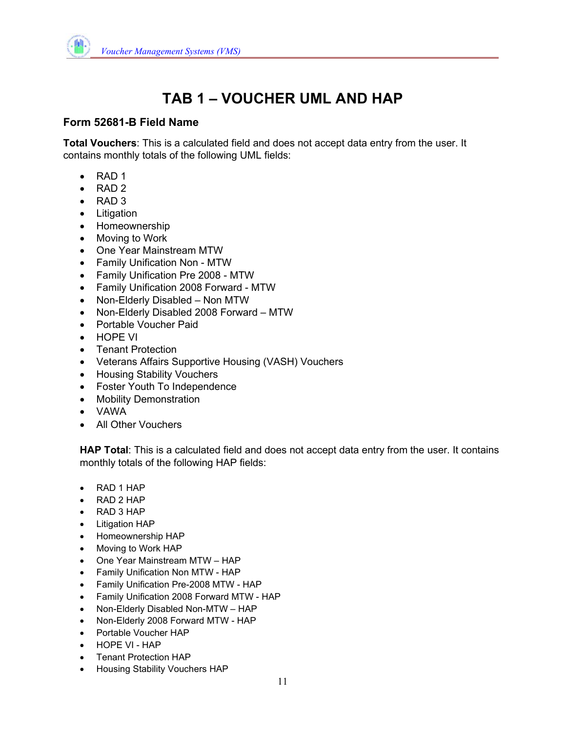# TAB 1 – VOUCHER UML AND HAP

## Form 52681-B Field Name

**Total Vouchers**: This is a calculated field and does not accept data entry from the user. It contains monthly totals of the following UML fields:

- RAD 1
- RAD 2
- RAD 3
- Litigation
- Homeownership
- Moving to Work
- One Year Mainstream MTW
- Family Unification Non - MTW
- Family Unification Pre 2008 - MTW
- Family Unification 2008 Forward - MTW
- Non-Elderly Disabled – Non MTW
- Non-Elderly Disabled 2008 Forward – MTW
- Portable Voucher Paid
- HOPE VI
- Tenant Protection
- Veterans Affairs Supportive Housing (VASH) Vouchers
- Housing Stability Vouchers
- Foster Youth To Independence
- Mobility Demonstration
- VAWA
- All Other Vouchers

**HAP Total**: This is a calculated field and does not accept data entry from the user. It contains monthly totals of the following HAP fields:

- RAD 1 HAP
- RAD 2 HAP
- RAD 3 HAP
- Litigation HAP
- Homeownership HAP
- Moving to Work HAP
- One Year Mainstream MTW – HAP
- Family Unification Non MTW - HAP
- Family Unification Pre-2008 MTW - HAP
- Family Unification 2008 Forward MTW - HAP
- Non-Elderly Disabled Non-MTW – HAP
- Non-Elderly 2008 Forward MTW - HAP
- Portable Voucher HAP
- HOPE VI - HAP
- Tenant Protection HAP
- Housing Stability Vouchers HAP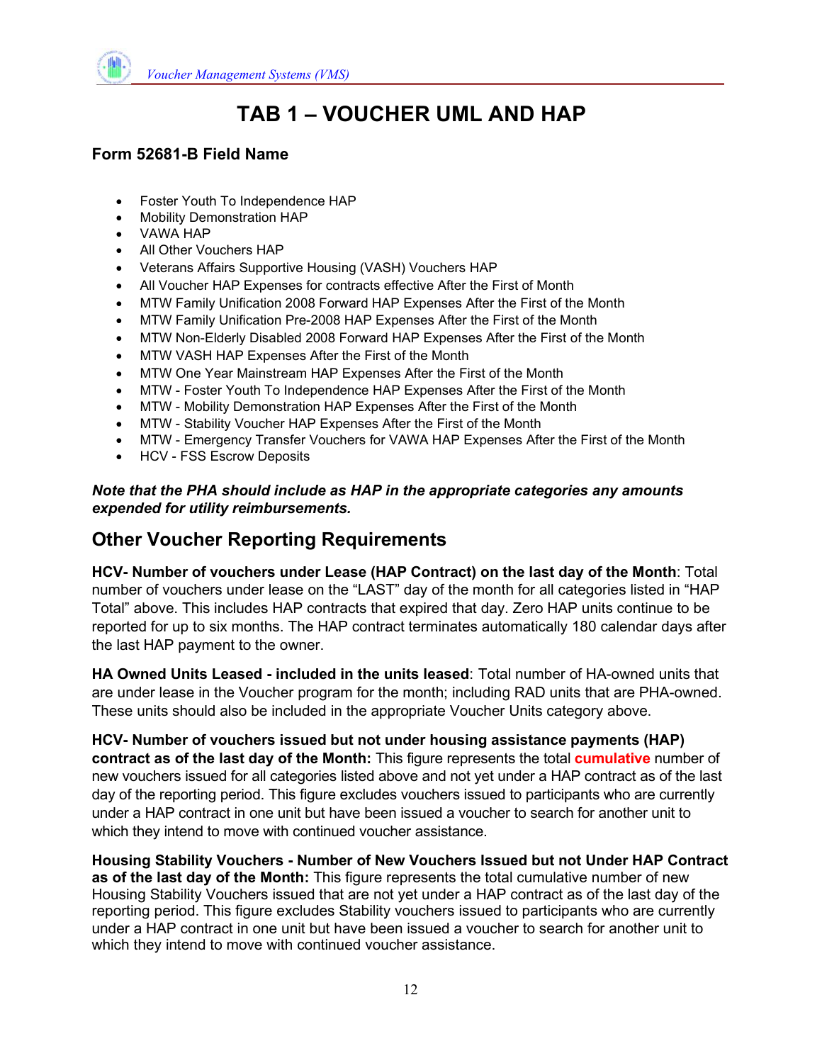# TAB 1 – VOUCHER UML AND HAP

### Form 52681-B Field Name

- Foster Youth To Independence HAP
- Mobility Demonstration HAP
- VAWA HAP
- All Other Vouchers HAP
- Veterans Affairs Supportive Housing (VASH) Vouchers HAP
- All Voucher HAP Expenses for contracts effective After the First of Month
- MTW Family Unification 2008 Forward HAP Expenses After the First of the Month
- MTW Family Unification Pre-2008 HAP Expenses After the First of the Month
- MTW Non-Elderly Disabled 2008 Forward HAP Expenses After the First of the Month
- MTW VASH HAP Expenses After the First of the Month
- MTW One Year Mainstream HAP Expenses After the First of the Month
- MTW - Foster Youth To Independence HAP Expenses After the First of the Month
- MTW - Mobility Demonstration HAP Expenses After the First of the Month
- MTW - Stability Voucher HAP Expenses After the First of the Month
- MTW - Emergency Transfer Vouchers for VAWA HAP Expenses After the First of the Month
- HCV - FSS Escrow Deposits

***Note that the PHA should include as HAP in the appropriate categories any amounts expended for utility reimbursements.***

## Other Voucher Reporting Requirements

**HCV- Number of vouchers under Lease (HAP Contract) on the last day of the Month**: Total number of vouchers under lease on the "LAST" day of the month for all categories listed in "HAP Total" above. This includes HAP contracts that expired that day. Zero HAP units continue to be reported for up to six months. The HAP contract terminates automatically 180 calendar days after the last HAP payment to the owner.

**HA Owned Units Leased - included in the units leased**: Total number of HA-owned units that are under lease in the Voucher program for the month; including RAD units that are PHA-owned. These units should also be included in the appropriate Voucher Units category above.

**HCV- Number of vouchers issued but not under housing assistance payments (HAP) contract as of the last day of the Month:** This figure represents the total **cumulative** number of new vouchers issued for all categories listed above and not yet under a HAP contract as of the last day of the reporting period. This figure excludes vouchers issued to participants who are currently under a HAP contract in one unit but have been issued a voucher to search for another unit to which they intend to move with continued voucher assistance.

**Housing Stability Vouchers - Number of New Vouchers Issued but not Under HAP Contract as of the last day of the Month:** This figure represents the total cumulative number of new Housing Stability Vouchers issued that are not yet under a HAP contract as of the last day of the reporting period. This figure excludes Stability vouchers issued to participants who are currently under a HAP contract in one unit but have been issued a voucher to search for another unit to which they intend to move with continued voucher assistance.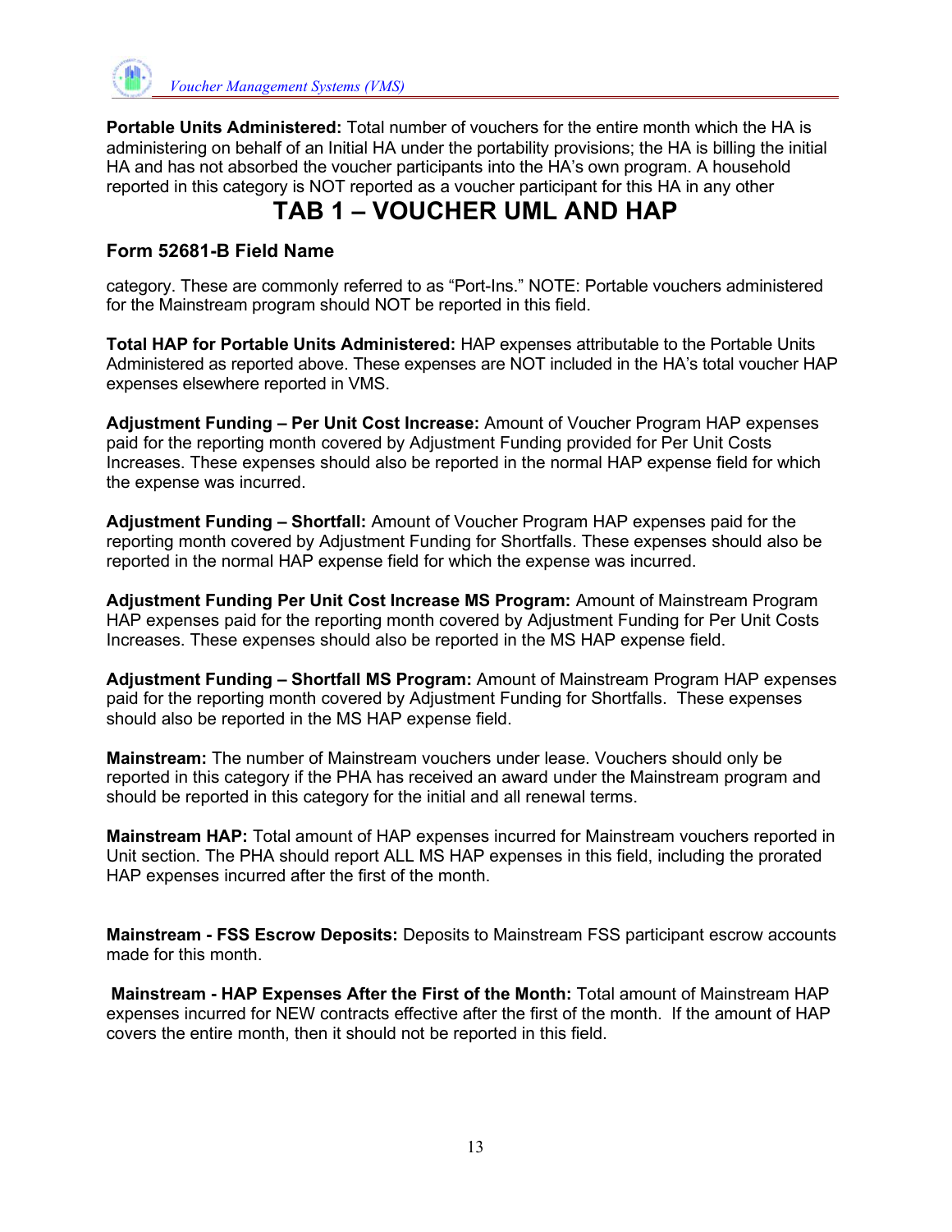**Portable Units Administered:** Total number of vouchers for the entire month which the HA is administering on behalf of an Initial HA under the portability provisions; the HA is billing the initial HA and has not absorbed the voucher participants into the HA's own program. A household reported in this category is NOT reported as a voucher participant for this HA in any other

# TAB 1 – VOUCHER UML AND HAP

### Form 52681-B Field Name

category. These are commonly referred to as "Port-Ins." NOTE: Portable vouchers administered for the Mainstream program should NOT be reported in this field.

**Total HAP for Portable Units Administered:** HAP expenses attributable to the Portable Units Administered as reported above. These expenses are NOT included in the HA's total voucher HAP expenses elsewhere reported in VMS.

**Adjustment Funding – Per Unit Cost Increase:** Amount of Voucher Program HAP expenses paid for the reporting month covered by Adjustment Funding provided for Per Unit Costs Increases. These expenses should also be reported in the normal HAP expense field for which the expense was incurred.

**Adjustment Funding – Shortfall:** Amount of Voucher Program HAP expenses paid for the reporting month covered by Adjustment Funding for Shortfalls. These expenses should also be reported in the normal HAP expense field for which the expense was incurred.

**Adjustment Funding Per Unit Cost Increase MS Program:** Amount of Mainstream Program HAP expenses paid for the reporting month covered by Adjustment Funding for Per Unit Costs Increases. These expenses should also be reported in the MS HAP expense field.

**Adjustment Funding – Shortfall MS Program:** Amount of Mainstream Program HAP expenses paid for the reporting month covered by Adjustment Funding for Shortfalls. These expenses should also be reported in the MS HAP expense field.

**Mainstream:** The number of Mainstream vouchers under lease. Vouchers should only be reported in this category if the PHA has received an award under the Mainstream program and should be reported in this category for the initial and all renewal terms.

**Mainstream HAP:** Total amount of HAP expenses incurred for Mainstream vouchers reported in Unit section. The PHA should report ALL MS HAP expenses in this field, including the prorated HAP expenses incurred after the first of the month.

**Mainstream - FSS Escrow Deposits:** Deposits to Mainstream FSS participant escrow accounts made for this month.

**Mainstream - HAP Expenses After the First of the Month:** Total amount of Mainstream HAP expenses incurred for NEW contracts effective after the first of the month. If the amount of HAP covers the entire month, then it should not be reported in this field.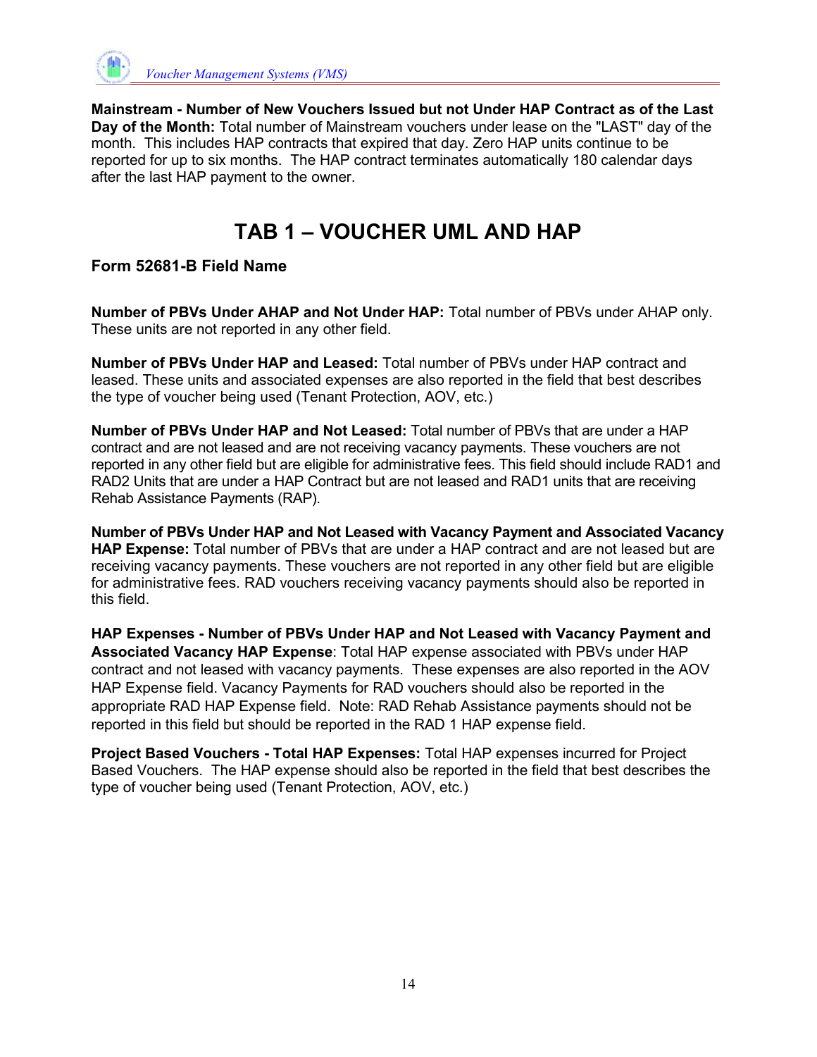**Mainstream - Number of New Vouchers Issued but not Under HAP Contract as of the Last Day of the Month:** Total number of Mainstream vouchers under lease on the "LAST" day of the month. This includes HAP contracts that expired that day. Zero HAP units continue to be reported for up to six months. The HAP contract terminates automatically 180 calendar days after the last HAP payment to the owner.

# TAB 1 – VOUCHER UML AND HAP

### Form 52681-B Field Name

**Number of PBVs Under AHAP and Not Under HAP:** Total number of PBVs under AHAP only. These units are not reported in any other field.

**Number of PBVs Under HAP and Leased:** Total number of PBVs under HAP contract and leased. These units and associated expenses are also reported in the field that best describes the type of voucher being used (Tenant Protection, AOV, etc.)

**Number of PBVs Under HAP and Not Leased:** Total number of PBVs that are under a HAP contract and are not leased and are not receiving vacancy payments. These vouchers are not reported in any other field but are eligible for administrative fees. This field should include RAD1 and RAD2 Units that are under a HAP Contract but are not leased and RAD1 units that are receiving Rehab Assistance Payments (RAP).

**Number of PBVs Under HAP and Not Leased with Vacancy Payment and Associated Vacancy HAP Expense:** Total number of PBVs that are under a HAP contract and are not leased but are receiving vacancy payments. These vouchers are not reported in any other field but are eligible for administrative fees. RAD vouchers receiving vacancy payments should also be reported in this field.

**HAP Expenses - Number of PBVs Under HAP and Not Leased with Vacancy Payment and Associated Vacancy HAP Expense**: Total HAP expense associated with PBVs under HAP contract and not leased with vacancy payments. These expenses are also reported in the AOV HAP Expense field. Vacancy Payments for RAD vouchers should also be reported in the appropriate RAD HAP Expense field. Note: RAD Rehab Assistance payments should not be reported in this field but should be reported in the RAD 1 HAP expense field.

**Project Based Vouchers - Total HAP Expenses:** Total HAP expenses incurred for Project Based Vouchers. The HAP expense should also be reported in the field that best describes the type of voucher being used (Tenant Protection, AOV, etc.)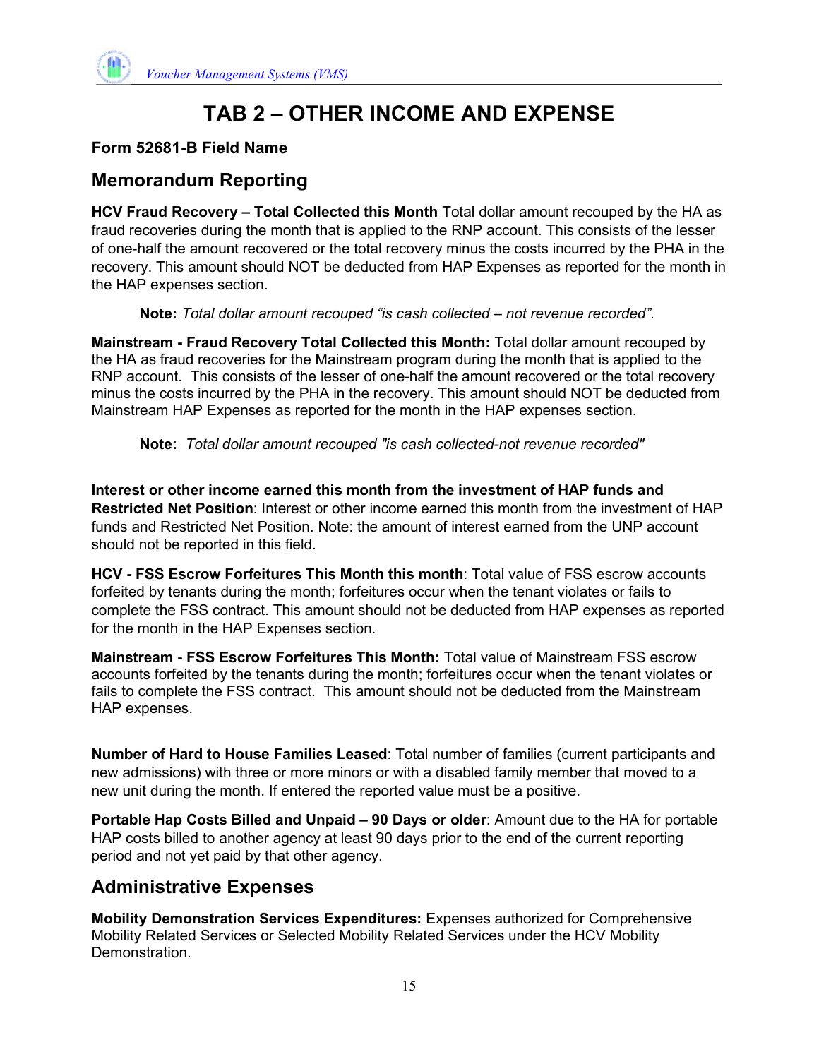# TAB 2 – OTHER INCOME AND EXPENSE

**Form 52681-B Field Name**

## Memorandum Reporting

**HCV Fraud Recovery – Total Collected this Month** Total dollar amount recouped by the HA as fraud recoveries during the month that is applied to the RNP account. This consists of the lesser of one-half the amount recovered or the total recovery minus the costs incurred by the PHA in the recovery. This amount should NOT be deducted from HAP Expenses as reported for the month in the HAP expenses section.

> **Note:** *Total dollar amount recouped "is cash collected – not revenue recorded".*

**Mainstream - Fraud Recovery Total Collected this Month:** Total dollar amount recouped by the HA as fraud recoveries for the Mainstream program during the month that is applied to the RNP account. This consists of the lesser of one-half the amount recovered or the total recovery minus the costs incurred by the PHA in the recovery. This amount should NOT be deducted from Mainstream HAP Expenses as reported for the month in the HAP expenses section.

> **Note:** *Total dollar amount recouped "is cash collected-not revenue recorded"*

**Interest or other income earned this month from the investment of HAP funds and Restricted Net Position**: Interest or other income earned this month from the investment of HAP funds and Restricted Net Position. Note: the amount of interest earned from the UNP account should not be reported in this field.

**HCV - FSS Escrow Forfeitures This Month this month**: Total value of FSS escrow accounts forfeited by tenants during the month; forfeitures occur when the tenant violates or fails to complete the FSS contract. This amount should not be deducted from HAP expenses as reported for the month in the HAP Expenses section.

**Mainstream - FSS Escrow Forfeitures This Month:** Total value of Mainstream FSS escrow accounts forfeited by the tenants during the month; forfeitures occur when the tenant violates or fails to complete the FSS contract. This amount should not be deducted from the Mainstream HAP expenses.

**Number of Hard to House Families Leased**: Total number of families (current participants and new admissions) with three or more minors or with a disabled family member that moved to a new unit during the month. If entered the reported value must be a positive.

**Portable Hap Costs Billed and Unpaid – 90 Days or older**: Amount due to the HA for portable HAP costs billed to another agency at least 90 days prior to the end of the current reporting period and not yet paid by that other agency.

## Administrative Expenses

**Mobility Demonstration Services Expenditures:** Expenses authorized for Comprehensive Mobility Related Services or Selected Mobility Related Services under the HCV Mobility Demonstration.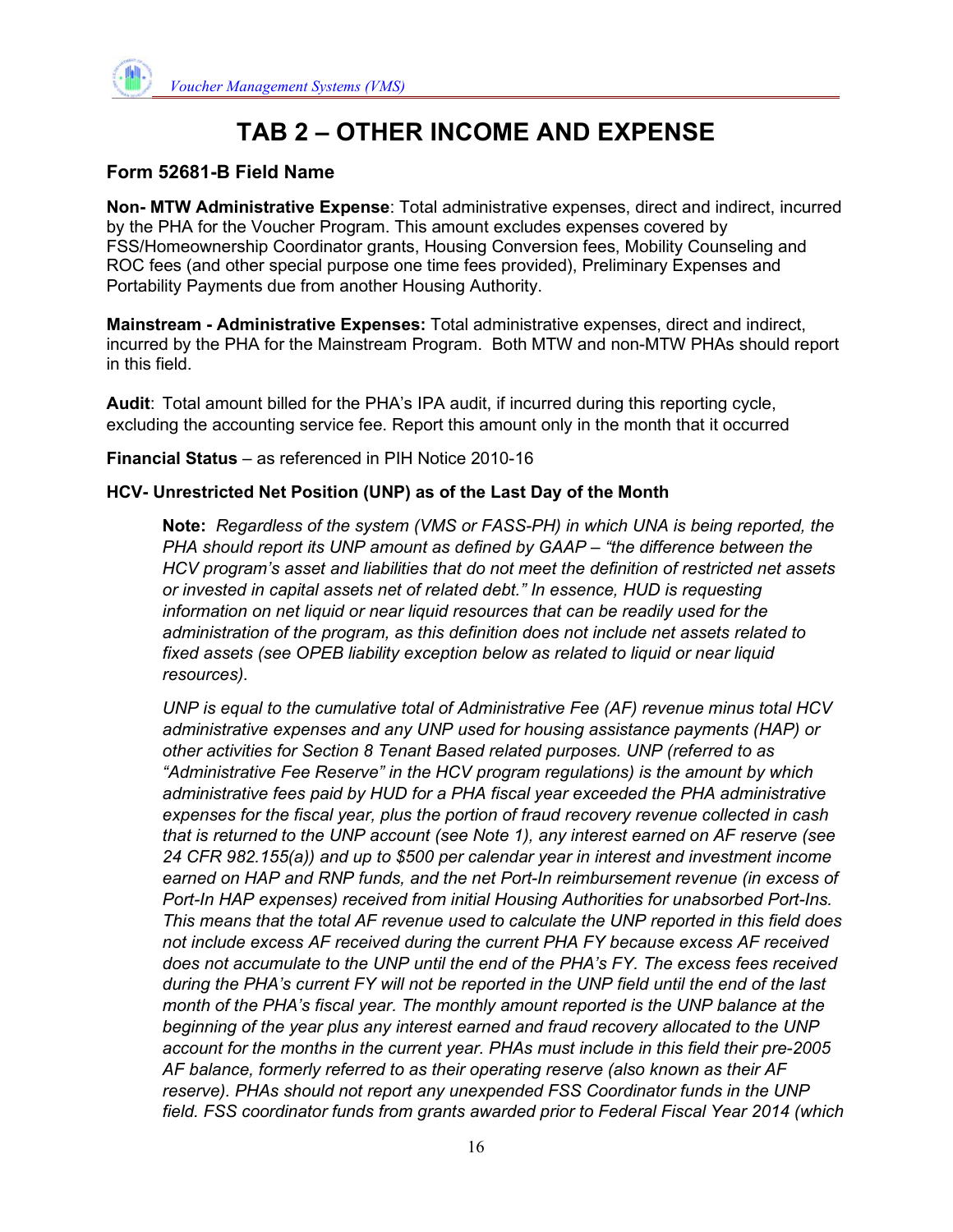# TAB 2 – OTHER INCOME AND EXPENSE

### Form 52681-B Field Name

**Non- MTW Administrative Expense**: Total administrative expenses, direct and indirect, incurred by the PHA for the Voucher Program. This amount excludes expenses covered by FSS/Homeownership Coordinator grants, Housing Conversion fees, Mobility Counseling and ROC fees (and other special purpose one time fees provided), Preliminary Expenses and Portability Payments due from another Housing Authority.

**Mainstream - Administrative Expenses:** Total administrative expenses, direct and indirect, incurred by the PHA for the Mainstream Program. Both MTW and non-MTW PHAs should report in this field.

**Audit**: Total amount billed for the PHA's IPA audit, if incurred during this reporting cycle, excluding the accounting service fee. Report this amount only in the month that it occurred

**Financial Status** – as referenced in PIH Notice 2010-16

**HCV- Unrestricted Net Position (UNP) as of the Last Day of the Month**

> **Note:** *Regardless of the system (VMS or FASS-PH) in which UNA is being reported, the PHA should report its UNP amount as defined by GAAP – "the difference between the HCV program's asset and liabilities that do not meet the definition of restricted net assets or invested in capital assets net of related debt." In essence, HUD is requesting information on net liquid or near liquid resources that can be readily used for the administration of the program, as this definition does not include net assets related to fixed assets (see OPEB liability exception below as related to liquid or near liquid resources).*
>
> *UNP is equal to the cumulative total of Administrative Fee (AF) revenue minus total HCV administrative expenses and any UNP used for housing assistance payments (HAP) or other activities for Section 8 Tenant Based related purposes. UNP (referred to as "Administrative Fee Reserve" in the HCV program regulations) is the amount by which administrative fees paid by HUD for a PHA fiscal year exceeded the PHA administrative expenses for the fiscal year, plus the portion of fraud recovery revenue collected in cash that is returned to the UNP account (see Note 1), any interest earned on AF reserve (see 24 CFR 982.155(a)) and up to $500 per calendar year in interest and investment income earned on HAP and RNP funds, and the net Port-In reimbursement revenue (in excess of Port-In HAP expenses) received from initial Housing Authorities for unabsorbed Port-Ins. This means that the total AF revenue used to calculate the UNP reported in this field does not include excess AF received during the current PHA FY because excess AF received does not accumulate to the UNP until the end of the PHA's FY. The excess fees received during the PHA's current FY will not be reported in the UNP field until the end of the last month of the PHA's fiscal year. The monthly amount reported is the UNP balance at the beginning of the year plus any interest earned and fraud recovery allocated to the UNP account for the months in the current year. PHAs must include in this field their pre-2005 AF balance, formerly referred to as their operating reserve (also known as their AF reserve). PHAs should not report any unexpended FSS Coordinator funds in the UNP field. FSS coordinator funds from grants awarded prior to Federal Fiscal Year 2014 (which*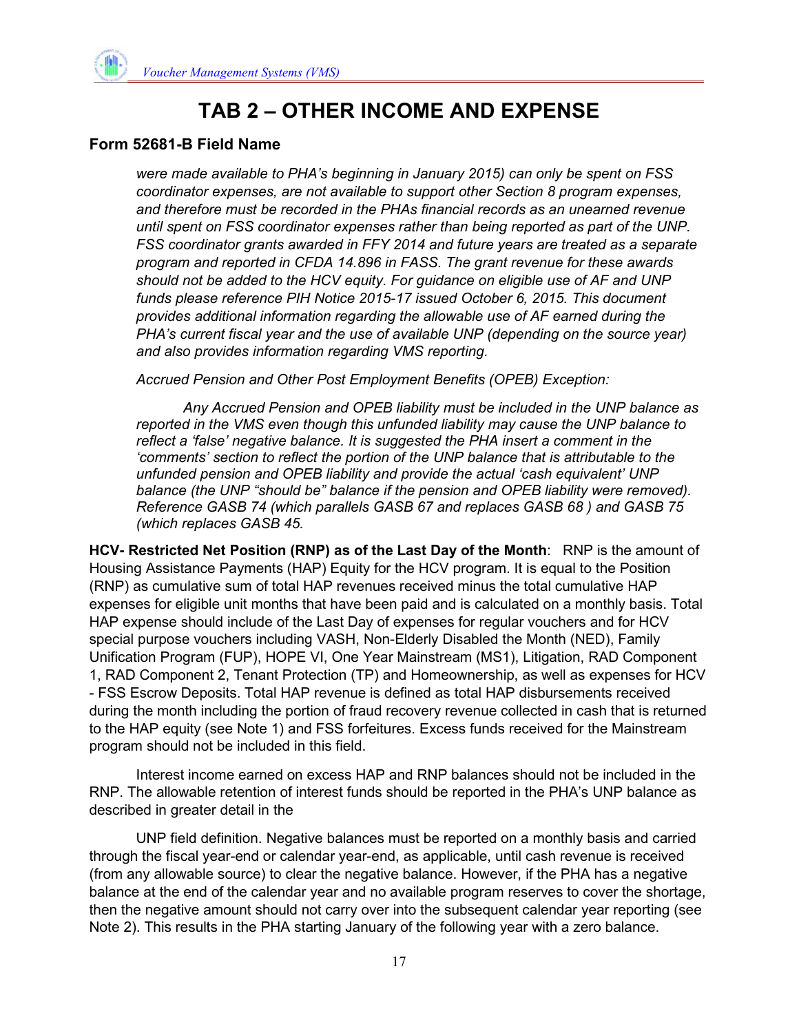# TAB 2 – OTHER INCOME AND EXPENSE

## Form 52681-B Field Name

*were made available to PHA's beginning in January 2015) can only be spent on FSS coordinator expenses, are not available to support other Section 8 program expenses, and therefore must be recorded in the PHAs financial records as an unearned revenue until spent on FSS coordinator expenses rather than being reported as part of the UNP. FSS coordinator grants awarded in FFY 2014 and future years are treated as a separate program and reported in CFDA 14.896 in FASS. The grant revenue for these awards should not be added to the HCV equity. For guidance on eligible use of AF and UNP funds please reference PIH Notice 2015-17 issued October 6, 2015. This document provides additional information regarding the allowable use of AF earned during the PHA's current fiscal year and the use of available UNP (depending on the source year) and also provides information regarding VMS reporting.*

*Accrued Pension and Other Post Employment Benefits (OPEB) Exception:*

*Any Accrued Pension and OPEB liability must be included in the UNP balance as reported in the VMS even though this unfunded liability may cause the UNP balance to reflect a 'false' negative balance. It is suggested the PHA insert a comment in the 'comments' section to reflect the portion of the UNP balance that is attributable to the unfunded pension and OPEB liability and provide the actual 'cash equivalent' UNP balance (the UNP "should be" balance if the pension and OPEB liability were removed). Reference GASB 74 (which parallels GASB 67 and replaces GASB 68 ) and GASB 75 (which replaces GASB 45.*

**HCV- Restricted Net Position (RNP) as of the Last Day of the Month**: RNP is the amount of Housing Assistance Payments (HAP) Equity for the HCV program. It is equal to the Position (RNP) as cumulative sum of total HAP revenues received minus the total cumulative HAP expenses for eligible unit months that have been paid and is calculated on a monthly basis. Total HAP expense should include of the Last Day of expenses for regular vouchers and for HCV special purpose vouchers including VASH, Non-Elderly Disabled the Month (NED), Family Unification Program (FUP), HOPE VI, One Year Mainstream (MS1), Litigation, RAD Component 1, RAD Component 2, Tenant Protection (TP) and Homeownership, as well as expenses for HCV - FSS Escrow Deposits. Total HAP revenue is defined as total HAP disbursements received during the month including the portion of fraud recovery revenue collected in cash that is returned to the HAP equity (see Note 1) and FSS forfeitures. Excess funds received for the Mainstream program should not be included in this field.

Interest income earned on excess HAP and RNP balances should not be included in the RNP. The allowable retention of interest funds should be reported in the PHA's UNP balance as described in greater detail in the

UNP field definition. Negative balances must be reported on a monthly basis and carried through the fiscal year-end or calendar year-end, as applicable, until cash revenue is received (from any allowable source) to clear the negative balance. However, if the PHA has a negative balance at the end of the calendar year and no available program reserves to cover the shortage, then the negative amount should not carry over into the subsequent calendar year reporting (see Note 2). This results in the PHA starting January of the following year with a zero balance.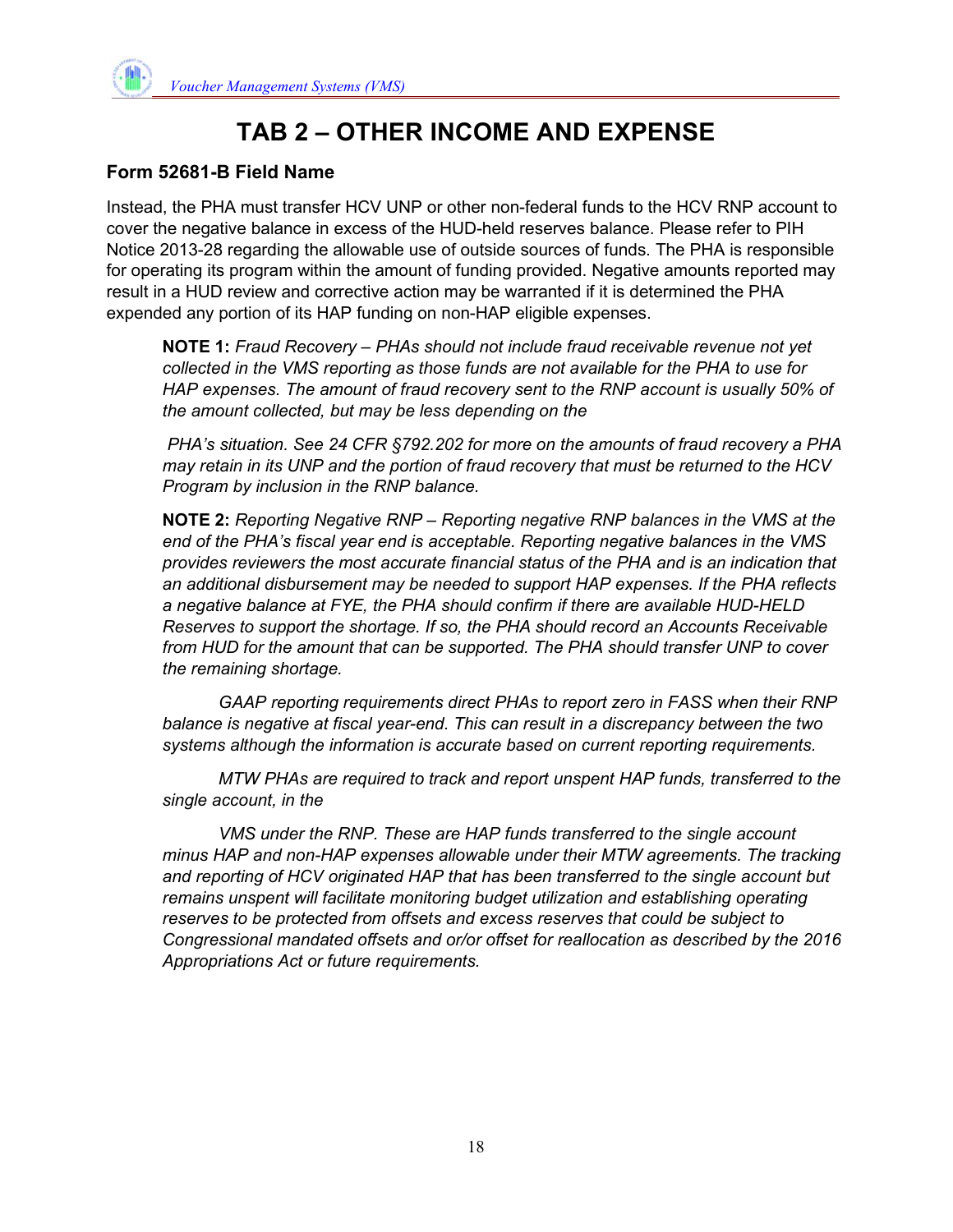# TAB 2 – OTHER INCOME AND EXPENSE

### Form 52681-B Field Name

Instead, the PHA must transfer HCV UNP or other non-federal funds to the HCV RNP account to cover the negative balance in excess of the HUD-held reserves balance. Please refer to PIH Notice 2013-28 regarding the allowable use of outside sources of funds. The PHA is responsible for operating its program within the amount of funding provided. Negative amounts reported may result in a HUD review and corrective action may be warranted if it is determined the PHA expended any portion of its HAP funding on non-HAP eligible expenses.

> **NOTE 1:** *Fraud Recovery – PHAs should not include fraud receivable revenue not yet collected in the VMS reporting as those funds are not available for the PHA to use for HAP expenses. The amount of fraud recovery sent to the RNP account is usually 50% of the amount collected, but may be less depending on the*
>
> *PHA's situation. See 24 CFR §792.202 for more on the amounts of fraud recovery a PHA may retain in its UNP and the portion of fraud recovery that must be returned to the HCV Program by inclusion in the RNP balance.*
>
> **NOTE 2:** *Reporting Negative RNP – Reporting negative RNP balances in the VMS at the end of the PHA's fiscal year end is acceptable. Reporting negative balances in the VMS provides reviewers the most accurate financial status of the PHA and is an indication that an additional disbursement may be needed to support HAP expenses. If the PHA reflects a negative balance at FYE, the PHA should confirm if there are available HUD-HELD Reserves to support the shortage. If so, the PHA should record an Accounts Receivable from HUD for the amount that can be supported. The PHA should transfer UNP to cover the remaining shortage.*
>
> *GAAP reporting requirements direct PHAs to report zero in FASS when their RNP balance is negative at fiscal year-end. This can result in a discrepancy between the two systems although the information is accurate based on current reporting requirements.*
>
> *MTW PHAs are required to track and report unspent HAP funds, transferred to the single account, in the*
>
> *VMS under the RNP. These are HAP funds transferred to the single account minus HAP and non-HAP expenses allowable under their MTW agreements. The tracking and reporting of HCV originated HAP that has been transferred to the single account but remains unspent will facilitate monitoring budget utilization and establishing operating reserves to be protected from offsets and excess reserves that could be subject to Congressional mandated offsets and or/or offset for reallocation as described by the 2016 Appropriations Act or future requirements.*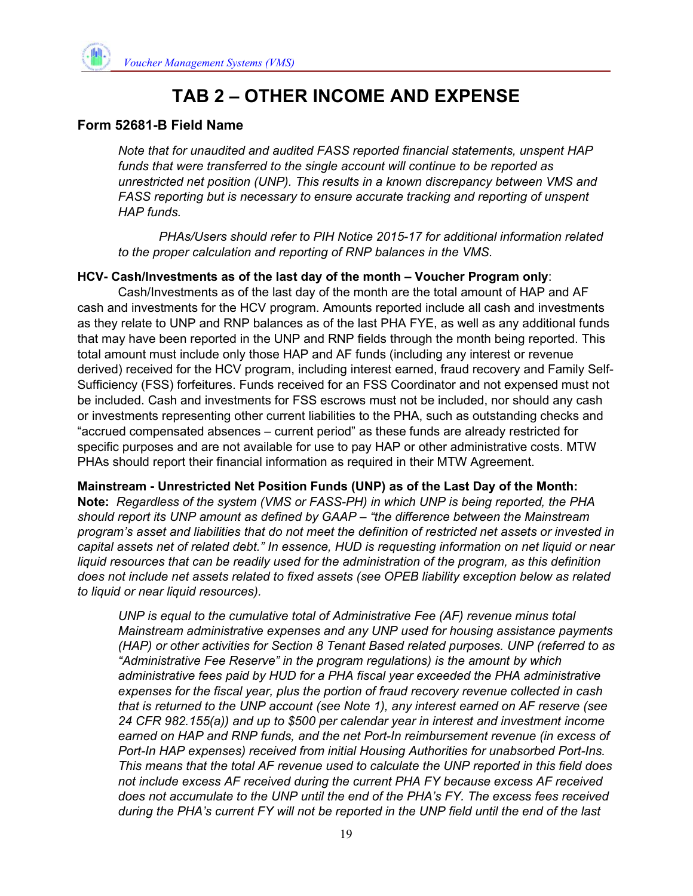# TAB 2 – OTHER INCOME AND EXPENSE

### Form 52681-B Field Name

*Note that for unaudited and audited FASS reported financial statements, unspent HAP funds that were transferred to the single account will continue to be reported as unrestricted net position (UNP). This results in a known discrepancy between VMS and FASS reporting but is necessary to ensure accurate tracking and reporting of unspent HAP funds.*

*PHAs/Users should refer to PIH Notice 2015-17 for additional information related to the proper calculation and reporting of RNP balances in the VMS.*

**HCV- Cash/Investments as of the last day of the month – Voucher Program only**:

Cash/Investments as of the last day of the month are the total amount of HAP and AF cash and investments for the HCV program. Amounts reported include all cash and investments as they relate to UNP and RNP balances as of the last PHA FYE, as well as any additional funds that may have been reported in the UNP and RNP fields through the month being reported. This total amount must include only those HAP and AF funds (including any interest or revenue derived) received for the HCV program, including interest earned, fraud recovery and Family Self-Sufficiency (FSS) forfeitures. Funds received for an FSS Coordinator and not expensed must not be included. Cash and investments for FSS escrows must not be included, nor should any cash or investments representing other current liabilities to the PHA, such as outstanding checks and "accrued compensated absences – current period" as these funds are already restricted for specific purposes and are not available for use to pay HAP or other administrative costs. MTW PHAs should report their financial information as required in their MTW Agreement.

**Mainstream - Unrestricted Net Position Funds (UNP) as of the Last Day of the Month:**
**Note:** *Regardless of the system (VMS or FASS-PH) in which UNP is being reported, the PHA should report its UNP amount as defined by GAAP – "the difference between the Mainstream program's asset and liabilities that do not meet the definition of restricted net assets or invested in capital assets net of related debt." In essence, HUD is requesting information on net liquid or near liquid resources that can be readily used for the administration of the program, as this definition does not include net assets related to fixed assets (see OPEB liability exception below as related to liquid or near liquid resources).*

*UNP is equal to the cumulative total of Administrative Fee (AF) revenue minus total Mainstream administrative expenses and any UNP used for housing assistance payments (HAP) or other activities for Section 8 Tenant Based related purposes. UNP (referred to as "Administrative Fee Reserve" in the program regulations) is the amount by which administrative fees paid by HUD for a PHA fiscal year exceeded the PHA administrative expenses for the fiscal year, plus the portion of fraud recovery revenue collected in cash that is returned to the UNP account (see Note 1), any interest earned on AF reserve (see 24 CFR 982.155(a)) and up to $500 per calendar year in interest and investment income earned on HAP and RNP funds, and the net Port-In reimbursement revenue (in excess of Port-In HAP expenses) received from initial Housing Authorities for unabsorbed Port-Ins. This means that the total AF revenue used to calculate the UNP reported in this field does not include excess AF received during the current PHA FY because excess AF received does not accumulate to the UNP until the end of the PHA's FY. The excess fees received during the PHA's current FY will not be reported in the UNP field until the end of the last*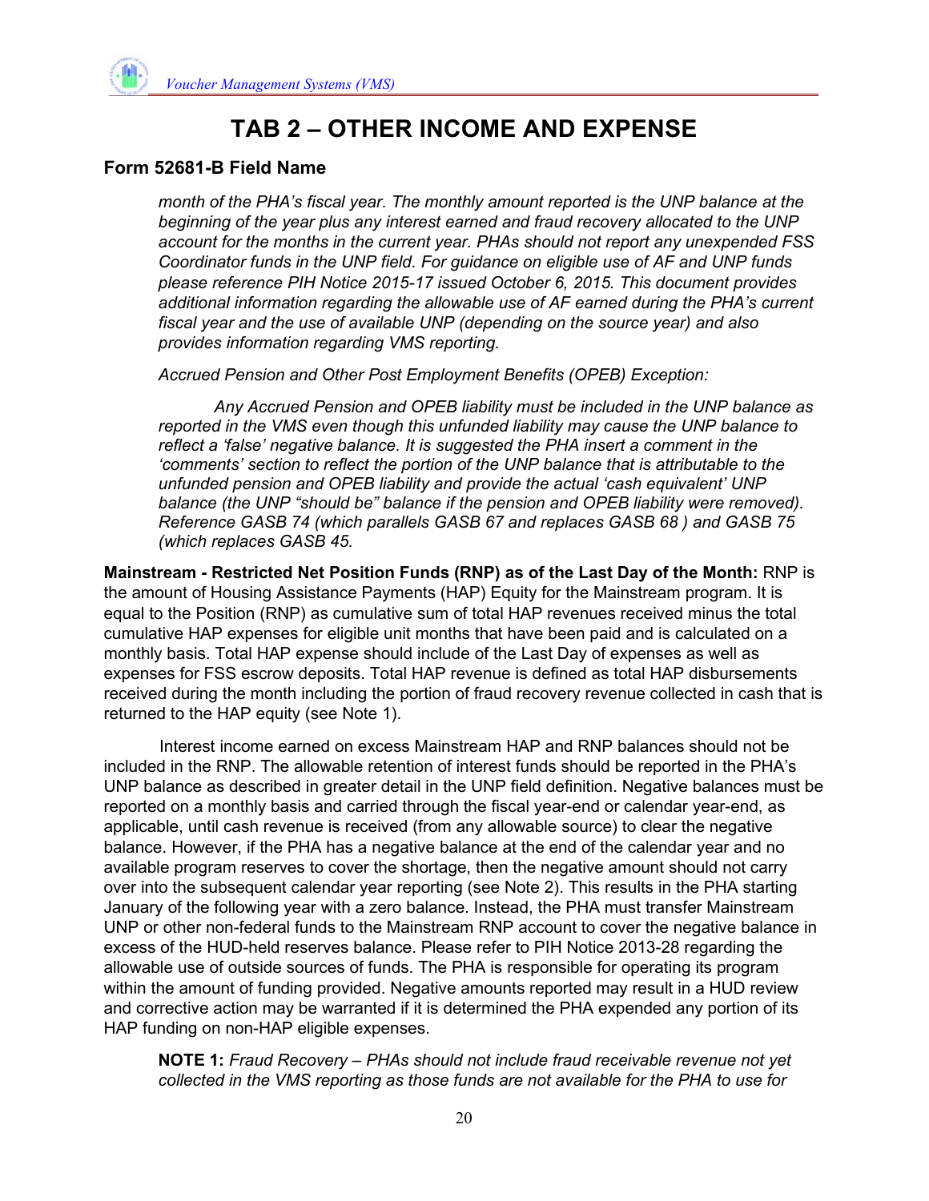# TAB 2 – OTHER INCOME AND EXPENSE

## Form 52681-B Field Name

*month of the PHA's fiscal year. The monthly amount reported is the UNP balance at the beginning of the year plus any interest earned and fraud recovery allocated to the UNP account for the months in the current year. PHAs should not report any unexpended FSS Coordinator funds in the UNP field. For guidance on eligible use of AF and UNP funds please reference PIH Notice 2015-17 issued October 6, 2015. This document provides additional information regarding the allowable use of AF earned during the PHA's current fiscal year and the use of available UNP (depending on the source year) and also provides information regarding VMS reporting.*

*Accrued Pension and Other Post Employment Benefits (OPEB) Exception:*

*Any Accrued Pension and OPEB liability must be included in the UNP balance as reported in the VMS even though this unfunded liability may cause the UNP balance to reflect a 'false' negative balance. It is suggested the PHA insert a comment in the 'comments' section to reflect the portion of the UNP balance that is attributable to the unfunded pension and OPEB liability and provide the actual 'cash equivalent' UNP balance (the UNP "should be" balance if the pension and OPEB liability were removed). Reference GASB 74 (which parallels GASB 67 and replaces GASB 68 ) and GASB 75 (which replaces GASB 45.*

**Mainstream - Restricted Net Position Funds (RNP) as of the Last Day of the Month:** RNP is the amount of Housing Assistance Payments (HAP) Equity for the Mainstream program. It is equal to the Position (RNP) as cumulative sum of total HAP revenues received minus the total cumulative HAP expenses for eligible unit months that have been paid and is calculated on a monthly basis. Total HAP expense should include of the Last Day of expenses as well as expenses for FSS escrow deposits. Total HAP revenue is defined as total HAP disbursements received during the month including the portion of fraud recovery revenue collected in cash that is returned to the HAP equity (see Note 1).

Interest income earned on excess Mainstream HAP and RNP balances should not be included in the RNP. The allowable retention of interest funds should be reported in the PHA's UNP balance as described in greater detail in the UNP field definition. Negative balances must be reported on a monthly basis and carried through the fiscal year-end or calendar year-end, as applicable, until cash revenue is received (from any allowable source) to clear the negative balance. However, if the PHA has a negative balance at the end of the calendar year and no available program reserves to cover the shortage, then the negative amount should not carry over into the subsequent calendar year reporting (see Note 2). This results in the PHA starting January of the following year with a zero balance. Instead, the PHA must transfer Mainstream UNP or other non-federal funds to the Mainstream RNP account to cover the negative balance in excess of the HUD-held reserves balance. Please refer to PIH Notice 2013-28 regarding the allowable use of outside sources of funds. The PHA is responsible for operating its program within the amount of funding provided. Negative amounts reported may result in a HUD review and corrective action may be warranted if it is determined the PHA expended any portion of its HAP funding on non-HAP eligible expenses.

**NOTE 1:** *Fraud Recovery – PHAs should not include fraud receivable revenue not yet collected in the VMS reporting as those funds are not available for the PHA to use for*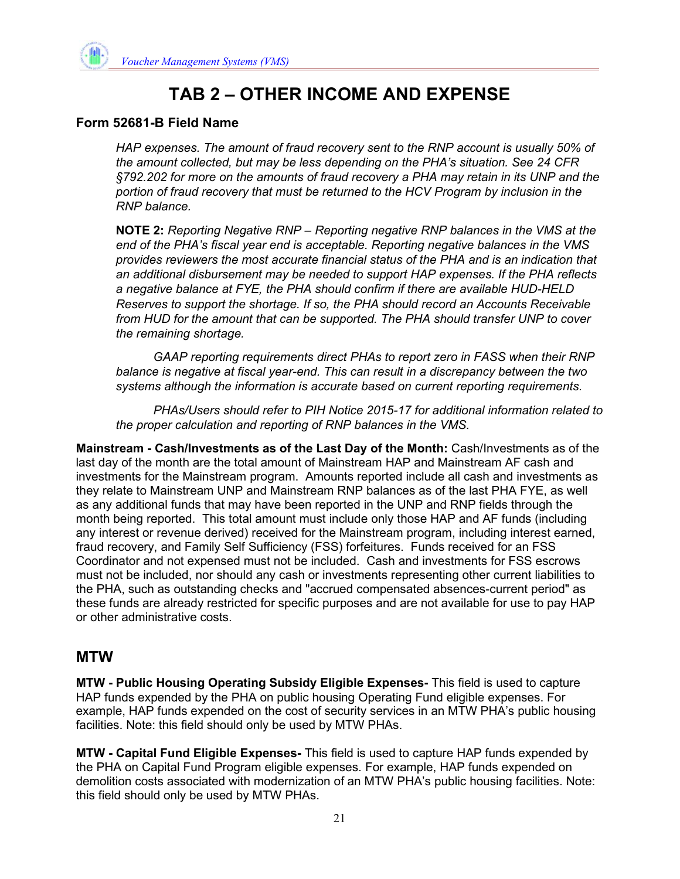# TAB 2 – OTHER INCOME AND EXPENSE

## Form 52681-B Field Name

*HAP expenses. The amount of fraud recovery sent to the RNP account is usually 50% of the amount collected, but may be less depending on the PHA's situation. See 24 CFR §792.202 for more on the amounts of fraud recovery a PHA may retain in its UNP and the portion of fraud recovery that must be returned to the HCV Program by inclusion in the RNP balance.*

**NOTE 2:** *Reporting Negative RNP – Reporting negative RNP balances in the VMS at the end of the PHA's fiscal year end is acceptable. Reporting negative balances in the VMS provides reviewers the most accurate financial status of the PHA and is an indication that an additional disbursement may be needed to support HAP expenses. If the PHA reflects a negative balance at FYE, the PHA should confirm if there are available HUD-HELD Reserves to support the shortage. If so, the PHA should record an Accounts Receivable from HUD for the amount that can be supported. The PHA should transfer UNP to cover the remaining shortage.*

*GAAP reporting requirements direct PHAs to report zero in FASS when their RNP balance is negative at fiscal year-end. This can result in a discrepancy between the two systems although the information is accurate based on current reporting requirements.*

*PHAs/Users should refer to PIH Notice 2015-17 for additional information related to the proper calculation and reporting of RNP balances in the VMS.*

**Mainstream - Cash/Investments as of the Last Day of the Month:** Cash/Investments as of the last day of the month are the total amount of Mainstream HAP and Mainstream AF cash and investments for the Mainstream program. Amounts reported include all cash and investments as they relate to Mainstream UNP and Mainstream RNP balances as of the last PHA FYE, as well as any additional funds that may have been reported in the UNP and RNP fields through the month being reported. This total amount must include only those HAP and AF funds (including any interest or revenue derived) received for the Mainstream program, including interest earned, fraud recovery, and Family Self Sufficiency (FSS) forfeitures. Funds received for an FSS Coordinator and not expensed must not be included. Cash and investments for FSS escrows must not be included, nor should any cash or investments representing other current liabilities to the PHA, such as outstanding checks and "accrued compensated absences-current period" as these funds are already restricted for specific purposes and are not available for use to pay HAP or other administrative costs.

## MTW

**MTW - Public Housing Operating Subsidy Eligible Expenses-** This field is used to capture HAP funds expended by the PHA on public housing Operating Fund eligible expenses. For example, HAP funds expended on the cost of security services in an MTW PHA's public housing facilities. Note: this field should only be used by MTW PHAs.

**MTW - Capital Fund Eligible Expenses-** This field is used to capture HAP funds expended by the PHA on Capital Fund Program eligible expenses. For example, HAP funds expended on demolition costs associated with modernization of an MTW PHA's public housing facilities. Note: this field should only be used by MTW PHAs.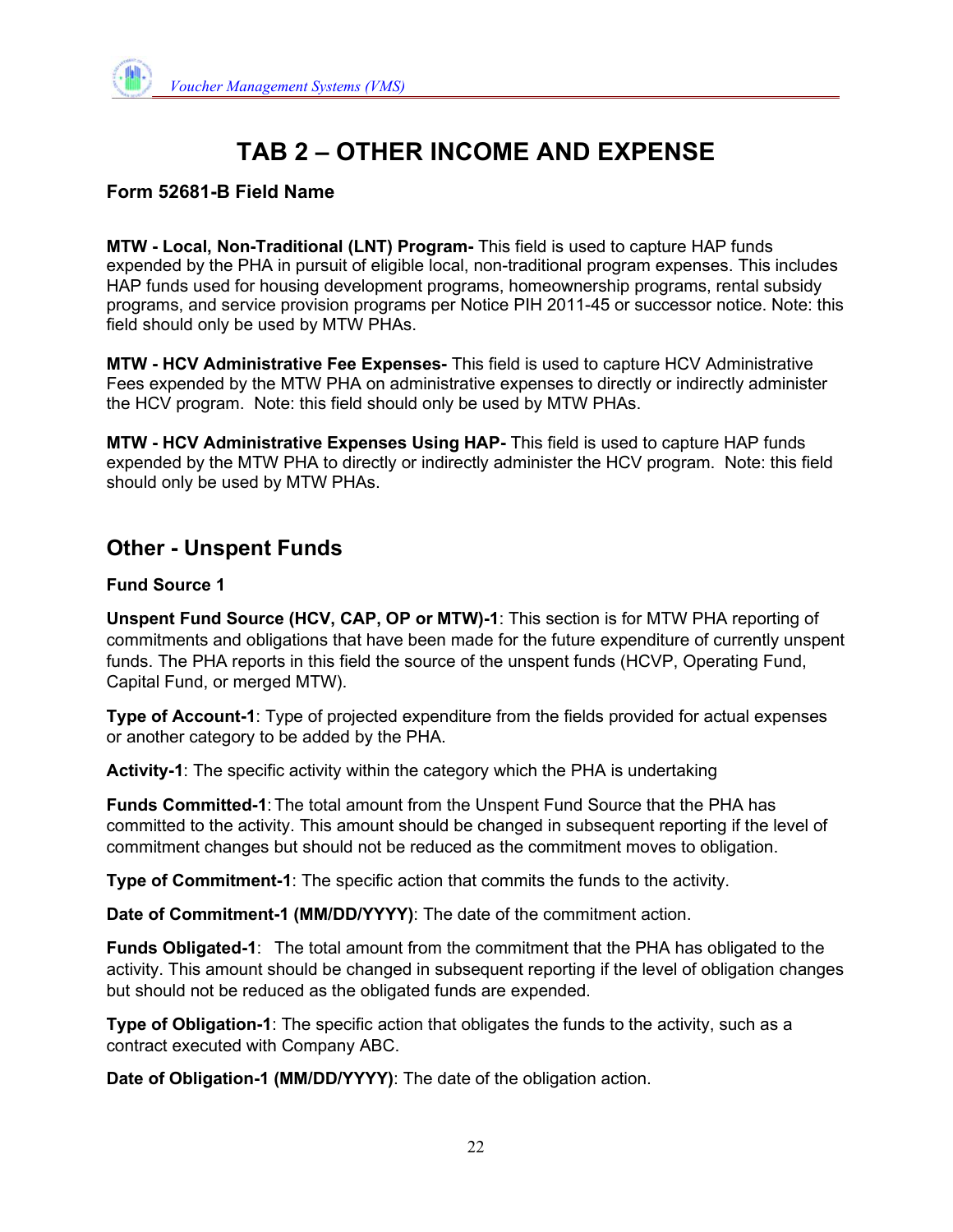# TAB 2 – OTHER INCOME AND EXPENSE

**Form 52681-B Field Name**

**MTW - Local, Non-Traditional (LNT) Program-** This field is used to capture HAP funds expended by the PHA in pursuit of eligible local, non-traditional program expenses. This includes HAP funds used for housing development programs, homeownership programs, rental subsidy programs, and service provision programs per Notice PIH 2011-45 or successor notice. Note: this field should only be used by MTW PHAs.

**MTW - HCV Administrative Fee Expenses-** This field is used to capture HCV Administrative Fees expended by the MTW PHA on administrative expenses to directly or indirectly administer the HCV program. Note: this field should only be used by MTW PHAs.

**MTW - HCV Administrative Expenses Using HAP-** This field is used to capture HAP funds expended by the MTW PHA to directly or indirectly administer the HCV program. Note: this field should only be used by MTW PHAs.

## Other - Unspent Funds

**Fund Source 1**

**Unspent Fund Source (HCV, CAP, OP or MTW)-1**: This section is for MTW PHA reporting of commitments and obligations that have been made for the future expenditure of currently unspent funds. The PHA reports in this field the source of the unspent funds (HCVP, Operating Fund, Capital Fund, or merged MTW).

**Type of Account-1**: Type of projected expenditure from the fields provided for actual expenses or another category to be added by the PHA.

**Activity-1**: The specific activity within the category which the PHA is undertaking

**Funds Committed-1**: The total amount from the Unspent Fund Source that the PHA has committed to the activity. This amount should be changed in subsequent reporting if the level of commitment changes but should not be reduced as the commitment moves to obligation.

**Type of Commitment-1**: The specific action that commits the funds to the activity.

**Date of Commitment-1 (MM/DD/YYYY)**: The date of the commitment action.

**Funds Obligated-1**: The total amount from the commitment that the PHA has obligated to the activity. This amount should be changed in subsequent reporting if the level of obligation changes but should not be reduced as the obligated funds are expended.

**Type of Obligation-1**: The specific action that obligates the funds to the activity, such as a contract executed with Company ABC.

**Date of Obligation-1 (MM/DD/YYYY)**: The date of the obligation action.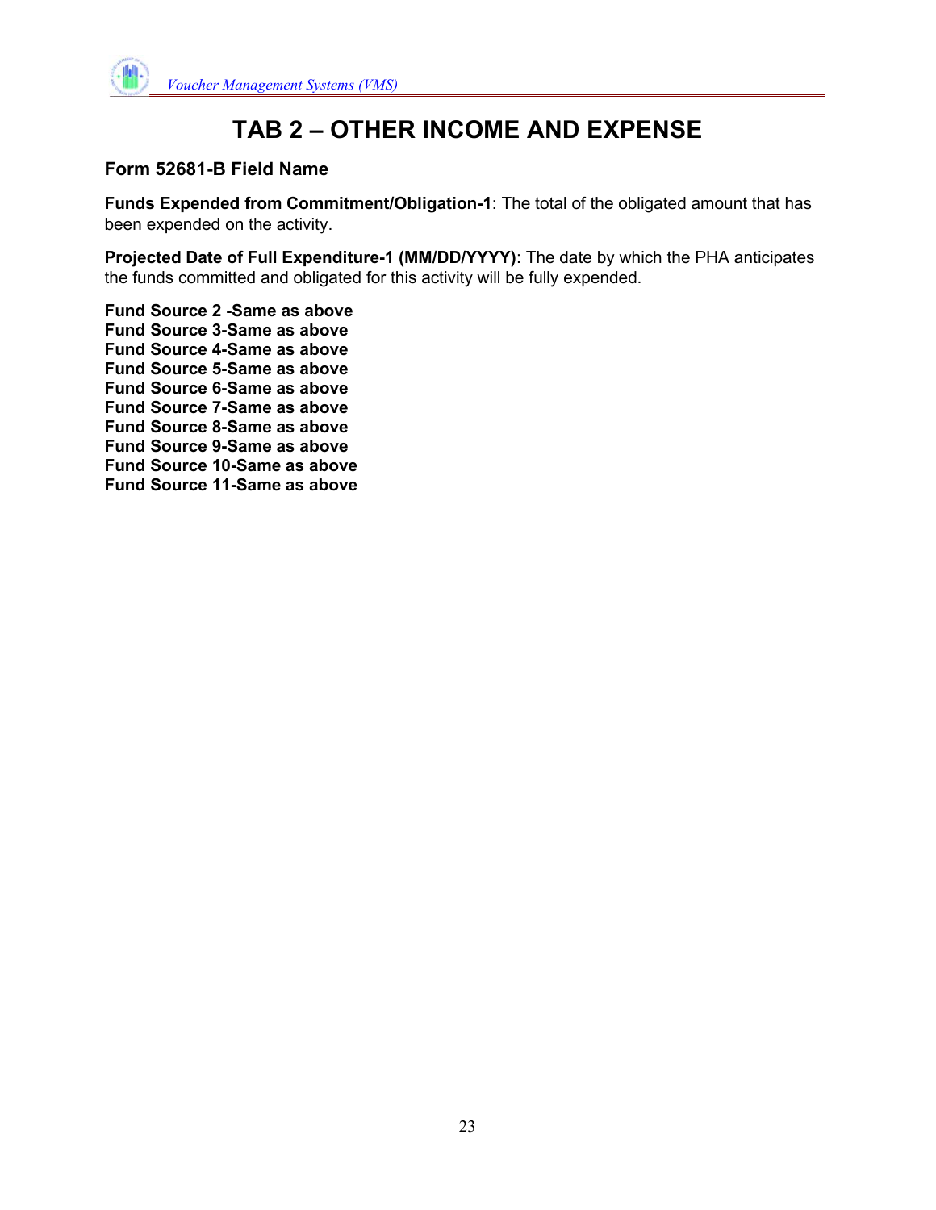# TAB 2 – OTHER INCOME AND EXPENSE

**Form 52681-B Field Name**

**Funds Expended from Commitment/Obligation-1**: The total of the obligated amount that has been expended on the activity.

**Projected Date of Full Expenditure-1 (MM/DD/YYYY)**: The date by which the PHA anticipates the funds committed and obligated for this activity will be fully expended.

**Fund Source 2 -Same as above**
**Fund Source 3-Same as above**
**Fund Source 4-Same as above**
**Fund Source 5-Same as above**
**Fund Source 6-Same as above**
**Fund Source 7-Same as above**
**Fund Source 8-Same as above**
**Fund Source 9-Same as above**
**Fund Source 10-Same as above**
**Fund Source 11-Same as above**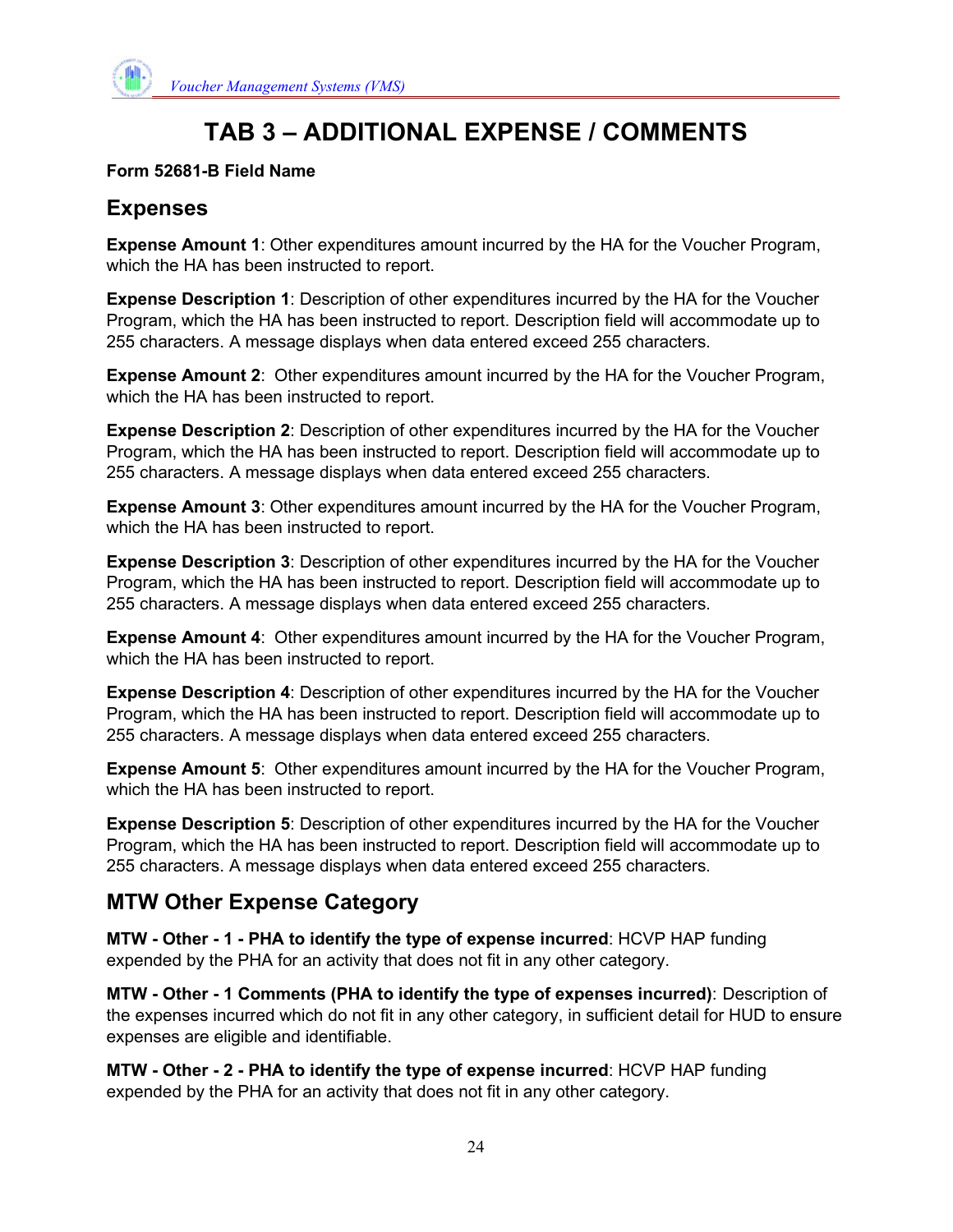# TAB 3 – ADDITIONAL EXPENSE / COMMENTS

**Form 52681-B Field Name**

## Expenses

**Expense Amount 1**: Other expenditures amount incurred by the HA for the Voucher Program, which the HA has been instructed to report.

**Expense Description 1**: Description of other expenditures incurred by the HA for the Voucher Program, which the HA has been instructed to report. Description field will accommodate up to 255 characters. A message displays when data entered exceed 255 characters.

**Expense Amount 2**: Other expenditures amount incurred by the HA for the Voucher Program, which the HA has been instructed to report.

**Expense Description 2**: Description of other expenditures incurred by the HA for the Voucher Program, which the HA has been instructed to report. Description field will accommodate up to 255 characters. A message displays when data entered exceed 255 characters.

**Expense Amount 3**: Other expenditures amount incurred by the HA for the Voucher Program, which the HA has been instructed to report.

**Expense Description 3**: Description of other expenditures incurred by the HA for the Voucher Program, which the HA has been instructed to report. Description field will accommodate up to 255 characters. A message displays when data entered exceed 255 characters.

**Expense Amount 4**: Other expenditures amount incurred by the HA for the Voucher Program, which the HA has been instructed to report.

**Expense Description 4**: Description of other expenditures incurred by the HA for the Voucher Program, which the HA has been instructed to report. Description field will accommodate up to 255 characters. A message displays when data entered exceed 255 characters.

**Expense Amount 5**: Other expenditures amount incurred by the HA for the Voucher Program, which the HA has been instructed to report.

**Expense Description 5**: Description of other expenditures incurred by the HA for the Voucher Program, which the HA has been instructed to report. Description field will accommodate up to 255 characters. A message displays when data entered exceed 255 characters.

## MTW Other Expense Category

**MTW - Other - 1 - PHA to identify the type of expense incurred**: HCVP HAP funding expended by the PHA for an activity that does not fit in any other category.

**MTW - Other - 1 Comments (PHA to identify the type of expenses incurred)**: Description of the expenses incurred which do not fit in any other category, in sufficient detail for HUD to ensure expenses are eligible and identifiable.

**MTW - Other - 2 - PHA to identify the type of expense incurred**: HCVP HAP funding expended by the PHA for an activity that does not fit in any other category.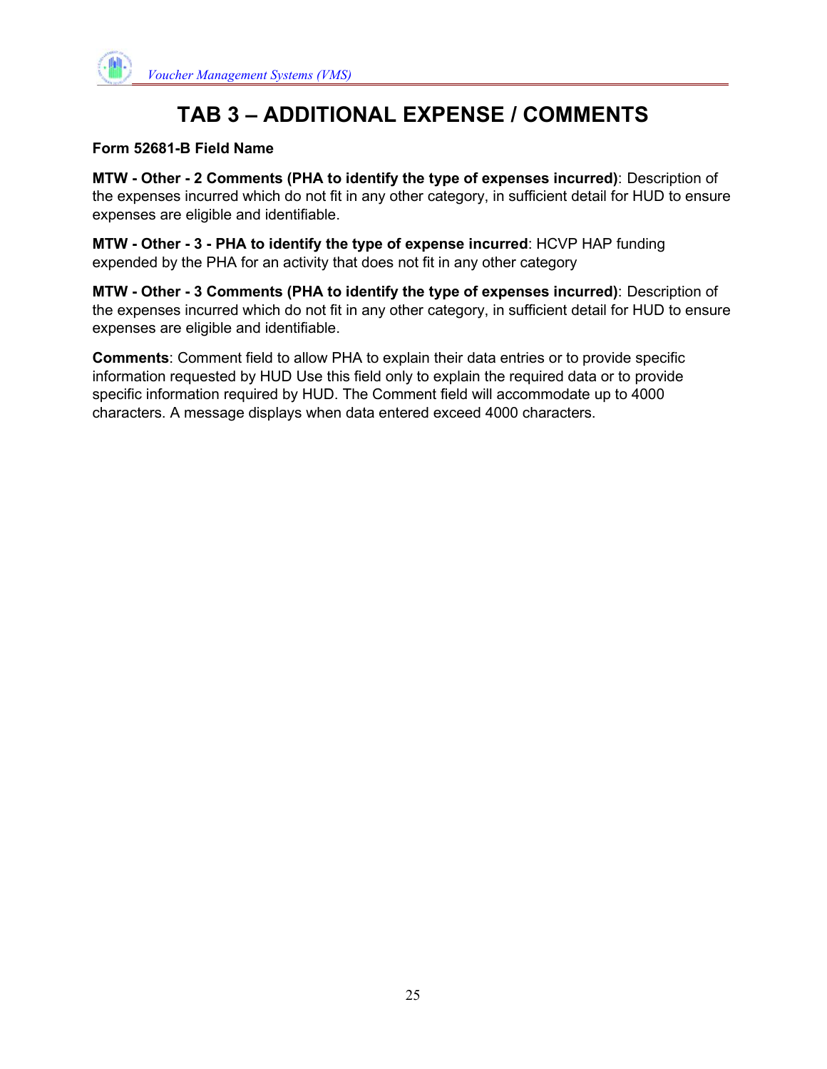# TAB 3 – ADDITIONAL EXPENSE / COMMENTS

**Form 52681-B Field Name**

**MTW - Other - 2 Comments (PHA to identify the type of expenses incurred)**: Description of the expenses incurred which do not fit in any other category, in sufficient detail for HUD to ensure expenses are eligible and identifiable.

**MTW - Other - 3 - PHA to identify the type of expense incurred**: HCVP HAP funding expended by the PHA for an activity that does not fit in any other category

**MTW - Other - 3 Comments (PHA to identify the type of expenses incurred)**: Description of the expenses incurred which do not fit in any other category, in sufficient detail for HUD to ensure expenses are eligible and identifiable.

**Comments**: Comment field to allow PHA to explain their data entries or to provide specific information requested by HUD Use this field only to explain the required data or to provide specific information required by HUD. The Comment field will accommodate up to 4000 characters. A message displays when data entered exceed 4000 characters.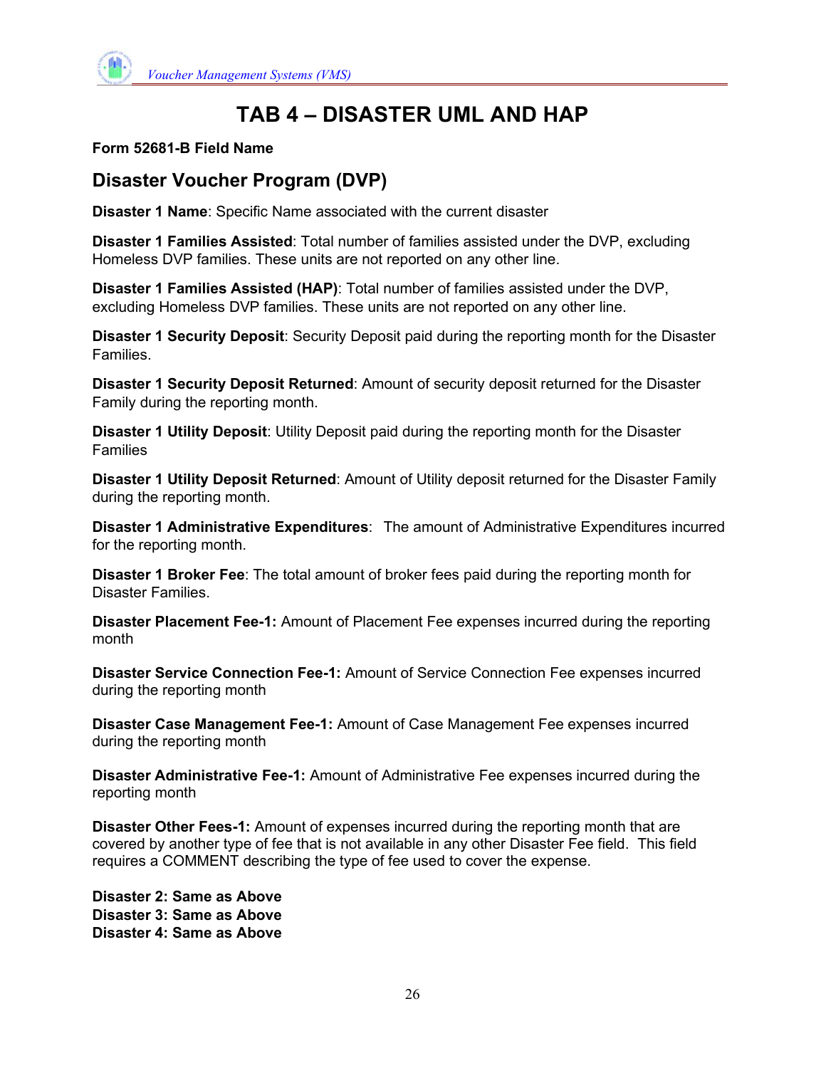# TAB 4 – DISASTER UML AND HAP

**Form 52681-B Field Name**

## Disaster Voucher Program (DVP)

**Disaster 1 Name**: Specific Name associated with the current disaster

**Disaster 1 Families Assisted**: Total number of families assisted under the DVP, excluding Homeless DVP families. These units are not reported on any other line.

**Disaster 1 Families Assisted (HAP)**: Total number of families assisted under the DVP, excluding Homeless DVP families. These units are not reported on any other line.

**Disaster 1 Security Deposit**: Security Deposit paid during the reporting month for the Disaster Families.

**Disaster 1 Security Deposit Returned**: Amount of security deposit returned for the Disaster Family during the reporting month.

**Disaster 1 Utility Deposit**: Utility Deposit paid during the reporting month for the Disaster Families

**Disaster 1 Utility Deposit Returned**: Amount of Utility deposit returned for the Disaster Family during the reporting month.

**Disaster 1 Administrative Expenditures**: The amount of Administrative Expenditures incurred for the reporting month.

**Disaster 1 Broker Fee**: The total amount of broker fees paid during the reporting month for Disaster Families.

**Disaster Placement Fee-1:** Amount of Placement Fee expenses incurred during the reporting month

**Disaster Service Connection Fee-1:** Amount of Service Connection Fee expenses incurred during the reporting month

**Disaster Case Management Fee-1:** Amount of Case Management Fee expenses incurred during the reporting month

**Disaster Administrative Fee-1:** Amount of Administrative Fee expenses incurred during the reporting month

**Disaster Other Fees-1:** Amount of expenses incurred during the reporting month that are covered by another type of fee that is not available in any other Disaster Fee field. This field requires a COMMENT describing the type of fee used to cover the expense.

**Disaster 2: Same as Above**
**Disaster 3: Same as Above**
**Disaster 4: Same as Above**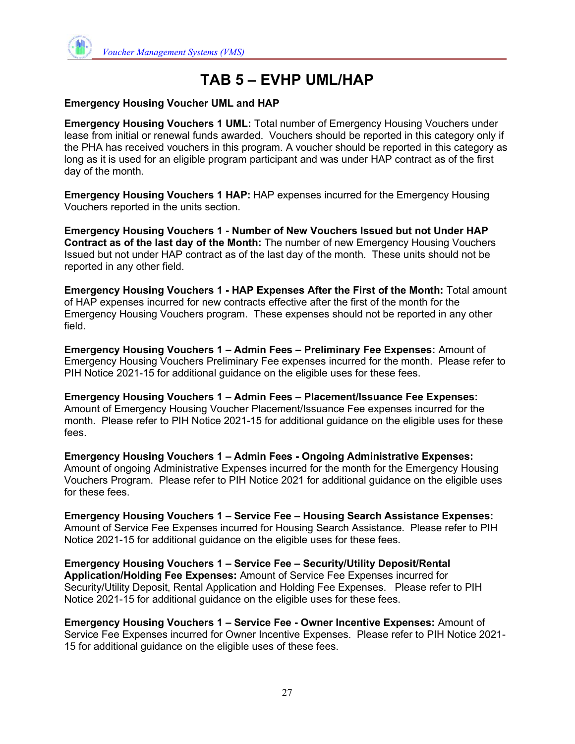# TAB 5 – EVHP UML/HAP

**Emergency Housing Voucher UML and HAP**

**Emergency Housing Vouchers 1 UML:** Total number of Emergency Housing Vouchers under lease from initial or renewal funds awarded. Vouchers should be reported in this category only if the PHA has received vouchers in this program. A voucher should be reported in this category as long as it is used for an eligible program participant and was under HAP contract as of the first day of the month.

**Emergency Housing Vouchers 1 HAP:** HAP expenses incurred for the Emergency Housing Vouchers reported in the units section.

**Emergency Housing Vouchers 1 - Number of New Vouchers Issued but not Under HAP Contract as of the last day of the Month:** The number of new Emergency Housing Vouchers Issued but not under HAP contract as of the last day of the month. These units should not be reported in any other field.

**Emergency Housing Vouchers 1 - HAP Expenses After the First of the Month:** Total amount of HAP expenses incurred for new contracts effective after the first of the month for the Emergency Housing Vouchers program. These expenses should not be reported in any other field.

**Emergency Housing Vouchers 1 – Admin Fees – Preliminary Fee Expenses:** Amount of Emergency Housing Vouchers Preliminary Fee expenses incurred for the month. Please refer to PIH Notice 2021-15 for additional guidance on the eligible uses for these fees.

**Emergency Housing Vouchers 1 – Admin Fees – Placement/Issuance Fee Expenses:** Amount of Emergency Housing Voucher Placement/Issuance Fee expenses incurred for the month. Please refer to PIH Notice 2021-15 for additional guidance on the eligible uses for these fees.

**Emergency Housing Vouchers 1 – Admin Fees - Ongoing Administrative Expenses:** Amount of ongoing Administrative Expenses incurred for the month for the Emergency Housing Vouchers Program. Please refer to PIH Notice 2021 for additional guidance on the eligible uses for these fees.

**Emergency Housing Vouchers 1 – Service Fee – Housing Search Assistance Expenses:** Amount of Service Fee Expenses incurred for Housing Search Assistance. Please refer to PIH Notice 2021-15 for additional guidance on the eligible uses for these fees.

**Emergency Housing Vouchers 1 – Service Fee – Security/Utility Deposit/Rental Application/Holding Fee Expenses:** Amount of Service Fee Expenses incurred for Security/Utility Deposit, Rental Application and Holding Fee Expenses. Please refer to PIH Notice 2021-15 for additional guidance on the eligible uses for these fees.

**Emergency Housing Vouchers 1 – Service Fee - Owner Incentive Expenses:** Amount of Service Fee Expenses incurred for Owner Incentive Expenses. Please refer to PIH Notice 2021-15 for additional guidance on the eligible uses of these fees.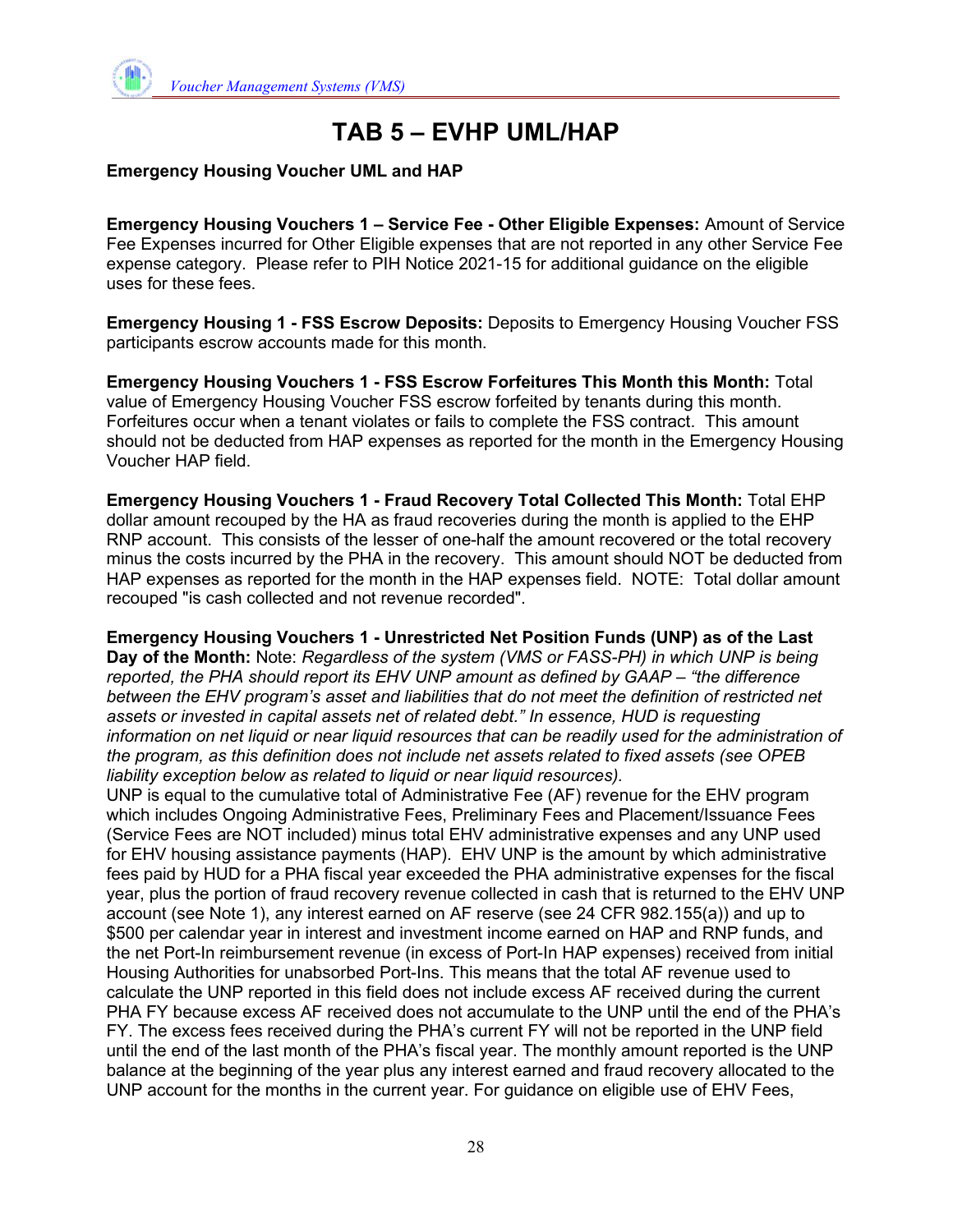# TAB 5 – EVHP UML/HAP

**Emergency Housing Voucher UML and HAP**

**Emergency Housing Vouchers 1 – Service Fee - Other Eligible Expenses:** Amount of Service Fee Expenses incurred for Other Eligible expenses that are not reported in any other Service Fee expense category. Please refer to PIH Notice 2021-15 for additional guidance on the eligible uses for these fees.

**Emergency Housing 1 - FSS Escrow Deposits:** Deposits to Emergency Housing Voucher FSS participants escrow accounts made for this month.

**Emergency Housing Vouchers 1 - FSS Escrow Forfeitures This Month this Month:** Total value of Emergency Housing Voucher FSS escrow forfeited by tenants during this month. Forfeitures occur when a tenant violates or fails to complete the FSS contract. This amount should not be deducted from HAP expenses as reported for the month in the Emergency Housing Voucher HAP field.

**Emergency Housing Vouchers 1 - Fraud Recovery Total Collected This Month:** Total EHP dollar amount recouped by the HA as fraud recoveries during the month is applied to the EHP RNP account. This consists of the lesser of one-half the amount recovered or the total recovery minus the costs incurred by the PHA in the recovery. This amount should NOT be deducted from HAP expenses as reported for the month in the HAP expenses field. NOTE: Total dollar amount recouped "is cash collected and not revenue recorded".

**Emergency Housing Vouchers 1 - Unrestricted Net Position Funds (UNP) as of the Last Day of the Month:** Note: *Regardless of the system (VMS or FASS-PH) in which UNP is being reported, the PHA should report its EHV UNP amount as defined by GAAP – "the difference between the EHV program's asset and liabilities that do not meet the definition of restricted net assets or invested in capital assets net of related debt." In essence, HUD is requesting information on net liquid or near liquid resources that can be readily used for the administration of the program, as this definition does not include net assets related to fixed assets (see OPEB liability exception below as related to liquid or near liquid resources).*
UNP is equal to the cumulative total of Administrative Fee (AF) revenue for the EHV program which includes Ongoing Administrative Fees, Preliminary Fees and Placement/Issuance Fees (Service Fees are NOT included) minus total EHV administrative expenses and any UNP used for EHV housing assistance payments (HAP). EHV UNP is the amount by which administrative fees paid by HUD for a PHA fiscal year exceeded the PHA administrative expenses for the fiscal year, plus the portion of fraud recovery revenue collected in cash that is returned to the EHV UNP account (see Note 1), any interest earned on AF reserve (see 24 CFR 982.155(a)) and up to \$500 per calendar year in interest and investment income earned on HAP and RNP funds, and the net Port-In reimbursement revenue (in excess of Port-In HAP expenses) received from initial Housing Authorities for unabsorbed Port-Ins. This means that the total AF revenue used to calculate the UNP reported in this field does not include excess AF received during the current PHA FY because excess AF received does not accumulate to the UNP until the end of the PHA's FY. The excess fees received during the PHA's current FY will not be reported in the UNP field until the end of the last month of the PHA's fiscal year. The monthly amount reported is the UNP balance at the beginning of the year plus any interest earned and fraud recovery allocated to the UNP account for the months in the current year. For guidance on eligible use of EHV Fees,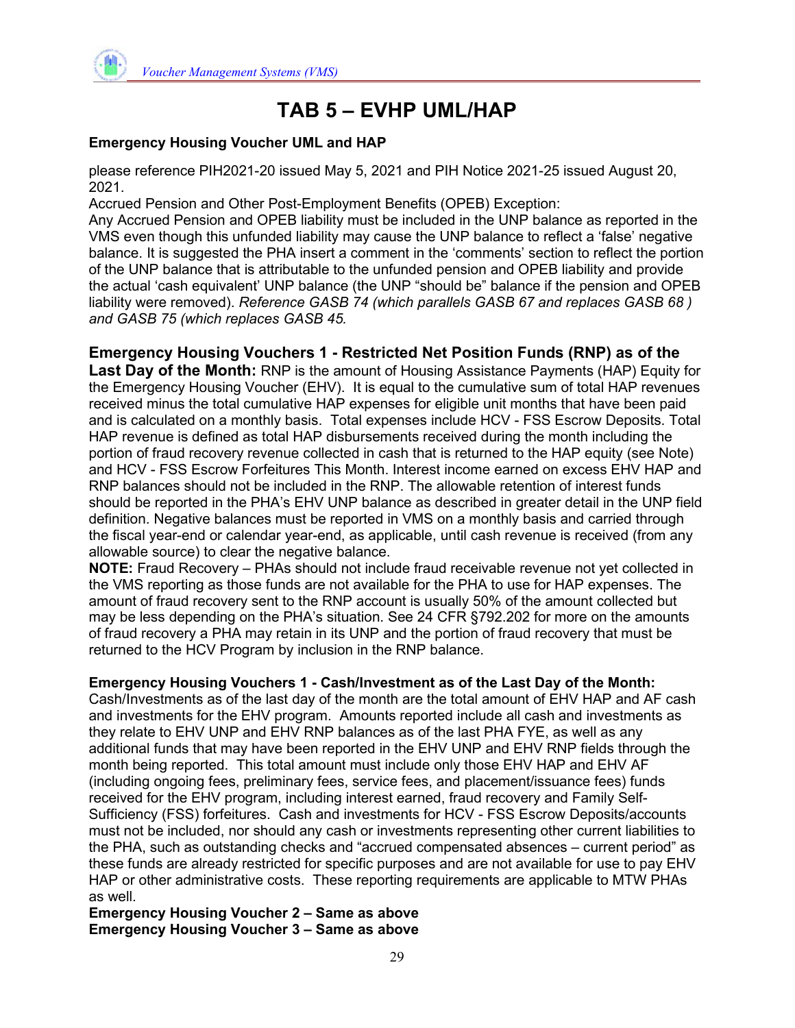# TAB 5 – EVHP UML/HAP

**Emergency Housing Voucher UML and HAP**

please reference PIH2021-20 issued May 5, 2021 and PIH Notice 2021-25 issued August 20, 2021.

Accrued Pension and Other Post-Employment Benefits (OPEB) Exception:

Any Accrued Pension and OPEB liability must be included in the UNP balance as reported in the VMS even though this unfunded liability may cause the UNP balance to reflect a 'false' negative balance. It is suggested the PHA insert a comment in the 'comments' section to reflect the portion of the UNP balance that is attributable to the unfunded pension and OPEB liability and provide the actual 'cash equivalent' UNP balance (the UNP "should be" balance if the pension and OPEB liability were removed). *Reference GASB 74 (which parallels GASB 67 and replaces GASB 68 ) and GASB 75 (which replaces GASB 45.*

**Emergency Housing Vouchers 1 - Restricted Net Position Funds (RNP) as of the Last Day of the Month:** RNP is the amount of Housing Assistance Payments (HAP) Equity for the Emergency Housing Voucher (EHV). It is equal to the cumulative sum of total HAP revenues received minus the total cumulative HAP expenses for eligible unit months that have been paid and is calculated on a monthly basis. Total expenses include HCV - FSS Escrow Deposits. Total HAP revenue is defined as total HAP disbursements received during the month including the portion of fraud recovery revenue collected in cash that is returned to the HAP equity (see Note) and HCV - FSS Escrow Forfeitures This Month. Interest income earned on excess EHV HAP and RNP balances should not be included in the RNP. The allowable retention of interest funds should be reported in the PHA's EHV UNP balance as described in greater detail in the UNP field definition. Negative balances must be reported in VMS on a monthly basis and carried through the fiscal year-end or calendar year-end, as applicable, until cash revenue is received (from any allowable source) to clear the negative balance.

**NOTE:** Fraud Recovery – PHAs should not include fraud receivable revenue not yet collected in the VMS reporting as those funds are not available for the PHA to use for HAP expenses. The amount of fraud recovery sent to the RNP account is usually 50% of the amount collected but may be less depending on the PHA's situation. See 24 CFR §792.202 for more on the amounts of fraud recovery a PHA may retain in its UNP and the portion of fraud recovery that must be returned to the HCV Program by inclusion in the RNP balance.

**Emergency Housing Vouchers 1 - Cash/Investment as of the Last Day of the Month:** Cash/Investments as of the last day of the month are the total amount of EHV HAP and AF cash and investments for the EHV program. Amounts reported include all cash and investments as they relate to EHV UNP and EHV RNP balances as of the last PHA FYE, as well as any additional funds that may have been reported in the EHV UNP and EHV RNP fields through the month being reported. This total amount must include only those EHV HAP and EHV AF (including ongoing fees, preliminary fees, service fees, and placement/issuance fees) funds received for the EHV program, including interest earned, fraud recovery and Family Self-Sufficiency (FSS) forfeitures. Cash and investments for HCV - FSS Escrow Deposits/accounts must not be included, nor should any cash or investments representing other current liabilities to the PHA, such as outstanding checks and "accrued compensated absences – current period" as these funds are already restricted for specific purposes and are not available for use to pay EHV HAP or other administrative costs. These reporting requirements are applicable to MTW PHAs as well.

**Emergency Housing Voucher 2 – Same as above**

**Emergency Housing Voucher 3 – Same as above**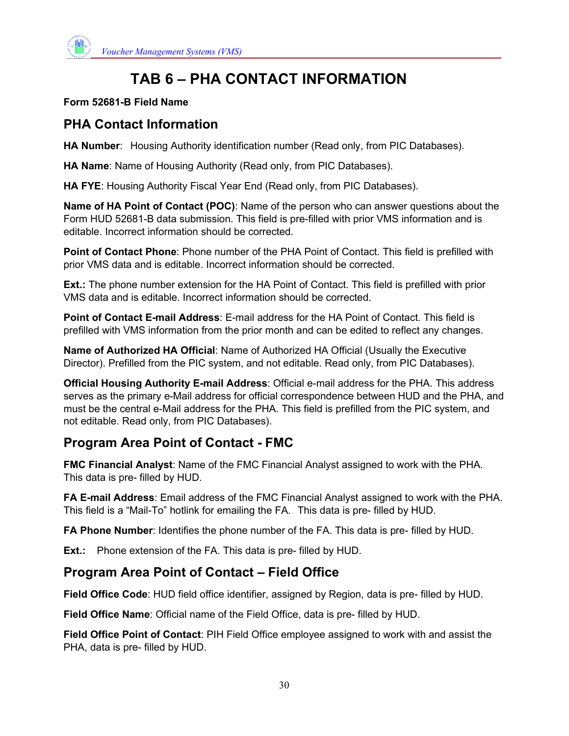# TAB 6 – PHA CONTACT INFORMATION

**Form 52681-B Field Name**

## PHA Contact Information

**HA Number**: Housing Authority identification number (Read only, from PIC Databases).

**HA Name**: Name of Housing Authority (Read only, from PIC Databases).

**HA FYE**: Housing Authority Fiscal Year End (Read only, from PIC Databases).

**Name of HA Point of Contact (POC)**: Name of the person who can answer questions about the Form HUD 52681-B data submission. This field is pre-filled with prior VMS information and is editable. Incorrect information should be corrected.

**Point of Contact Phone**: Phone number of the PHA Point of Contact. This field is prefilled with prior VMS data and is editable. Incorrect information should be corrected.

**Ext.:** The phone number extension for the HA Point of Contact. This field is prefilled with prior VMS data and is editable. Incorrect information should be corrected.

**Point of Contact E-mail Address**: E-mail address for the HA Point of Contact. This field is prefilled with VMS information from the prior month and can be edited to reflect any changes.

**Name of Authorized HA Official**: Name of Authorized HA Official (Usually the Executive Director). Prefilled from the PIC system, and not editable. Read only, from PIC Databases).

**Official Housing Authority E-mail Address**: Official e-mail address for the PHA. This address serves as the primary e-Mail address for official correspondence between HUD and the PHA, and must be the central e-Mail address for the PHA. This field is prefilled from the PIC system, and not editable. Read only, from PIC Databases).

## Program Area Point of Contact - FMC

**FMC Financial Analyst**: Name of the FMC Financial Analyst assigned to work with the PHA. This data is pre- filled by HUD.

**FA E-mail Address**: Email address of the FMC Financial Analyst assigned to work with the PHA. This field is a "Mail-To" hotlink for emailing the FA. This data is pre- filled by HUD.

**FA Phone Number**: Identifies the phone number of the FA. This data is pre- filled by HUD.

**Ext.:** Phone extension of the FA. This data is pre- filled by HUD.

## Program Area Point of Contact – Field Office

**Field Office Code**: HUD field office identifier, assigned by Region, data is pre- filled by HUD.

**Field Office Name**: Official name of the Field Office, data is pre- filled by HUD.

**Field Office Point of Contact**: PIH Field Office employee assigned to work with and assist the PHA, data is pre- filled by HUD.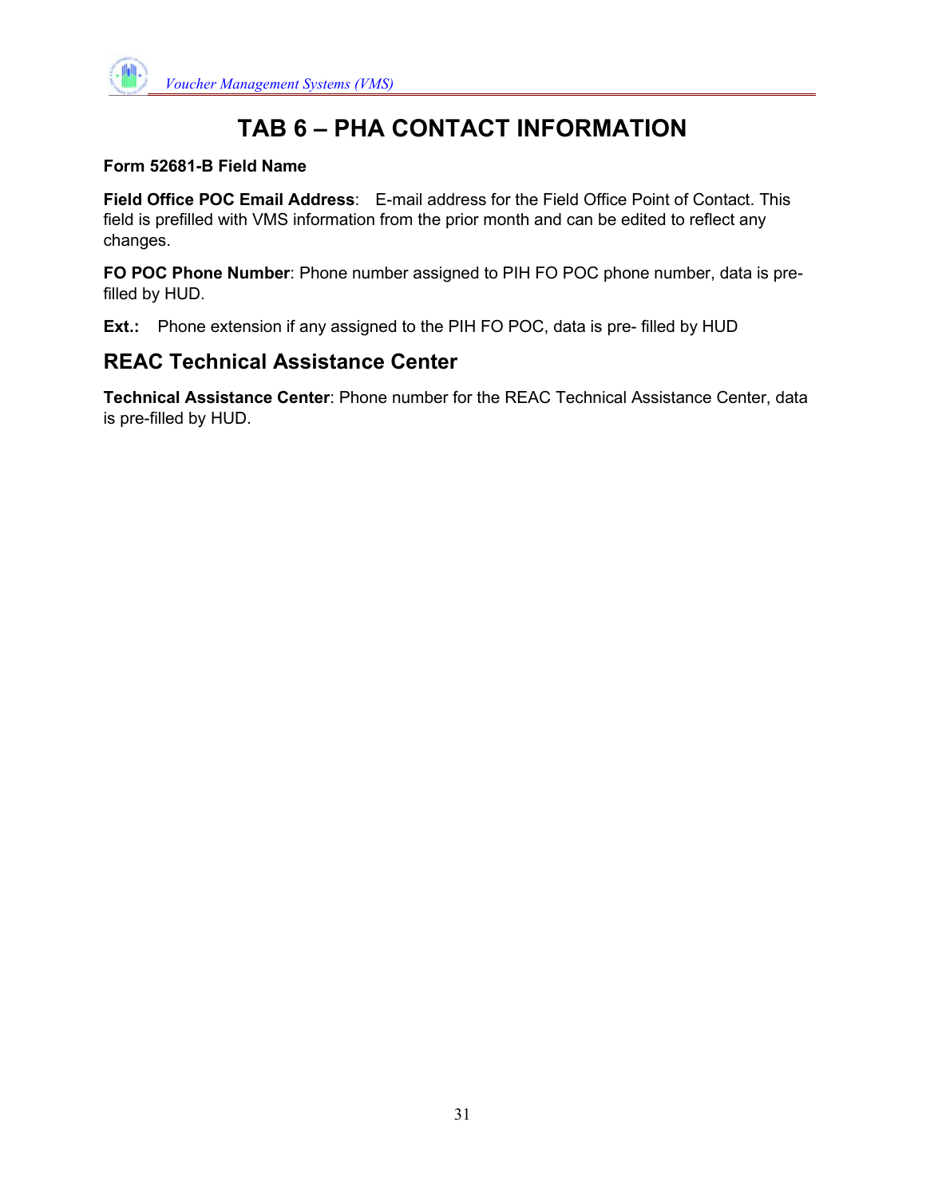# TAB 6 – PHA CONTACT INFORMATION

**Form 52681-B Field Name**

**Field Office POC Email Address**: E-mail address for the Field Office Point of Contact. This field is prefilled with VMS information from the prior month and can be edited to reflect any changes.

**FO POC Phone Number**: Phone number assigned to PIH FO POC phone number, data is pre-filled by HUD.

**Ext.:** Phone extension if any assigned to the PIH FO POC, data is pre- filled by HUD

## REAC Technical Assistance Center

**Technical Assistance Center**: Phone number for the REAC Technical Assistance Center, data is pre-filled by HUD.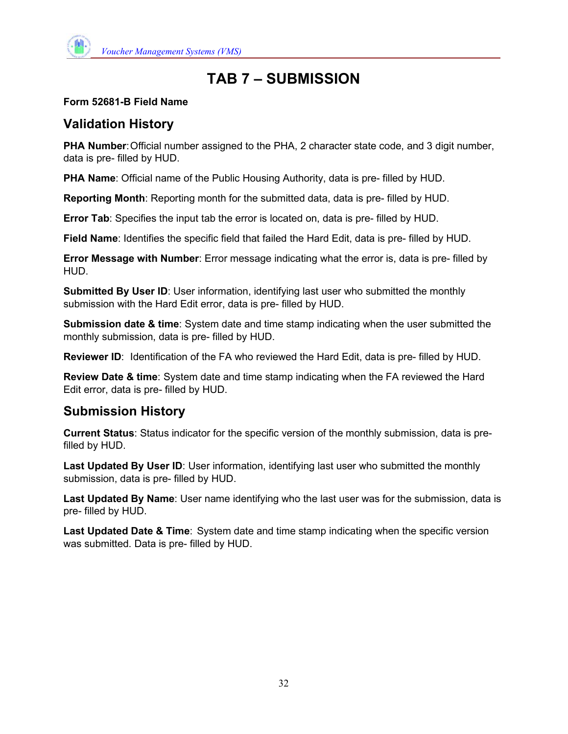# TAB 7 – SUBMISSION

**Form 52681-B Field Name**

## Validation History

**PHA Number**: Official number assigned to the PHA, 2 character state code, and 3 digit number, data is pre- filled by HUD.

**PHA Name**: Official name of the Public Housing Authority, data is pre- filled by HUD.

**Reporting Month**: Reporting month for the submitted data, data is pre- filled by HUD.

**Error Tab**: Specifies the input tab the error is located on, data is pre- filled by HUD.

**Field Name**: Identifies the specific field that failed the Hard Edit, data is pre- filled by HUD.

**Error Message with Number**: Error message indicating what the error is, data is pre- filled by HUD.

**Submitted By User ID**: User information, identifying last user who submitted the monthly submission with the Hard Edit error, data is pre- filled by HUD.

**Submission date & time**: System date and time stamp indicating when the user submitted the monthly submission, data is pre- filled by HUD.

**Reviewer ID**: Identification of the FA who reviewed the Hard Edit, data is pre- filled by HUD.

**Review Date & time**: System date and time stamp indicating when the FA reviewed the Hard Edit error, data is pre- filled by HUD.

## Submission History

**Current Status**: Status indicator for the specific version of the monthly submission, data is pre- filled by HUD.

**Last Updated By User ID**: User information, identifying last user who submitted the monthly submission, data is pre- filled by HUD.

**Last Updated By Name**: User name identifying who the last user was for the submission, data is pre- filled by HUD.

**Last Updated Date & Time**: System date and time stamp indicating when the specific version was submitted. Data is pre- filled by HUD.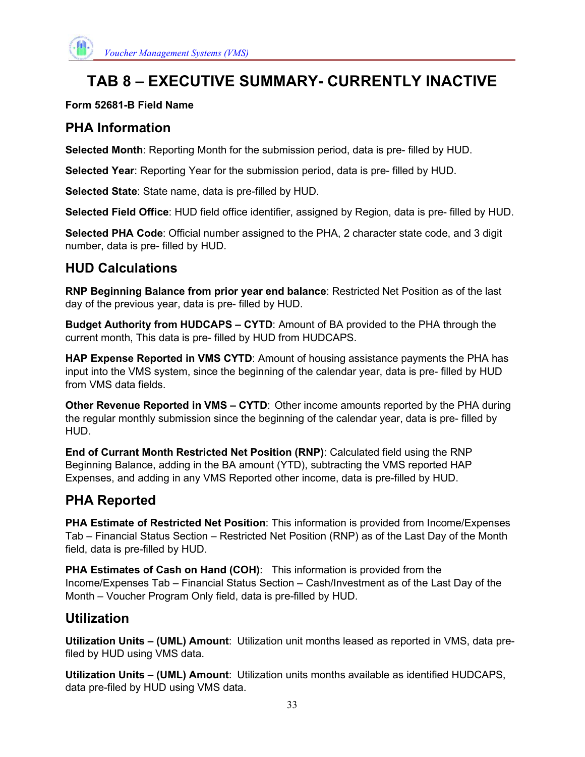# TAB 8 – EXECUTIVE SUMMARY- CURRENTLY INACTIVE

**Form 52681-B Field Name**

## PHA Information

**Selected Month**: Reporting Month for the submission period, data is pre- filled by HUD.

**Selected Year**: Reporting Year for the submission period, data is pre- filled by HUD.

**Selected State**: State name, data is pre-filled by HUD.

**Selected Field Office**: HUD field office identifier, assigned by Region, data is pre- filled by HUD.

**Selected PHA Code**: Official number assigned to the PHA, 2 character state code, and 3 digit number, data is pre- filled by HUD.

## HUD Calculations

**RNP Beginning Balance from prior year end balance**: Restricted Net Position as of the last day of the previous year, data is pre- filled by HUD.

**Budget Authority from HUDCAPS – CYTD**: Amount of BA provided to the PHA through the current month, This data is pre- filled by HUD from HUDCAPS.

**HAP Expense Reported in VMS CYTD**: Amount of housing assistance payments the PHA has input into the VMS system, since the beginning of the calendar year, data is pre- filled by HUD from VMS data fields.

**Other Revenue Reported in VMS – CYTD**: Other income amounts reported by the PHA during the regular monthly submission since the beginning of the calendar year, data is pre- filled by HUD.

**End of Currant Month Restricted Net Position (RNP)**: Calculated field using the RNP Beginning Balance, adding in the BA amount (YTD), subtracting the VMS reported HAP Expenses, and adding in any VMS Reported other income, data is pre-filled by HUD.

## PHA Reported

**PHA Estimate of Restricted Net Position**: This information is provided from Income/Expenses Tab – Financial Status Section – Restricted Net Position (RNP) as of the Last Day of the Month field, data is pre-filled by HUD.

**PHA Estimates of Cash on Hand (COH)**: This information is provided from the Income/Expenses Tab – Financial Status Section – Cash/Investment as of the Last Day of the Month – Voucher Program Only field, data is pre-filled by HUD.

## Utilization

**Utilization Units – (UML) Amount**: Utilization unit months leased as reported in VMS, data pre-filed by HUD using VMS data.

**Utilization Units – (UML) Amount**: Utilization units months available as identified HUDCAPS, data pre-filed by HUD using VMS data.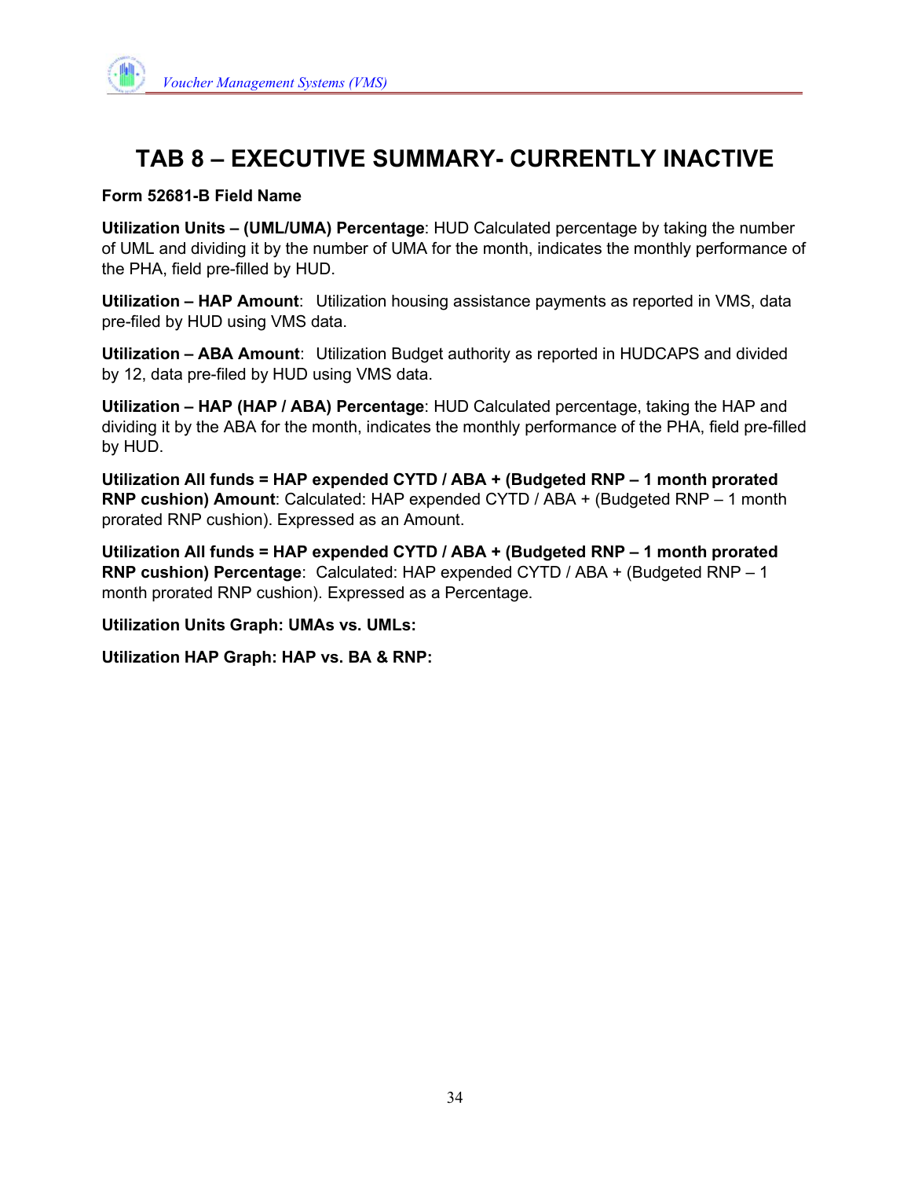# TAB 8 – EXECUTIVE SUMMARY- CURRENTLY INACTIVE

**Form 52681-B Field Name**

**Utilization Units – (UML/UMA) Percentage**: HUD Calculated percentage by taking the number of UML and dividing it by the number of UMA for the month, indicates the monthly performance of the PHA, field pre-filled by HUD.

**Utilization – HAP Amount**: Utilization housing assistance payments as reported in VMS, data pre-filed by HUD using VMS data.

**Utilization – ABA Amount**: Utilization Budget authority as reported in HUDCAPS and divided by 12, data pre-filed by HUD using VMS data.

**Utilization – HAP (HAP / ABA) Percentage**: HUD Calculated percentage, taking the HAP and dividing it by the ABA for the month, indicates the monthly performance of the PHA, field pre-filled by HUD.

**Utilization All funds = HAP expended CYTD / ABA + (Budgeted RNP – 1 month prorated RNP cushion) Amount**: Calculated: HAP expended CYTD / ABA + (Budgeted RNP – 1 month prorated RNP cushion). Expressed as an Amount.

**Utilization All funds = HAP expended CYTD / ABA + (Budgeted RNP – 1 month prorated RNP cushion) Percentage**: Calculated: HAP expended CYTD / ABA + (Budgeted RNP – 1 month prorated RNP cushion). Expressed as a Percentage.

**Utilization Units Graph: UMAs vs. UMLs:**

**Utilization HAP Graph: HAP vs. BA & RNP:**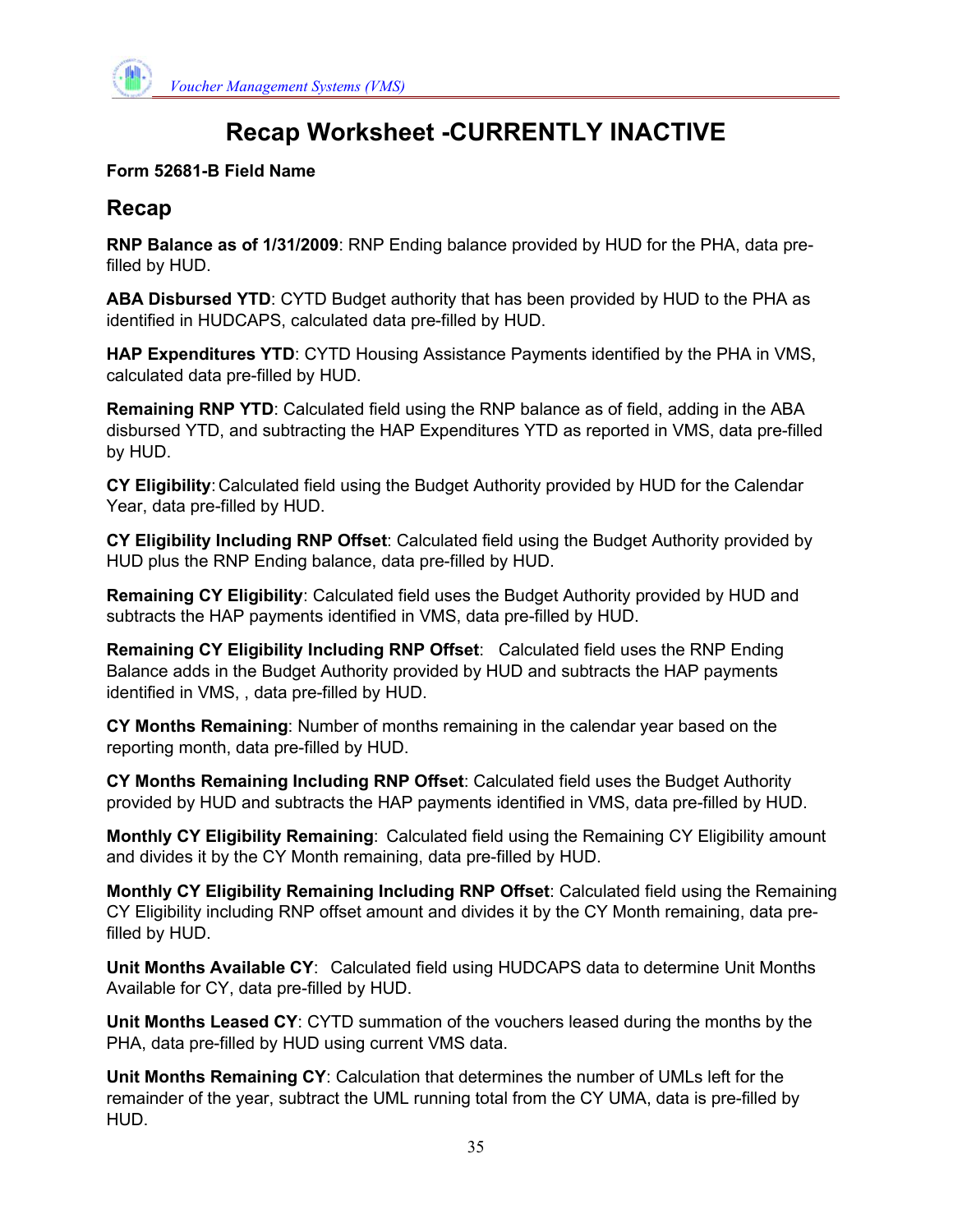# Recap Worksheet -CURRENTLY INACTIVE

**Form 52681-B Field Name**

## Recap

**RNP Balance as of 1/31/2009**: RNP Ending balance provided by HUD for the PHA, data pre-filled by HUD.

**ABA Disbursed YTD**: CYTD Budget authority that has been provided by HUD to the PHA as identified in HUDCAPS, calculated data pre-filled by HUD.

**HAP Expenditures YTD**: CYTD Housing Assistance Payments identified by the PHA in VMS, calculated data pre-filled by HUD.

**Remaining RNP YTD**: Calculated field using the RNP balance as of field, adding in the ABA disbursed YTD, and subtracting the HAP Expenditures YTD as reported in VMS, data pre-filled by HUD.

**CY Eligibility**: Calculated field using the Budget Authority provided by HUD for the Calendar Year, data pre-filled by HUD.

**CY Eligibility Including RNP Offset**: Calculated field using the Budget Authority provided by HUD plus the RNP Ending balance, data pre-filled by HUD.

**Remaining CY Eligibility**: Calculated field uses the Budget Authority provided by HUD and subtracts the HAP payments identified in VMS, data pre-filled by HUD.

**Remaining CY Eligibility Including RNP Offset**: Calculated field uses the RNP Ending Balance adds in the Budget Authority provided by HUD and subtracts the HAP payments identified in VMS, , data pre-filled by HUD.

**CY Months Remaining**: Number of months remaining in the calendar year based on the reporting month, data pre-filled by HUD.

**CY Months Remaining Including RNP Offset**: Calculated field uses the Budget Authority provided by HUD and subtracts the HAP payments identified in VMS, data pre-filled by HUD.

**Monthly CY Eligibility Remaining**: Calculated field using the Remaining CY Eligibility amount and divides it by the CY Month remaining, data pre-filled by HUD.

**Monthly CY Eligibility Remaining Including RNP Offset**: Calculated field using the Remaining CY Eligibility including RNP offset amount and divides it by the CY Month remaining, data pre-filled by HUD.

**Unit Months Available CY**: Calculated field using HUDCAPS data to determine Unit Months Available for CY, data pre-filled by HUD.

**Unit Months Leased CY**: CYTD summation of the vouchers leased during the months by the PHA, data pre-filled by HUD using current VMS data.

**Unit Months Remaining CY**: Calculation that determines the number of UMLs left for the remainder of the year, subtract the UML running total from the CY UMA, data is pre-filled by HUD.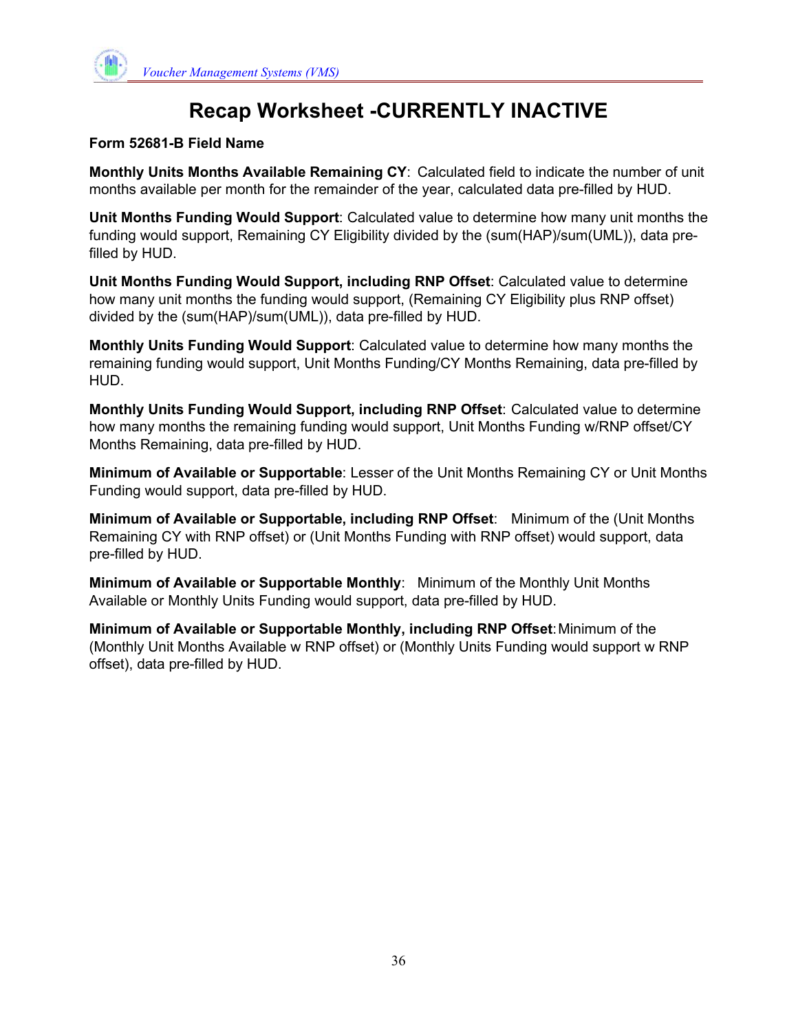# Recap Worksheet -CURRENTLY INACTIVE

**Form 52681-B Field Name**

**Monthly Units Months Available Remaining CY**: Calculated field to indicate the number of unit months available per month for the remainder of the year, calculated data pre-filled by HUD.

**Unit Months Funding Would Support**: Calculated value to determine how many unit months the funding would support, Remaining CY Eligibility divided by the (sum(HAP)/sum(UML)), data pre-filled by HUD.

**Unit Months Funding Would Support, including RNP Offset**: Calculated value to determine how many unit months the funding would support, (Remaining CY Eligibility plus RNP offset) divided by the (sum(HAP)/sum(UML)), data pre-filled by HUD.

**Monthly Units Funding Would Support**: Calculated value to determine how many months the remaining funding would support, Unit Months Funding/CY Months Remaining, data pre-filled by HUD.

**Monthly Units Funding Would Support, including RNP Offset**: Calculated value to determine how many months the remaining funding would support, Unit Months Funding w/RNP offset/CY Months Remaining, data pre-filled by HUD.

**Minimum of Available or Supportable**: Lesser of the Unit Months Remaining CY or Unit Months Funding would support, data pre-filled by HUD.

**Minimum of Available or Supportable, including RNP Offset**: Minimum of the (Unit Months Remaining CY with RNP offset) or (Unit Months Funding with RNP offset) would support, data pre-filled by HUD.

**Minimum of Available or Supportable Monthly**: Minimum of the Monthly Unit Months Available or Monthly Units Funding would support, data pre-filled by HUD.

**Minimum of Available or Supportable Monthly, including RNP Offset**: Minimum of the (Monthly Unit Months Available w RNP offset) or (Monthly Units Funding would support w RNP offset), data pre-filled by HUD.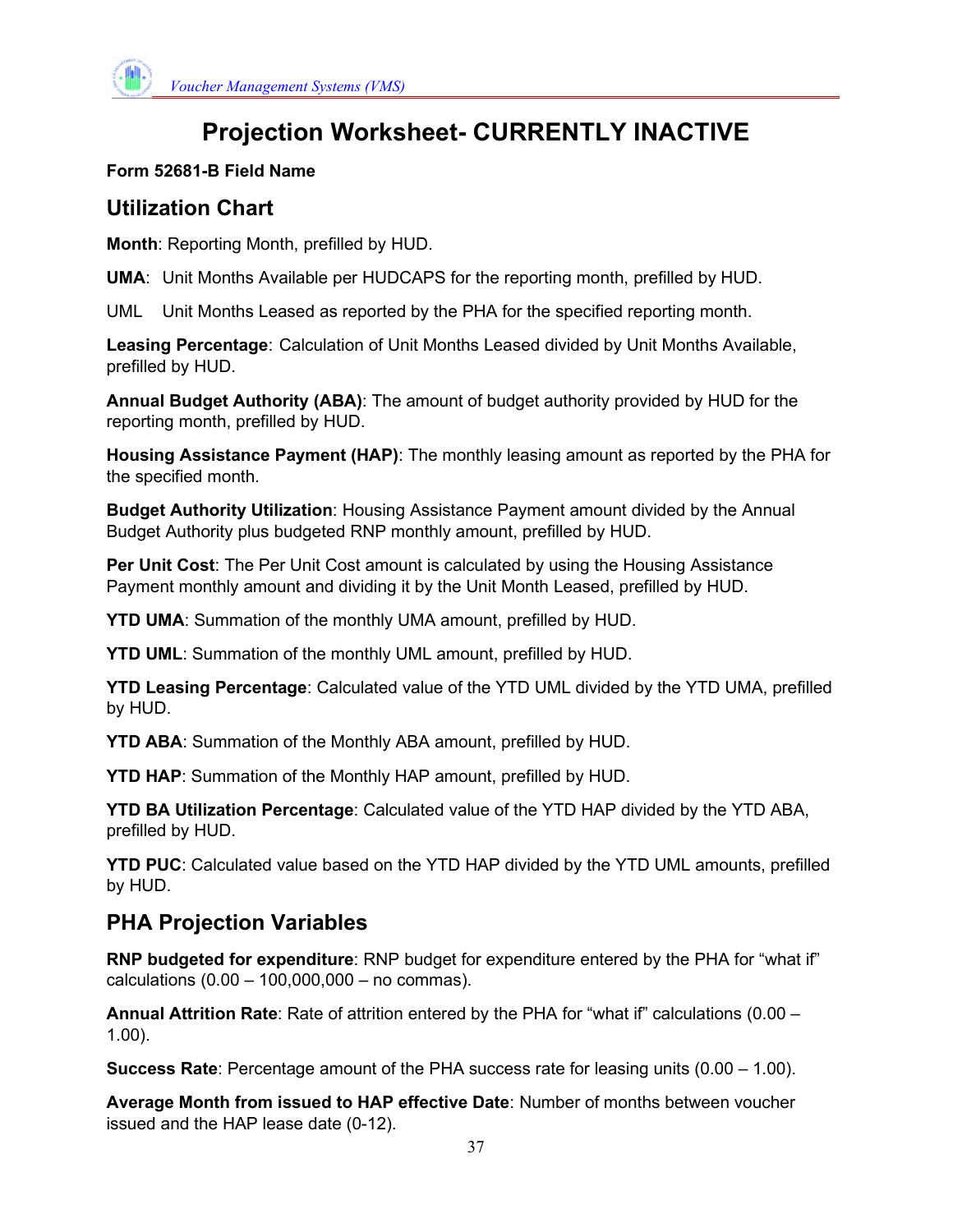# Projection Worksheet- CURRENTLY INACTIVE

**Form 52681-B Field Name**

## Utilization Chart

**Month**: Reporting Month, prefilled by HUD.

**UMA**: Unit Months Available per HUDCAPS for the reporting month, prefilled by HUD.

UML Unit Months Leased as reported by the PHA for the specified reporting month.

**Leasing Percentage**: Calculation of Unit Months Leased divided by Unit Months Available, prefilled by HUD.

**Annual Budget Authority (ABA)**: The amount of budget authority provided by HUD for the reporting month, prefilled by HUD.

**Housing Assistance Payment (HAP)**: The monthly leasing amount as reported by the PHA for the specified month.

**Budget Authority Utilization**: Housing Assistance Payment amount divided by the Annual Budget Authority plus budgeted RNP monthly amount, prefilled by HUD.

**Per Unit Cost**: The Per Unit Cost amount is calculated by using the Housing Assistance Payment monthly amount and dividing it by the Unit Month Leased, prefilled by HUD.

**YTD UMA**: Summation of the monthly UMA amount, prefilled by HUD.

**YTD UML**: Summation of the monthly UML amount, prefilled by HUD.

**YTD Leasing Percentage**: Calculated value of the YTD UML divided by the YTD UMA, prefilled by HUD.

**YTD ABA**: Summation of the Monthly ABA amount, prefilled by HUD.

**YTD HAP**: Summation of the Monthly HAP amount, prefilled by HUD.

**YTD BA Utilization Percentage**: Calculated value of the YTD HAP divided by the YTD ABA, prefilled by HUD.

**YTD PUC**: Calculated value based on the YTD HAP divided by the YTD UML amounts, prefilled by HUD.

## PHA Projection Variables

**RNP budgeted for expenditure**: RNP budget for expenditure entered by the PHA for "what if" calculations (0.00 – 100,000,000 – no commas).

**Annual Attrition Rate**: Rate of attrition entered by the PHA for "what if" calculations (0.00 – 1.00).

**Success Rate**: Percentage amount of the PHA success rate for leasing units (0.00 – 1.00).

**Average Month from issued to HAP effective Date**: Number of months between voucher issued and the HAP lease date (0-12).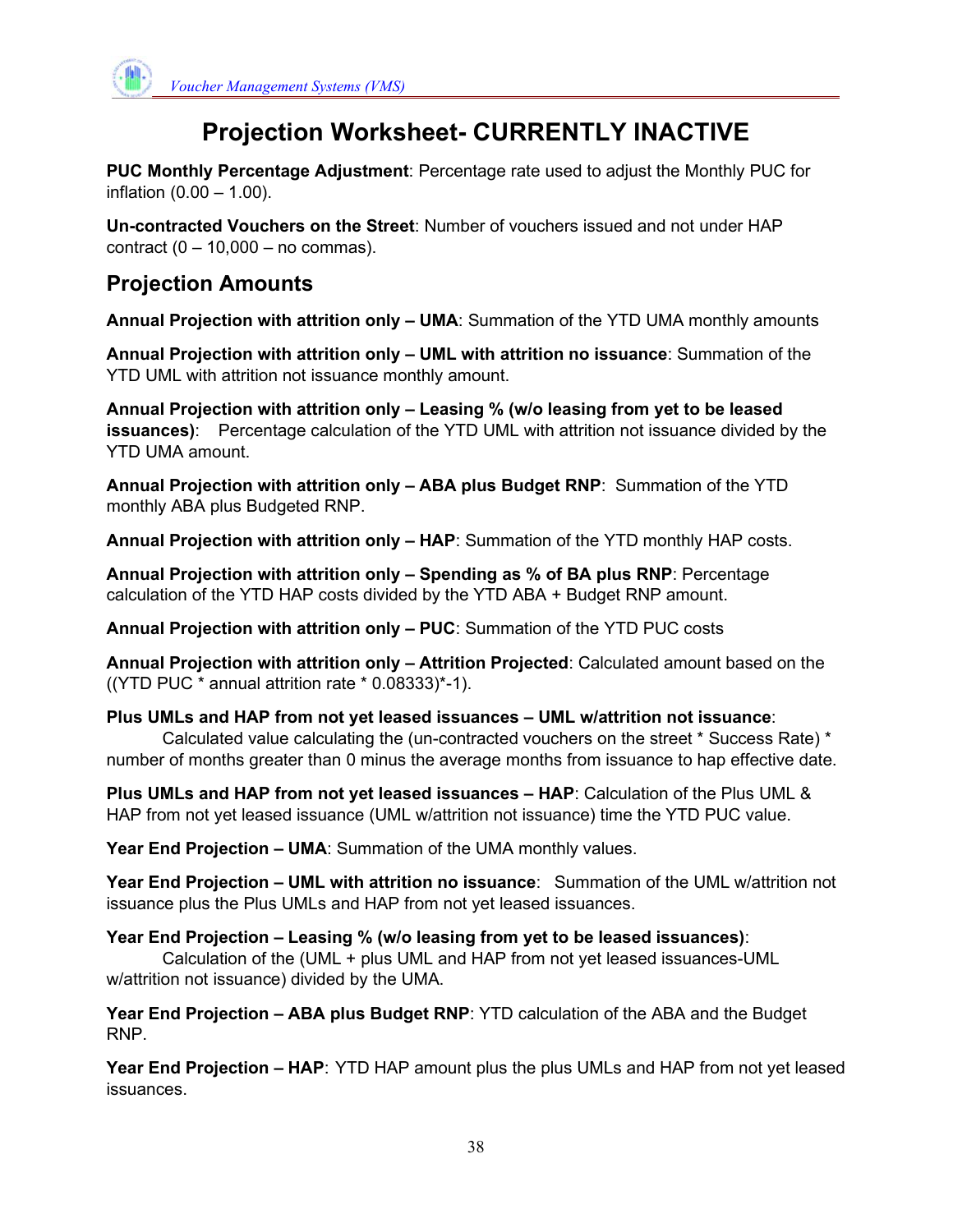# Projection Worksheet- CURRENTLY INACTIVE

**PUC Monthly Percentage Adjustment**: Percentage rate used to adjust the Monthly PUC for inflation (0.00 – 1.00).

**Un-contracted Vouchers on the Street**: Number of vouchers issued and not under HAP contract (0 – 10,000 – no commas).

## Projection Amounts

**Annual Projection with attrition only – UMA**: Summation of the YTD UMA monthly amounts

**Annual Projection with attrition only – UML with attrition no issuance**: Summation of the YTD UML with attrition not issuance monthly amount.

**Annual Projection with attrition only – Leasing % (w/o leasing from yet to be leased issuances)**: Percentage calculation of the YTD UML with attrition not issuance divided by the YTD UMA amount.

**Annual Projection with attrition only – ABA plus Budget RNP**: Summation of the YTD monthly ABA plus Budgeted RNP.

**Annual Projection with attrition only – HAP**: Summation of the YTD monthly HAP costs.

**Annual Projection with attrition only – Spending as % of BA plus RNP**: Percentage calculation of the YTD HAP costs divided by the YTD ABA + Budget RNP amount.

**Annual Projection with attrition only – PUC**: Summation of the YTD PUC costs

**Annual Projection with attrition only – Attrition Projected**: Calculated amount based on the ((YTD PUC * annual attrition rate * 0.08333)*-1).

**Plus UMLs and HAP from not yet leased issuances – UML w/attrition not issuance**: Calculated value calculating the (un-contracted vouchers on the street * Success Rate) * number of months greater than 0 minus the average months from issuance to hap effective date.

**Plus UMLs and HAP from not yet leased issuances – HAP**: Calculation of the Plus UML & HAP from not yet leased issuance (UML w/attrition not issuance) time the YTD PUC value.

**Year End Projection – UMA**: Summation of the UMA monthly values.

**Year End Projection – UML with attrition no issuance**: Summation of the UML w/attrition not issuance plus the Plus UMLs and HAP from not yet leased issuances.

**Year End Projection – Leasing % (w/o leasing from yet to be leased issuances)**: Calculation of the (UML + plus UML and HAP from not yet leased issuances-UML w/attrition not issuance) divided by the UMA.

**Year End Projection – ABA plus Budget RNP**: YTD calculation of the ABA and the Budget RNP.

**Year End Projection – HAP**: YTD HAP amount plus the plus UMLs and HAP from not yet leased issuances.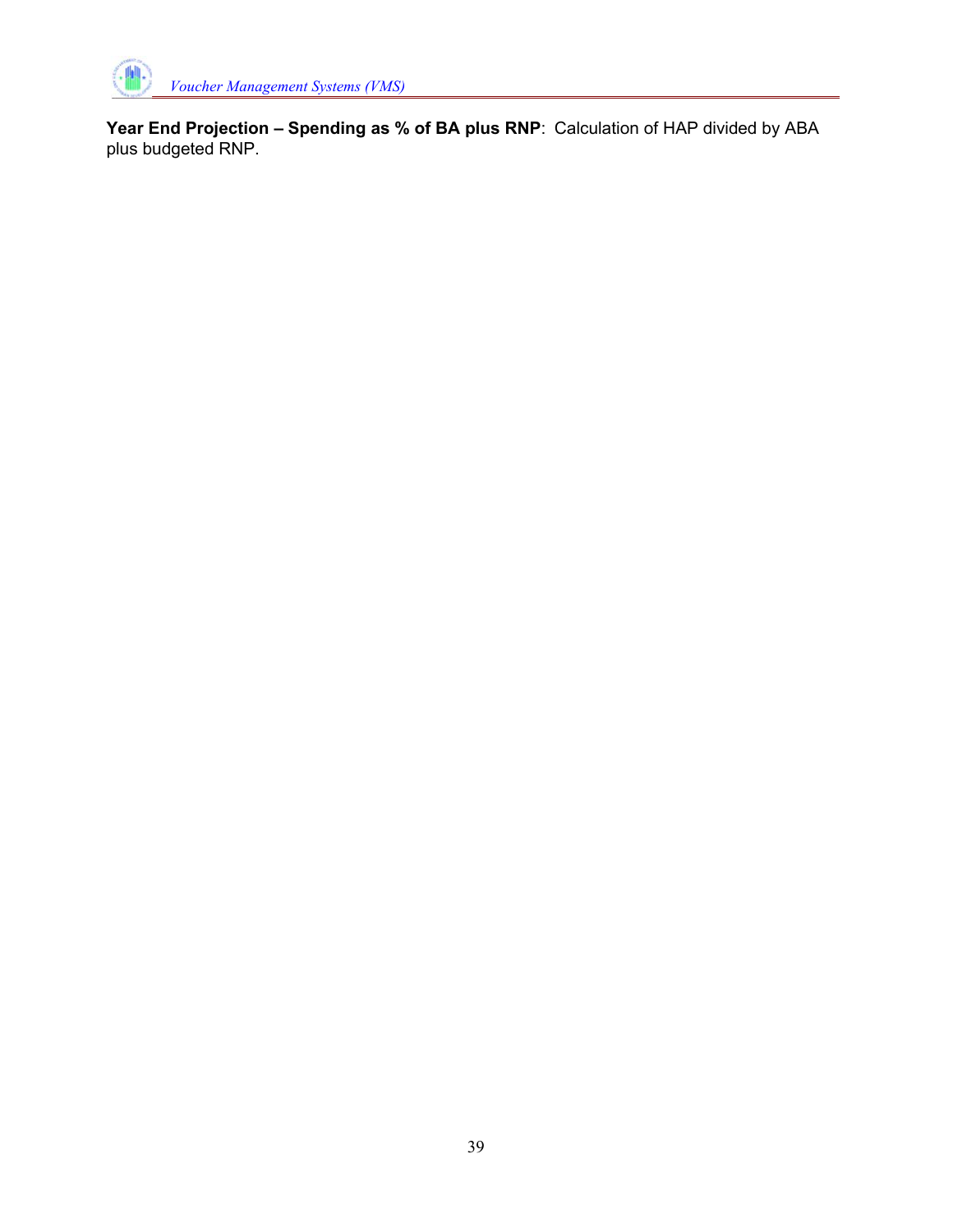**Year End Projection – Spending as % of BA plus RNP**: Calculation of HAP divided by ABA plus budgeted RNP.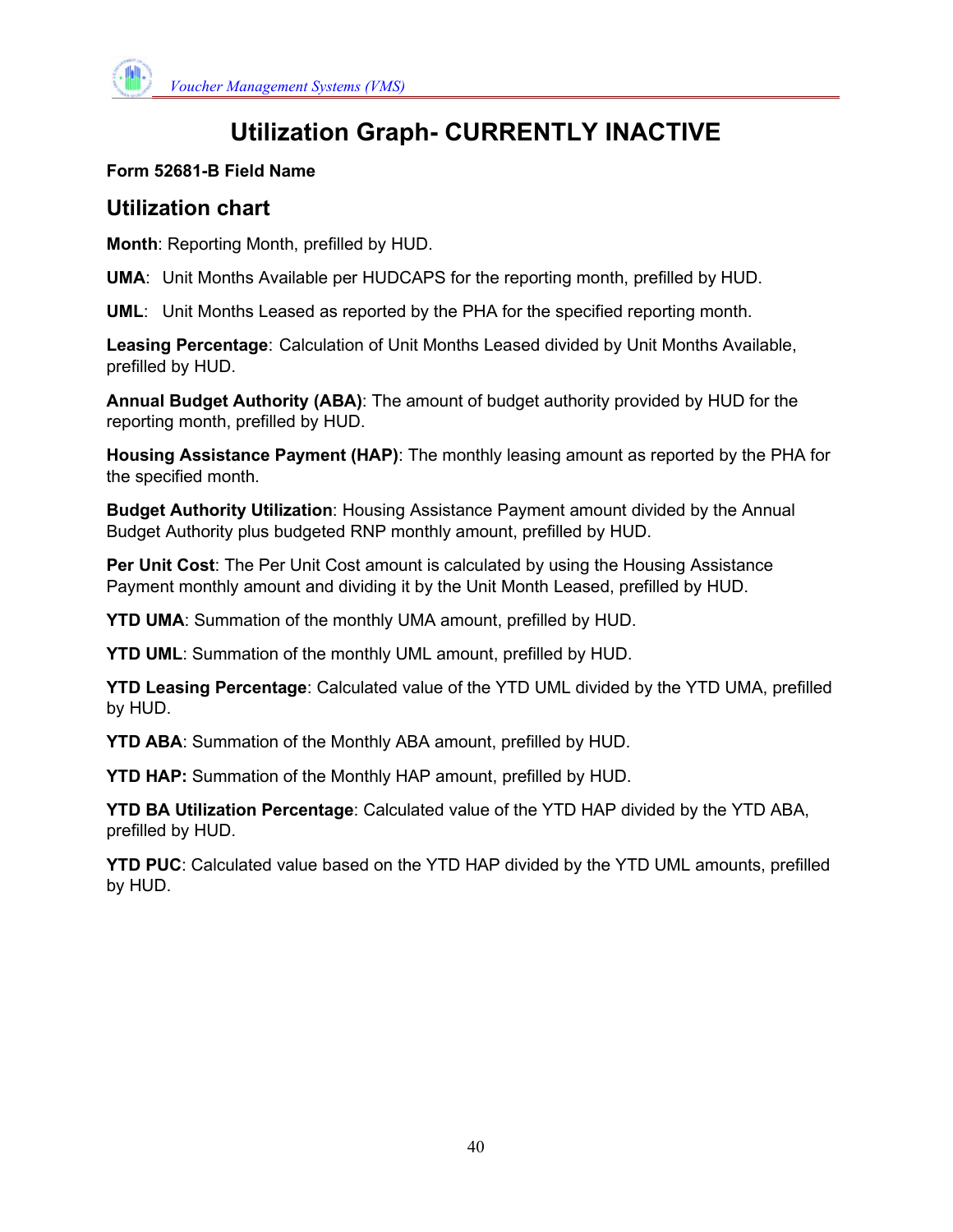# Utilization Graph- CURRENTLY INACTIVE

**Form 52681-B Field Name**

## Utilization chart

**Month**: Reporting Month, prefilled by HUD.

**UMA**: Unit Months Available per HUDCAPS for the reporting month, prefilled by HUD.

**UML**: Unit Months Leased as reported by the PHA for the specified reporting month.

**Leasing Percentage**: Calculation of Unit Months Leased divided by Unit Months Available, prefilled by HUD.

**Annual Budget Authority (ABA)**: The amount of budget authority provided by HUD for the reporting month, prefilled by HUD.

**Housing Assistance Payment (HAP)**: The monthly leasing amount as reported by the PHA for the specified month.

**Budget Authority Utilization**: Housing Assistance Payment amount divided by the Annual Budget Authority plus budgeted RNP monthly amount, prefilled by HUD.

**Per Unit Cost**: The Per Unit Cost amount is calculated by using the Housing Assistance Payment monthly amount and dividing it by the Unit Month Leased, prefilled by HUD.

**YTD UMA**: Summation of the monthly UMA amount, prefilled by HUD.

**YTD UML**: Summation of the monthly UML amount, prefilled by HUD.

**YTD Leasing Percentage**: Calculated value of the YTD UML divided by the YTD UMA, prefilled by HUD.

**YTD ABA**: Summation of the Monthly ABA amount, prefilled by HUD.

**YTD HAP:** Summation of the Monthly HAP amount, prefilled by HUD.

**YTD BA Utilization Percentage**: Calculated value of the YTD HAP divided by the YTD ABA, prefilled by HUD.

**YTD PUC**: Calculated value based on the YTD HAP divided by the YTD UML amounts, prefilled by HUD.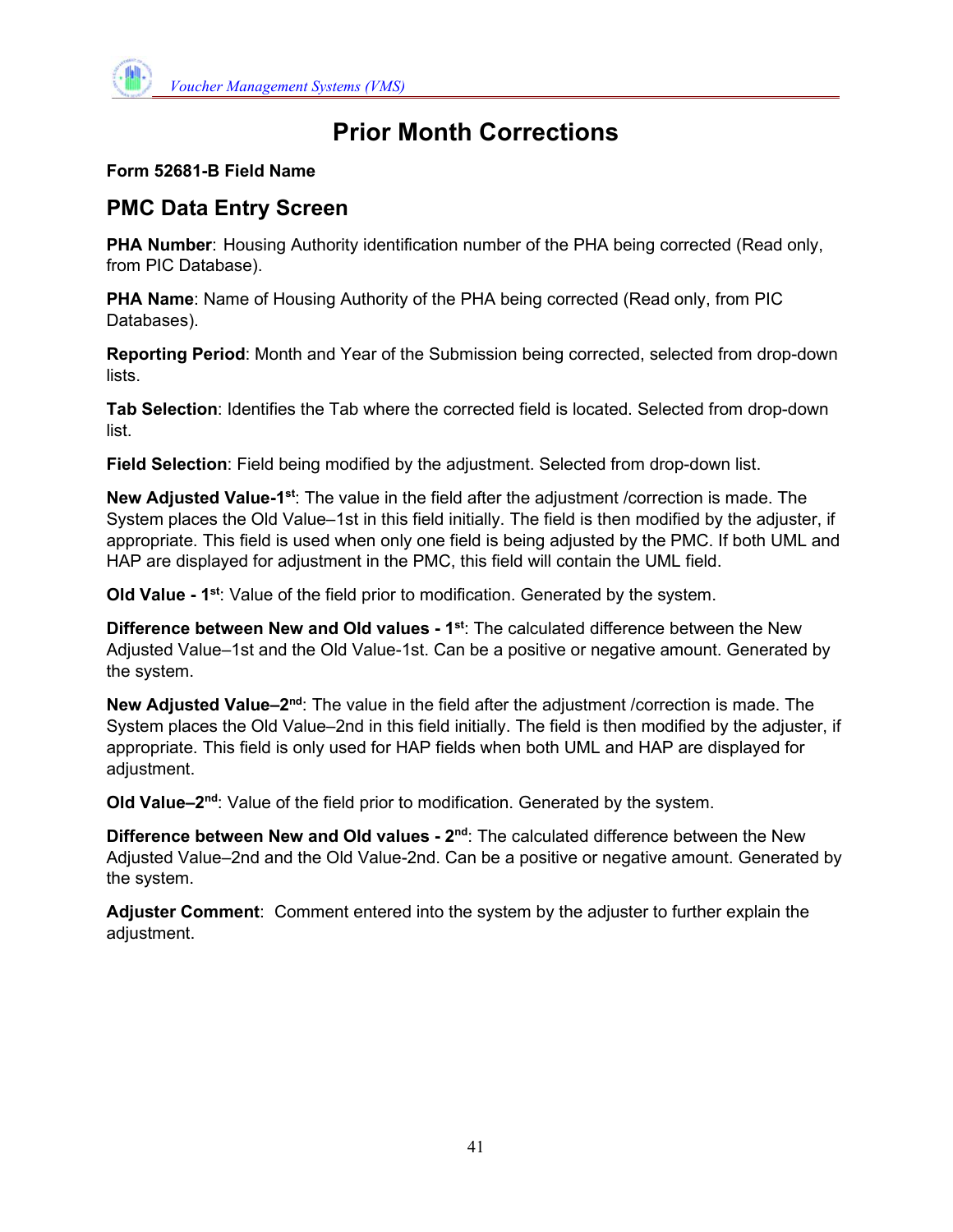# Prior Month Corrections

**Form 52681-B Field Name**

## PMC Data Entry Screen

**PHA Number**: Housing Authority identification number of the PHA being corrected (Read only, from PIC Database).

**PHA Name**: Name of Housing Authority of the PHA being corrected (Read only, from PIC Databases).

**Reporting Period**: Month and Year of the Submission being corrected, selected from drop-down lists.

**Tab Selection**: Identifies the Tab where the corrected field is located. Selected from drop-down list.

**Field Selection**: Field being modified by the adjustment. Selected from drop-down list.

**New Adjusted Value-1st**: The value in the field after the adjustment /correction is made. The System places the Old Value–1st in this field initially. The field is then modified by the adjuster, if appropriate. This field is used when only one field is being adjusted by the PMC. If both UML and HAP are displayed for adjustment in the PMC, this field will contain the UML field.

**Old Value - 1st**: Value of the field prior to modification. Generated by the system.

**Difference between New and Old values - 1st**: The calculated difference between the New Adjusted Value–1st and the Old Value-1st. Can be a positive or negative amount. Generated by the system.

**New Adjusted Value–2nd**: The value in the field after the adjustment /correction is made. The System places the Old Value–2nd in this field initially. The field is then modified by the adjuster, if appropriate. This field is only used for HAP fields when both UML and HAP are displayed for adjustment.

**Old Value–2nd**: Value of the field prior to modification. Generated by the system.

**Difference between New and Old values - 2nd**: The calculated difference between the New Adjusted Value–2nd and the Old Value-2nd. Can be a positive or negative amount. Generated by the system.

**Adjuster Comment**: Comment entered into the system by the adjuster to further explain the adjustment.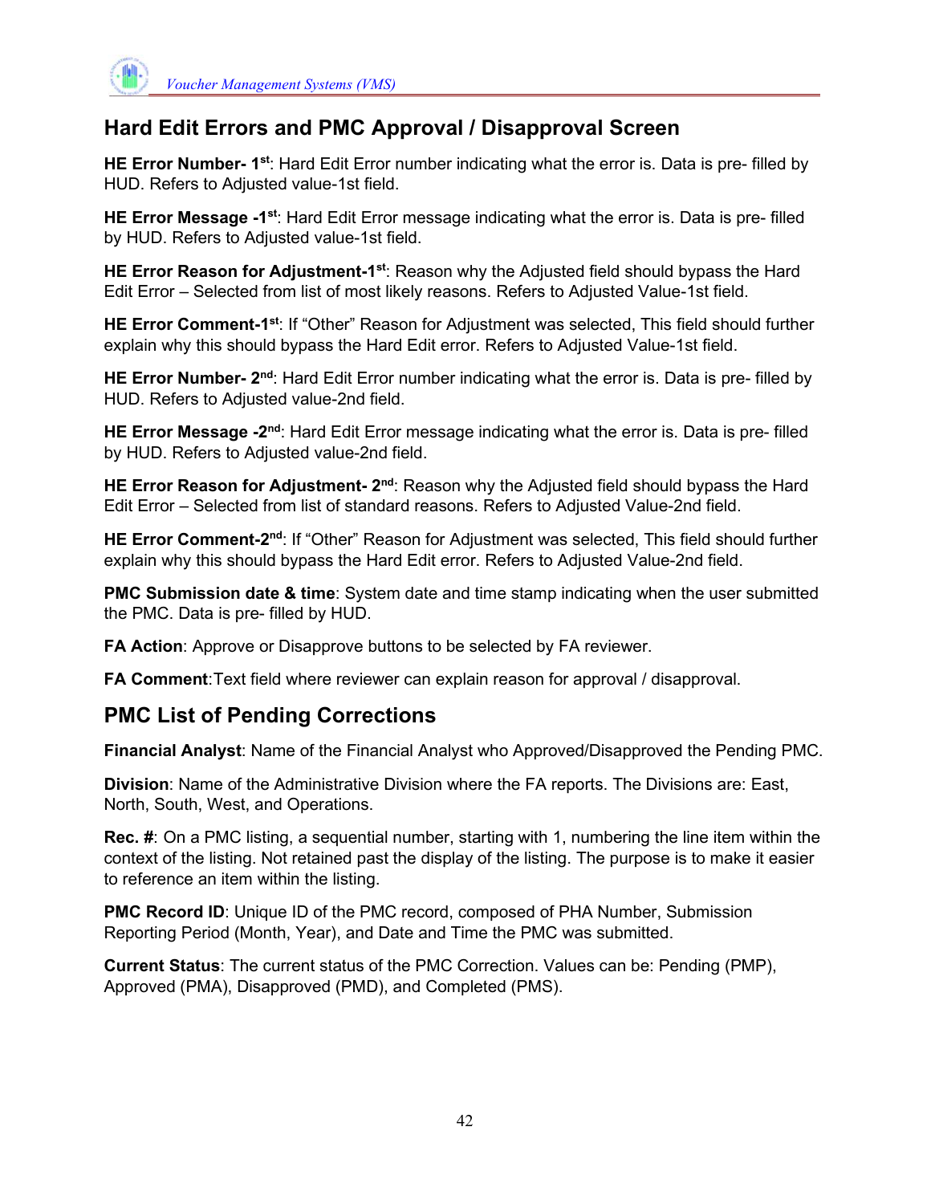## Hard Edit Errors and PMC Approval / Disapproval Screen

**HE Error Number- 1st**: Hard Edit Error number indicating what the error is. Data is pre- filled by HUD. Refers to Adjusted value-1st field.

**HE Error Message -1st**: Hard Edit Error message indicating what the error is. Data is pre- filled by HUD. Refers to Adjusted value-1st field.

**HE Error Reason for Adjustment-1st**: Reason why the Adjusted field should bypass the Hard Edit Error – Selected from list of most likely reasons. Refers to Adjusted Value-1st field.

**HE Error Comment-1st**: If "Other" Reason for Adjustment was selected, This field should further explain why this should bypass the Hard Edit error. Refers to Adjusted Value-1st field.

**HE Error Number- 2nd**: Hard Edit Error number indicating what the error is. Data is pre- filled by HUD. Refers to Adjusted value-2nd field.

**HE Error Message -2nd**: Hard Edit Error message indicating what the error is. Data is pre- filled by HUD. Refers to Adjusted value-2nd field.

**HE Error Reason for Adjustment- 2nd**: Reason why the Adjusted field should bypass the Hard Edit Error – Selected from list of standard reasons. Refers to Adjusted Value-2nd field.

**HE Error Comment-2nd**: If "Other" Reason for Adjustment was selected, This field should further explain why this should bypass the Hard Edit error. Refers to Adjusted Value-2nd field.

**PMC Submission date & time**: System date and time stamp indicating when the user submitted the PMC. Data is pre- filled by HUD.

**FA Action**: Approve or Disapprove buttons to be selected by FA reviewer.

**FA Comment**:Text field where reviewer can explain reason for approval / disapproval.

## PMC List of Pending Corrections

**Financial Analyst**: Name of the Financial Analyst who Approved/Disapproved the Pending PMC.

**Division**: Name of the Administrative Division where the FA reports. The Divisions are: East, North, South, West, and Operations.

**Rec. #**: On a PMC listing, a sequential number, starting with 1, numbering the line item within the context of the listing. Not retained past the display of the listing. The purpose is to make it easier to reference an item within the listing.

**PMC Record ID**: Unique ID of the PMC record, composed of PHA Number, Submission Reporting Period (Month, Year), and Date and Time the PMC was submitted.

**Current Status**: The current status of the PMC Correction. Values can be: Pending (PMP), Approved (PMA), Disapproved (PMD), and Completed (PMS).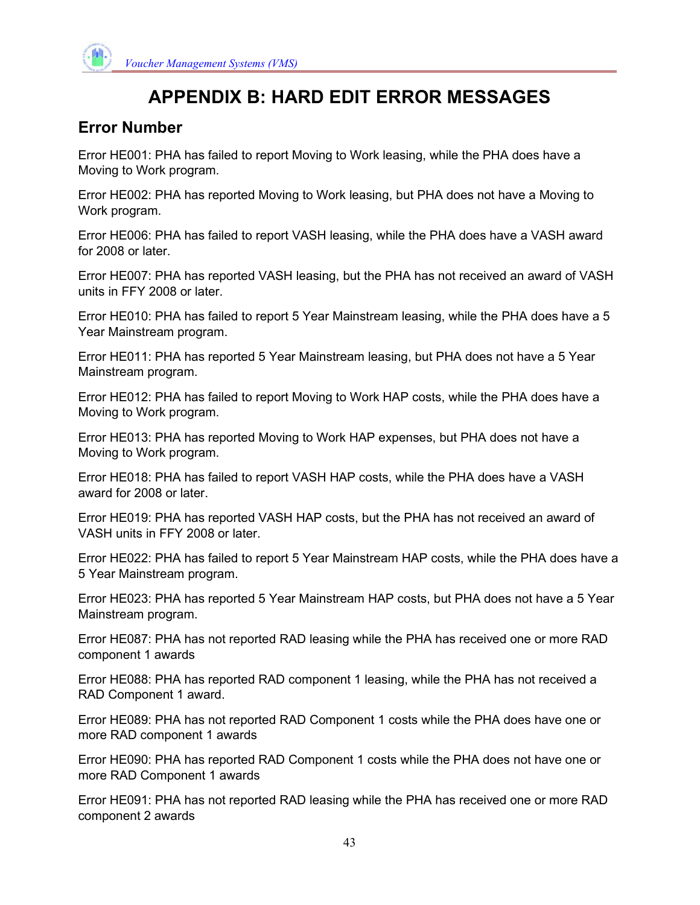# APPENDIX B: HARD EDIT ERROR MESSAGES

## Error Number

Error HE001: PHA has failed to report Moving to Work leasing, while the PHA does have a Moving to Work program.

Error HE002: PHA has reported Moving to Work leasing, but PHA does not have a Moving to Work program.

Error HE006: PHA has failed to report VASH leasing, while the PHA does have a VASH award for 2008 or later.

Error HE007: PHA has reported VASH leasing, but the PHA has not received an award of VASH units in FFY 2008 or later.

Error HE010: PHA has failed to report 5 Year Mainstream leasing, while the PHA does have a 5 Year Mainstream program.

Error HE011: PHA has reported 5 Year Mainstream leasing, but PHA does not have a 5 Year Mainstream program.

Error HE012: PHA has failed to report Moving to Work HAP costs, while the PHA does have a Moving to Work program.

Error HE013: PHA has reported Moving to Work HAP expenses, but PHA does not have a Moving to Work program.

Error HE018: PHA has failed to report VASH HAP costs, while the PHA does have a VASH award for 2008 or later.

Error HE019: PHA has reported VASH HAP costs, but the PHA has not received an award of VASH units in FFY 2008 or later.

Error HE022: PHA has failed to report 5 Year Mainstream HAP costs, while the PHA does have a 5 Year Mainstream program.

Error HE023: PHA has reported 5 Year Mainstream HAP costs, but PHA does not have a 5 Year Mainstream program.

Error HE087: PHA has not reported RAD leasing while the PHA has received one or more RAD component 1 awards

Error HE088: PHA has reported RAD component 1 leasing, while the PHA has not received a RAD Component 1 award.

Error HE089: PHA has not reported RAD Component 1 costs while the PHA does have one or more RAD component 1 awards

Error HE090: PHA has reported RAD Component 1 costs while the PHA does not have one or more RAD Component 1 awards

Error HE091: PHA has not reported RAD leasing while the PHA has received one or more RAD component 2 awards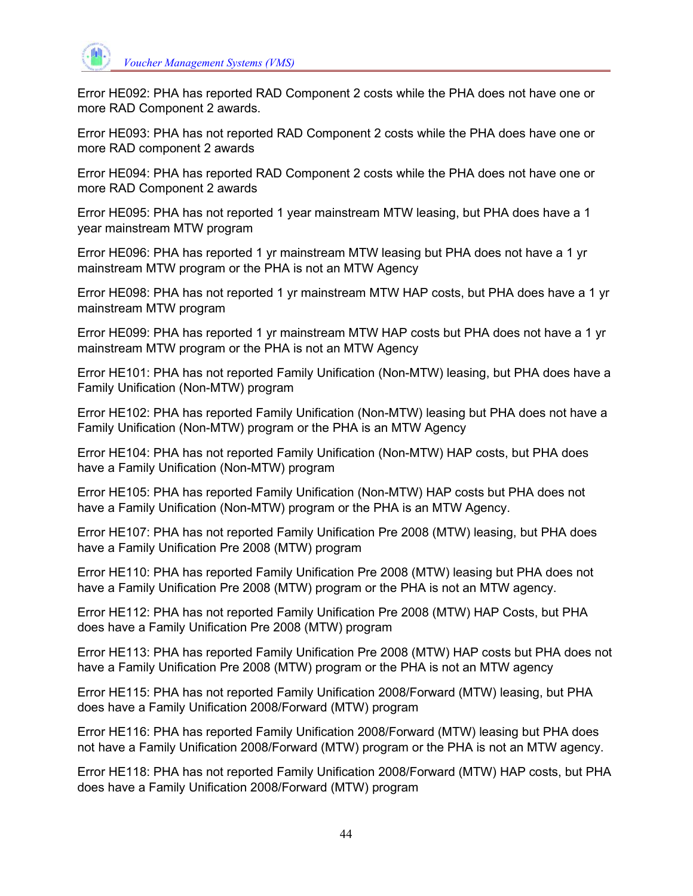Error HE092: PHA has reported RAD Component 2 costs while the PHA does not have one or more RAD Component 2 awards.

Error HE093: PHA has not reported RAD Component 2 costs while the PHA does have one or more RAD component 2 awards

Error HE094: PHA has reported RAD Component 2 costs while the PHA does not have one or more RAD Component 2 awards

Error HE095: PHA has not reported 1 year mainstream MTW leasing, but PHA does have a 1 year mainstream MTW program

Error HE096: PHA has reported 1 yr mainstream MTW leasing but PHA does not have a 1 yr mainstream MTW program or the PHA is not an MTW Agency

Error HE098: PHA has not reported 1 yr mainstream MTW HAP costs, but PHA does have a 1 yr mainstream MTW program

Error HE099: PHA has reported 1 yr mainstream MTW HAP costs but PHA does not have a 1 yr mainstream MTW program or the PHA is not an MTW Agency

Error HE101: PHA has not reported Family Unification (Non-MTW) leasing, but PHA does have a Family Unification (Non-MTW) program

Error HE102: PHA has reported Family Unification (Non-MTW) leasing but PHA does not have a Family Unification (Non-MTW) program or the PHA is an MTW Agency

Error HE104: PHA has not reported Family Unification (Non-MTW) HAP costs, but PHA does have a Family Unification (Non-MTW) program

Error HE105: PHA has reported Family Unification (Non-MTW) HAP costs but PHA does not have a Family Unification (Non-MTW) program or the PHA is an MTW Agency.

Error HE107: PHA has not reported Family Unification Pre 2008 (MTW) leasing, but PHA does have a Family Unification Pre 2008 (MTW) program

Error HE110: PHA has reported Family Unification Pre 2008 (MTW) leasing but PHA does not have a Family Unification Pre 2008 (MTW) program or the PHA is not an MTW agency.

Error HE112: PHA has not reported Family Unification Pre 2008 (MTW) HAP Costs, but PHA does have a Family Unification Pre 2008 (MTW) program

Error HE113: PHA has reported Family Unification Pre 2008 (MTW) HAP costs but PHA does not have a Family Unification Pre 2008 (MTW) program or the PHA is not an MTW agency

Error HE115: PHA has not reported Family Unification 2008/Forward (MTW) leasing, but PHA does have a Family Unification 2008/Forward (MTW) program

Error HE116: PHA has reported Family Unification 2008/Forward (MTW) leasing but PHA does not have a Family Unification 2008/Forward (MTW) program or the PHA is not an MTW agency.

Error HE118: PHA has not reported Family Unification 2008/Forward (MTW) HAP costs, but PHA does have a Family Unification 2008/Forward (MTW) program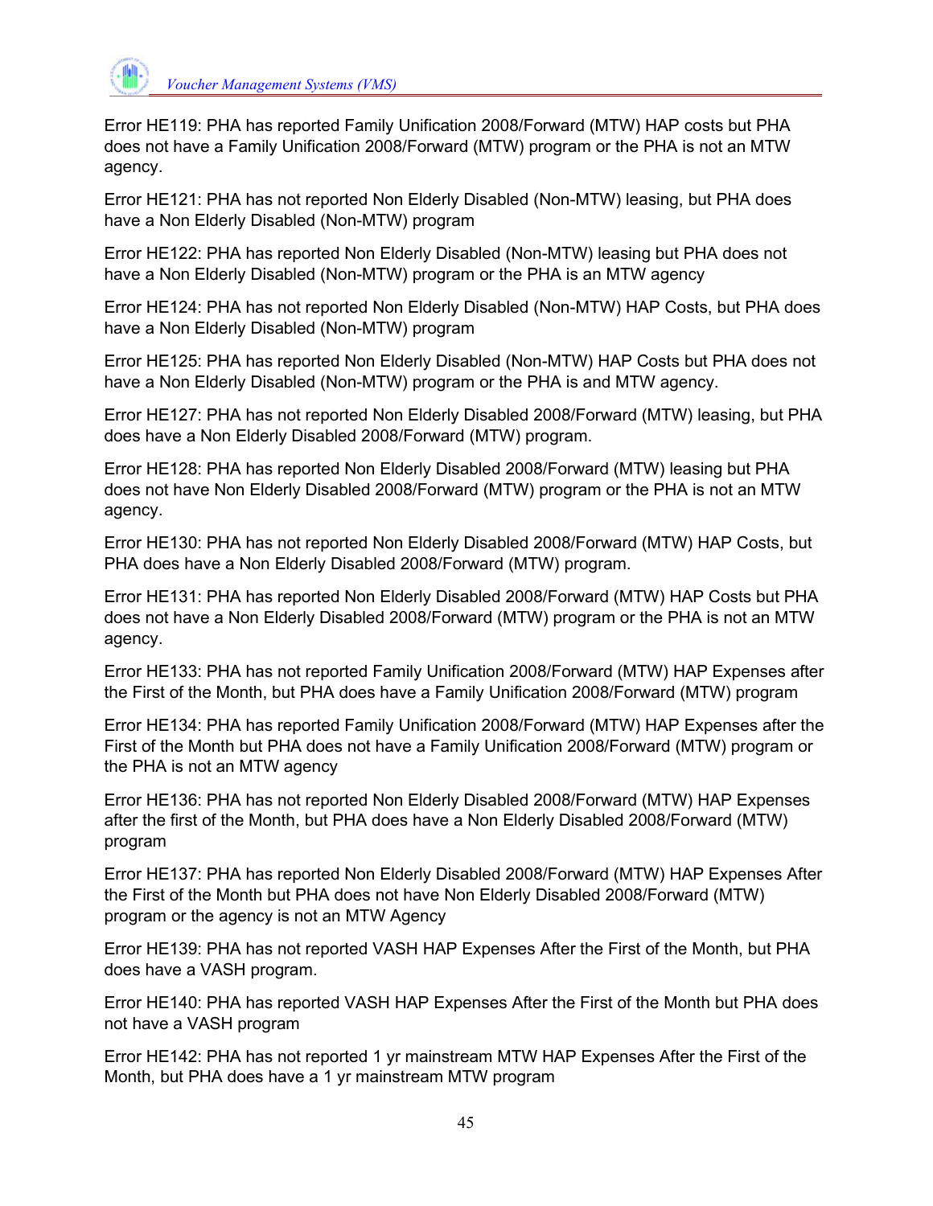Error HE119: PHA has reported Family Unification 2008/Forward (MTW) HAP costs but PHA does not have a Family Unification 2008/Forward (MTW) program or the PHA is not an MTW agency.

Error HE121: PHA has not reported Non Elderly Disabled (Non-MTW) leasing, but PHA does have a Non Elderly Disabled (Non-MTW) program

Error HE122: PHA has reported Non Elderly Disabled (Non-MTW) leasing but PHA does not have a Non Elderly Disabled (Non-MTW) program or the PHA is an MTW agency

Error HE124: PHA has not reported Non Elderly Disabled (Non-MTW) HAP Costs, but PHA does have a Non Elderly Disabled (Non-MTW) program

Error HE125: PHA has reported Non Elderly Disabled (Non-MTW) HAP Costs but PHA does not have a Non Elderly Disabled (Non-MTW) program or the PHA is and MTW agency.

Error HE127: PHA has not reported Non Elderly Disabled 2008/Forward (MTW) leasing, but PHA does have a Non Elderly Disabled 2008/Forward (MTW) program.

Error HE128: PHA has reported Non Elderly Disabled 2008/Forward (MTW) leasing but PHA does not have Non Elderly Disabled 2008/Forward (MTW) program or the PHA is not an MTW agency.

Error HE130: PHA has not reported Non Elderly Disabled 2008/Forward (MTW) HAP Costs, but PHA does have a Non Elderly Disabled 2008/Forward (MTW) program.

Error HE131: PHA has reported Non Elderly Disabled 2008/Forward (MTW) HAP Costs but PHA does not have a Non Elderly Disabled 2008/Forward (MTW) program or the PHA is not an MTW agency.

Error HE133: PHA has not reported Family Unification 2008/Forward (MTW) HAP Expenses after the First of the Month, but PHA does have a Family Unification 2008/Forward (MTW) program

Error HE134: PHA has reported Family Unification 2008/Forward (MTW) HAP Expenses after the First of the Month but PHA does not have a Family Unification 2008/Forward (MTW) program or the PHA is not an MTW agency

Error HE136: PHA has not reported Non Elderly Disabled 2008/Forward (MTW) HAP Expenses after the first of the Month, but PHA does have a Non Elderly Disabled 2008/Forward (MTW) program

Error HE137: PHA has reported Non Elderly Disabled 2008/Forward (MTW) HAP Expenses After the First of the Month but PHA does not have Non Elderly Disabled 2008/Forward (MTW) program or the agency is not an MTW Agency

Error HE139: PHA has not reported VASH HAP Expenses After the First of the Month, but PHA does have a VASH program.

Error HE140: PHA has reported VASH HAP Expenses After the First of the Month but PHA does not have a VASH program

Error HE142: PHA has not reported 1 yr mainstream MTW HAP Expenses After the First of the Month, but PHA does have a 1 yr mainstream MTW program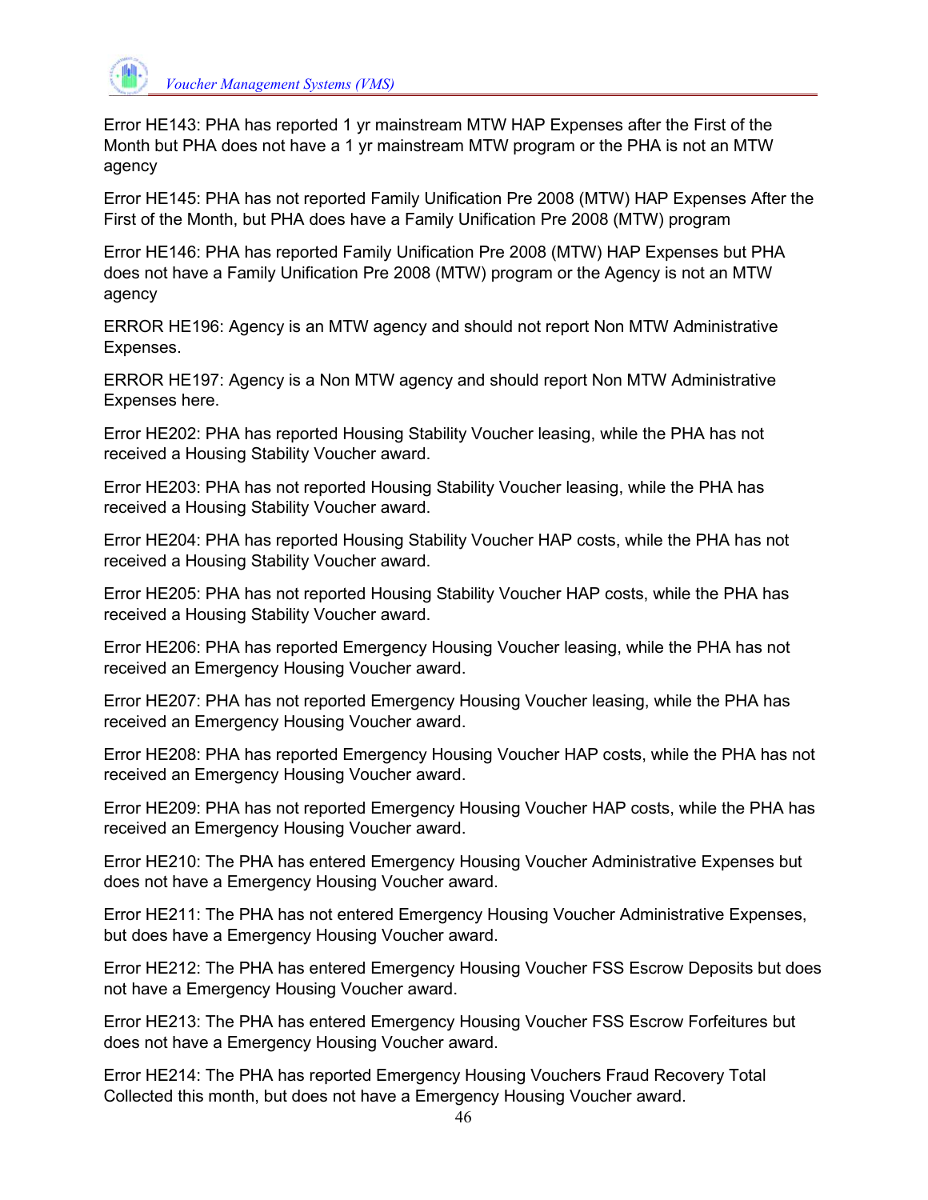Error HE143: PHA has reported 1 yr mainstream MTW HAP Expenses after the First of the Month but PHA does not have a 1 yr mainstream MTW program or the PHA is not an MTW agency

Error HE145: PHA has not reported Family Unification Pre 2008 (MTW) HAP Expenses After the First of the Month, but PHA does have a Family Unification Pre 2008 (MTW) program

Error HE146: PHA has reported Family Unification Pre 2008 (MTW) HAP Expenses but PHA does not have a Family Unification Pre 2008 (MTW) program or the Agency is not an MTW agency

ERROR HE196: Agency is an MTW agency and should not report Non MTW Administrative Expenses.

ERROR HE197: Agency is a Non MTW agency and should report Non MTW Administrative Expenses here.

Error HE202: PHA has reported Housing Stability Voucher leasing, while the PHA has not received a Housing Stability Voucher award.

Error HE203: PHA has not reported Housing Stability Voucher leasing, while the PHA has received a Housing Stability Voucher award.

Error HE204: PHA has reported Housing Stability Voucher HAP costs, while the PHA has not received a Housing Stability Voucher award.

Error HE205: PHA has not reported Housing Stability Voucher HAP costs, while the PHA has received a Housing Stability Voucher award.

Error HE206: PHA has reported Emergency Housing Voucher leasing, while the PHA has not received an Emergency Housing Voucher award.

Error HE207: PHA has not reported Emergency Housing Voucher leasing, while the PHA has received an Emergency Housing Voucher award.

Error HE208: PHA has reported Emergency Housing Voucher HAP costs, while the PHA has not received an Emergency Housing Voucher award.

Error HE209: PHA has not reported Emergency Housing Voucher HAP costs, while the PHA has received an Emergency Housing Voucher award.

Error HE210: The PHA has entered Emergency Housing Voucher Administrative Expenses but does not have a Emergency Housing Voucher award.

Error HE211: The PHA has not entered Emergency Housing Voucher Administrative Expenses, but does have a Emergency Housing Voucher award.

Error HE212: The PHA has entered Emergency Housing Voucher FSS Escrow Deposits but does not have a Emergency Housing Voucher award.

Error HE213: The PHA has entered Emergency Housing Voucher FSS Escrow Forfeitures but does not have a Emergency Housing Voucher award.

Error HE214: The PHA has reported Emergency Housing Vouchers Fraud Recovery Total Collected this month, but does not have a Emergency Housing Voucher award.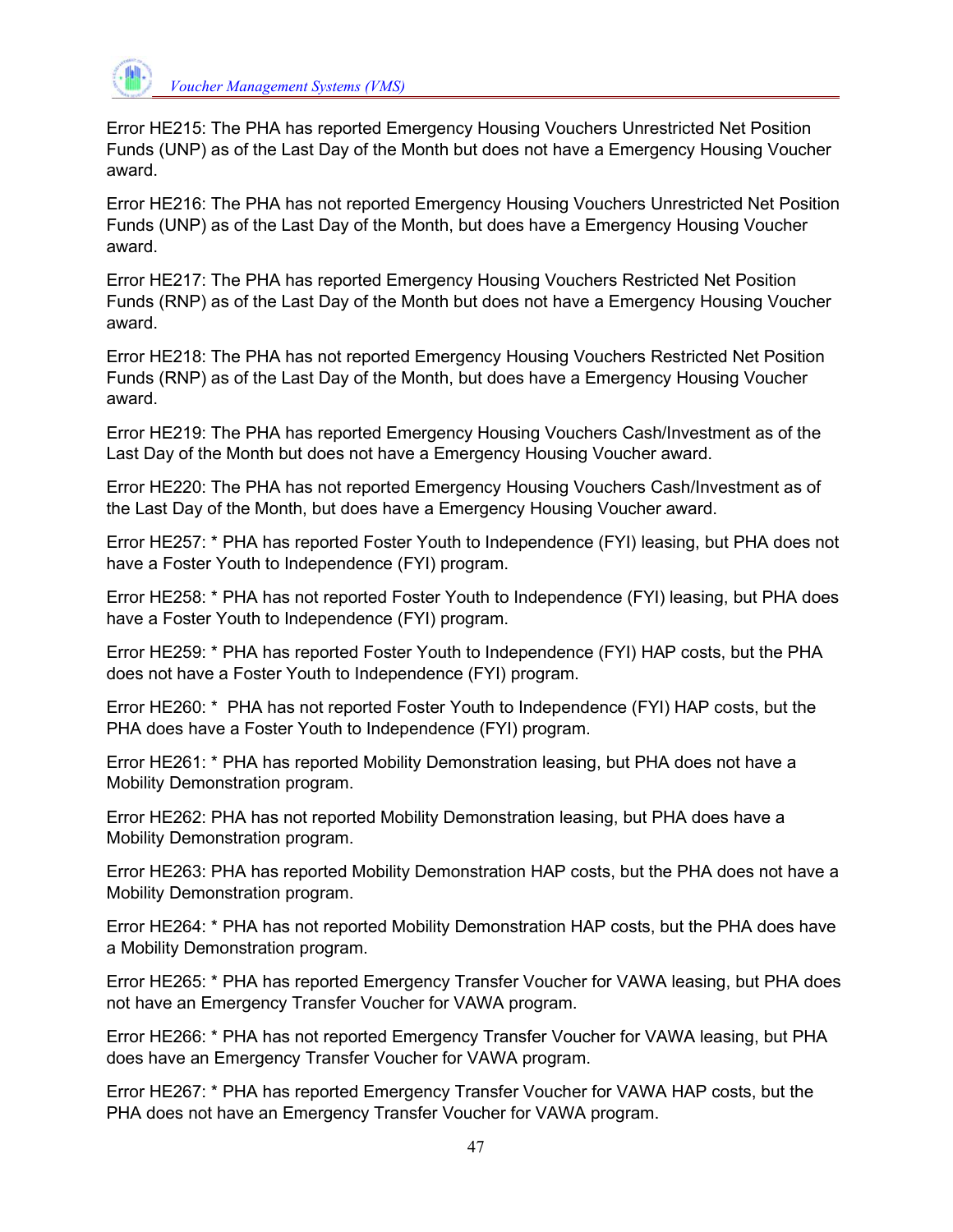Error HE215: The PHA has reported Emergency Housing Vouchers Unrestricted Net Position Funds (UNP) as of the Last Day of the Month but does not have a Emergency Housing Voucher award.

Error HE216: The PHA has not reported Emergency Housing Vouchers Unrestricted Net Position Funds (UNP) as of the Last Day of the Month, but does have a Emergency Housing Voucher award.

Error HE217: The PHA has reported Emergency Housing Vouchers Restricted Net Position Funds (RNP) as of the Last Day of the Month but does not have a Emergency Housing Voucher award.

Error HE218: The PHA has not reported Emergency Housing Vouchers Restricted Net Position Funds (RNP) as of the Last Day of the Month, but does have a Emergency Housing Voucher award.

Error HE219: The PHA has reported Emergency Housing Vouchers Cash/Investment as of the Last Day of the Month but does not have a Emergency Housing Voucher award.

Error HE220: The PHA has not reported Emergency Housing Vouchers Cash/Investment as of the Last Day of the Month, but does have a Emergency Housing Voucher award.

Error HE257: * PHA has reported Foster Youth to Independence (FYI) leasing, but PHA does not have a Foster Youth to Independence (FYI) program.

Error HE258: * PHA has not reported Foster Youth to Independence (FYI) leasing, but PHA does have a Foster Youth to Independence (FYI) program.

Error HE259: * PHA has reported Foster Youth to Independence (FYI) HAP costs, but the PHA does not have a Foster Youth to Independence (FYI) program.

Error HE260: * PHA has not reported Foster Youth to Independence (FYI) HAP costs, but the PHA does have a Foster Youth to Independence (FYI) program.

Error HE261: * PHA has reported Mobility Demonstration leasing, but PHA does not have a Mobility Demonstration program.

Error HE262: PHA has not reported Mobility Demonstration leasing, but PHA does have a Mobility Demonstration program.

Error HE263: PHA has reported Mobility Demonstration HAP costs, but the PHA does not have a Mobility Demonstration program.

Error HE264: * PHA has not reported Mobility Demonstration HAP costs, but the PHA does have a Mobility Demonstration program.

Error HE265: * PHA has reported Emergency Transfer Voucher for VAWA leasing, but PHA does not have an Emergency Transfer Voucher for VAWA program.

Error HE266: * PHA has not reported Emergency Transfer Voucher for VAWA leasing, but PHA does have an Emergency Transfer Voucher for VAWA program.

Error HE267: * PHA has reported Emergency Transfer Voucher for VAWA HAP costs, but the PHA does not have an Emergency Transfer Voucher for VAWA program.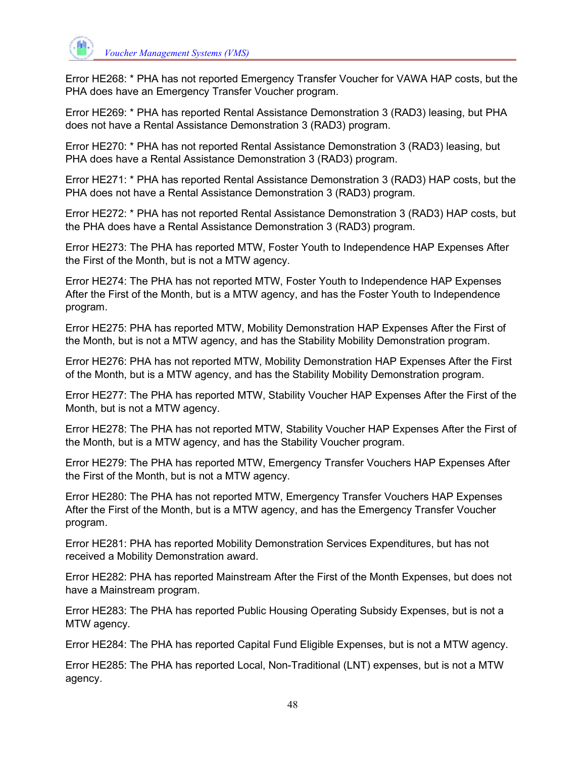Error HE268: * PHA has not reported Emergency Transfer Voucher for VAWA HAP costs, but the PHA does have an Emergency Transfer Voucher program.

Error HE269: * PHA has reported Rental Assistance Demonstration 3 (RAD3) leasing, but PHA does not have a Rental Assistance Demonstration 3 (RAD3) program.

Error HE270: * PHA has not reported Rental Assistance Demonstration 3 (RAD3) leasing, but PHA does have a Rental Assistance Demonstration 3 (RAD3) program.

Error HE271: * PHA has reported Rental Assistance Demonstration 3 (RAD3) HAP costs, but the PHA does not have a Rental Assistance Demonstration 3 (RAD3) program.

Error HE272: * PHA has not reported Rental Assistance Demonstration 3 (RAD3) HAP costs, but the PHA does have a Rental Assistance Demonstration 3 (RAD3) program.

Error HE273: The PHA has reported MTW, Foster Youth to Independence HAP Expenses After the First of the Month, but is not a MTW agency.

Error HE274: The PHA has not reported MTW, Foster Youth to Independence HAP Expenses After the First of the Month, but is a MTW agency, and has the Foster Youth to Independence program.

Error HE275: PHA has reported MTW, Mobility Demonstration HAP Expenses After the First of the Month, but is not a MTW agency, and has the Stability Mobility Demonstration program.

Error HE276: PHA has not reported MTW, Mobility Demonstration HAP Expenses After the First of the Month, but is a MTW agency, and has the Stability Mobility Demonstration program.

Error HE277: The PHA has reported MTW, Stability Voucher HAP Expenses After the First of the Month, but is not a MTW agency.

Error HE278: The PHA has not reported MTW, Stability Voucher HAP Expenses After the First of the Month, but is a MTW agency, and has the Stability Voucher program.

Error HE279: The PHA has reported MTW, Emergency Transfer Vouchers HAP Expenses After the First of the Month, but is not a MTW agency.

Error HE280: The PHA has not reported MTW, Emergency Transfer Vouchers HAP Expenses After the First of the Month, but is a MTW agency, and has the Emergency Transfer Voucher program.

Error HE281: PHA has reported Mobility Demonstration Services Expenditures, but has not received a Mobility Demonstration award.

Error HE282: PHA has reported Mainstream After the First of the Month Expenses, but does not have a Mainstream program.

Error HE283: The PHA has reported Public Housing Operating Subsidy Expenses, but is not a MTW agency.

Error HE284: The PHA has reported Capital Fund Eligible Expenses, but is not a MTW agency.

Error HE285: The PHA has reported Local, Non-Traditional (LNT) expenses, but is not a MTW agency.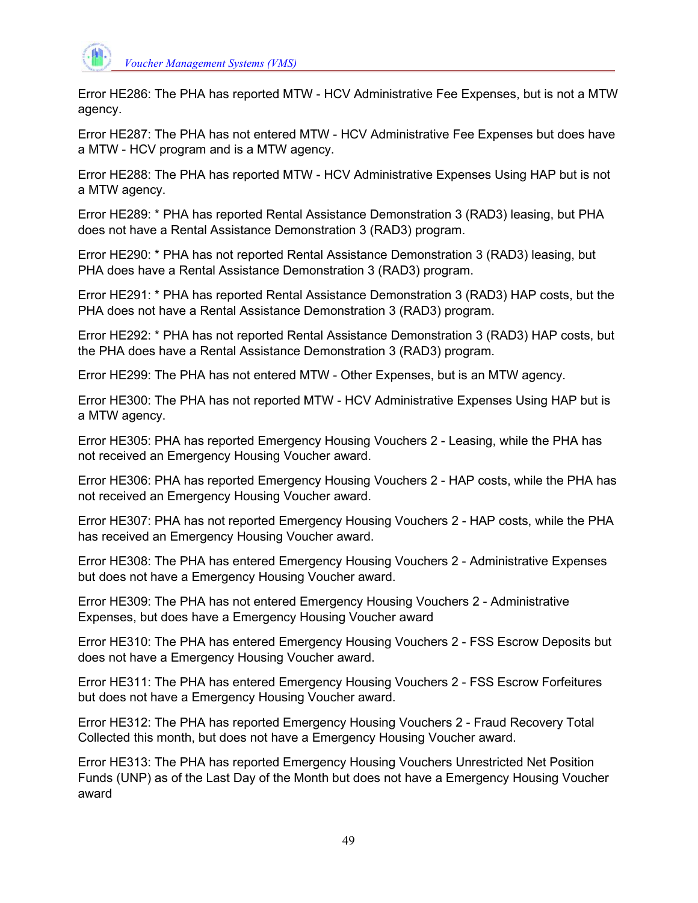Error HE286: The PHA has reported MTW - HCV Administrative Fee Expenses, but is not a MTW agency.

Error HE287: The PHA has not entered MTW - HCV Administrative Fee Expenses but does have a MTW - HCV program and is a MTW agency.

Error HE288: The PHA has reported MTW - HCV Administrative Expenses Using HAP but is not a MTW agency.

Error HE289: * PHA has reported Rental Assistance Demonstration 3 (RAD3) leasing, but PHA does not have a Rental Assistance Demonstration 3 (RAD3) program.

Error HE290: * PHA has not reported Rental Assistance Demonstration 3 (RAD3) leasing, but PHA does have a Rental Assistance Demonstration 3 (RAD3) program.

Error HE291: * PHA has reported Rental Assistance Demonstration 3 (RAD3) HAP costs, but the PHA does not have a Rental Assistance Demonstration 3 (RAD3) program.

Error HE292: * PHA has not reported Rental Assistance Demonstration 3 (RAD3) HAP costs, but the PHA does have a Rental Assistance Demonstration 3 (RAD3) program.

Error HE299: The PHA has not entered MTW - Other Expenses, but is an MTW agency.

Error HE300: The PHA has not reported MTW - HCV Administrative Expenses Using HAP but is a MTW agency.

Error HE305: PHA has reported Emergency Housing Vouchers 2 - Leasing, while the PHA has not received an Emergency Housing Voucher award.

Error HE306: PHA has reported Emergency Housing Vouchers 2 - HAP costs, while the PHA has not received an Emergency Housing Voucher award.

Error HE307: PHA has not reported Emergency Housing Vouchers 2 - HAP costs, while the PHA has received an Emergency Housing Voucher award.

Error HE308: The PHA has entered Emergency Housing Vouchers 2 - Administrative Expenses but does not have a Emergency Housing Voucher award.

Error HE309: The PHA has not entered Emergency Housing Vouchers 2 - Administrative Expenses, but does have a Emergency Housing Voucher award

Error HE310: The PHA has entered Emergency Housing Vouchers 2 - FSS Escrow Deposits but does not have a Emergency Housing Voucher award.

Error HE311: The PHA has entered Emergency Housing Vouchers 2 - FSS Escrow Forfeitures but does not have a Emergency Housing Voucher award.

Error HE312: The PHA has reported Emergency Housing Vouchers 2 - Fraud Recovery Total Collected this month, but does not have a Emergency Housing Voucher award.

Error HE313: The PHA has reported Emergency Housing Vouchers Unrestricted Net Position Funds (UNP) as of the Last Day of the Month but does not have a Emergency Housing Voucher award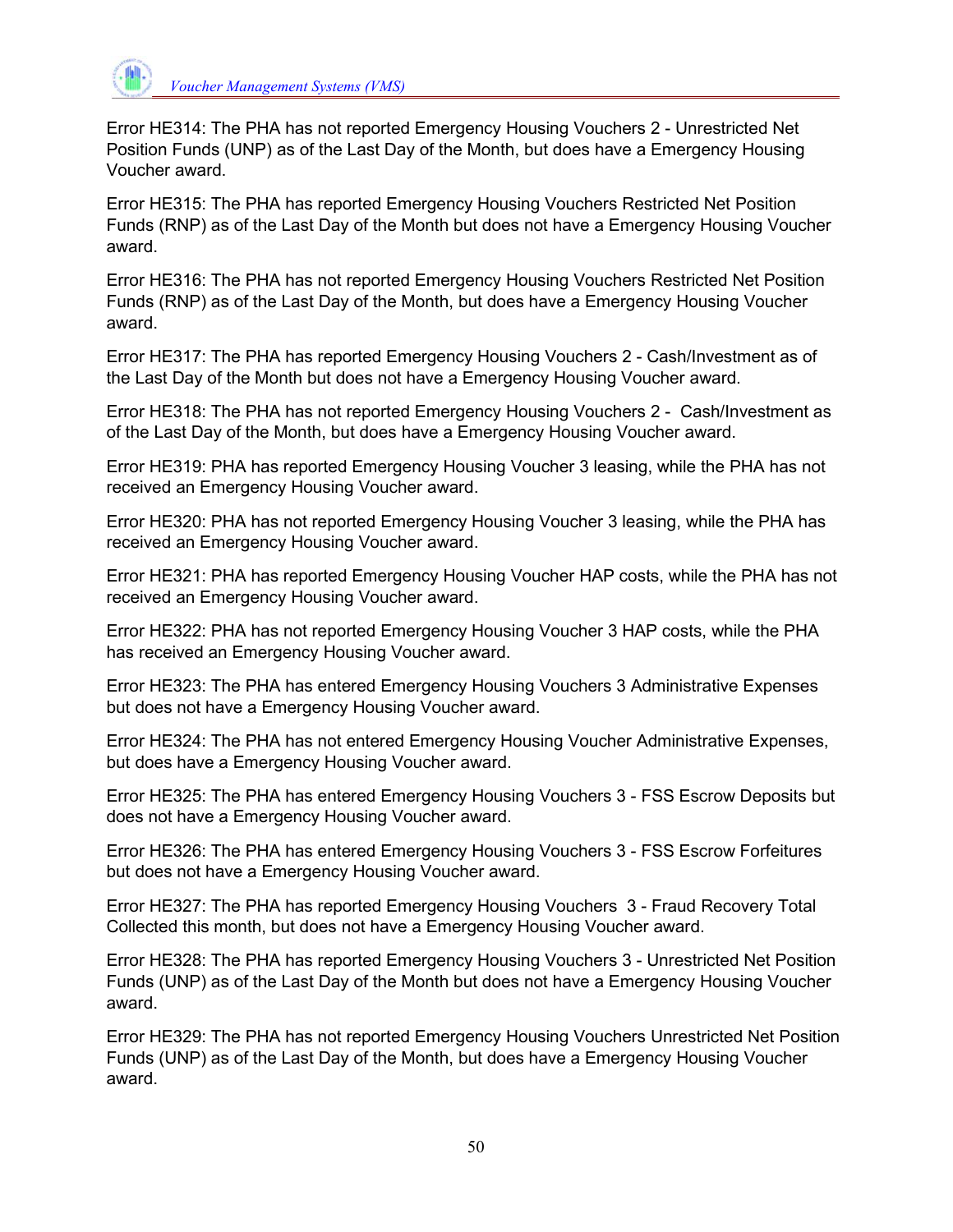Error HE314: The PHA has not reported Emergency Housing Vouchers 2 - Unrestricted Net Position Funds (UNP) as of the Last Day of the Month, but does have a Emergency Housing Voucher award.

Error HE315: The PHA has reported Emergency Housing Vouchers Restricted Net Position Funds (RNP) as of the Last Day of the Month but does not have a Emergency Housing Voucher award.

Error HE316: The PHA has not reported Emergency Housing Vouchers Restricted Net Position Funds (RNP) as of the Last Day of the Month, but does have a Emergency Housing Voucher award.

Error HE317: The PHA has reported Emergency Housing Vouchers 2 - Cash/Investment as of the Last Day of the Month but does not have a Emergency Housing Voucher award.

Error HE318: The PHA has not reported Emergency Housing Vouchers 2 - Cash/Investment as of the Last Day of the Month, but does have a Emergency Housing Voucher award.

Error HE319: PHA has reported Emergency Housing Voucher 3 leasing, while the PHA has not received an Emergency Housing Voucher award.

Error HE320: PHA has not reported Emergency Housing Voucher 3 leasing, while the PHA has received an Emergency Housing Voucher award.

Error HE321: PHA has reported Emergency Housing Voucher HAP costs, while the PHA has not received an Emergency Housing Voucher award.

Error HE322: PHA has not reported Emergency Housing Voucher 3 HAP costs, while the PHA has received an Emergency Housing Voucher award.

Error HE323: The PHA has entered Emergency Housing Vouchers 3 Administrative Expenses but does not have a Emergency Housing Voucher award.

Error HE324: The PHA has not entered Emergency Housing Voucher Administrative Expenses, but does have a Emergency Housing Voucher award.

Error HE325: The PHA has entered Emergency Housing Vouchers 3 - FSS Escrow Deposits but does not have a Emergency Housing Voucher award.

Error HE326: The PHA has entered Emergency Housing Vouchers 3 - FSS Escrow Forfeitures but does not have a Emergency Housing Voucher award.

Error HE327: The PHA has reported Emergency Housing Vouchers 3 - Fraud Recovery Total Collected this month, but does not have a Emergency Housing Voucher award.

Error HE328: The PHA has reported Emergency Housing Vouchers 3 - Unrestricted Net Position Funds (UNP) as of the Last Day of the Month but does not have a Emergency Housing Voucher award.

Error HE329: The PHA has not reported Emergency Housing Vouchers Unrestricted Net Position Funds (UNP) as of the Last Day of the Month, but does have a Emergency Housing Voucher award.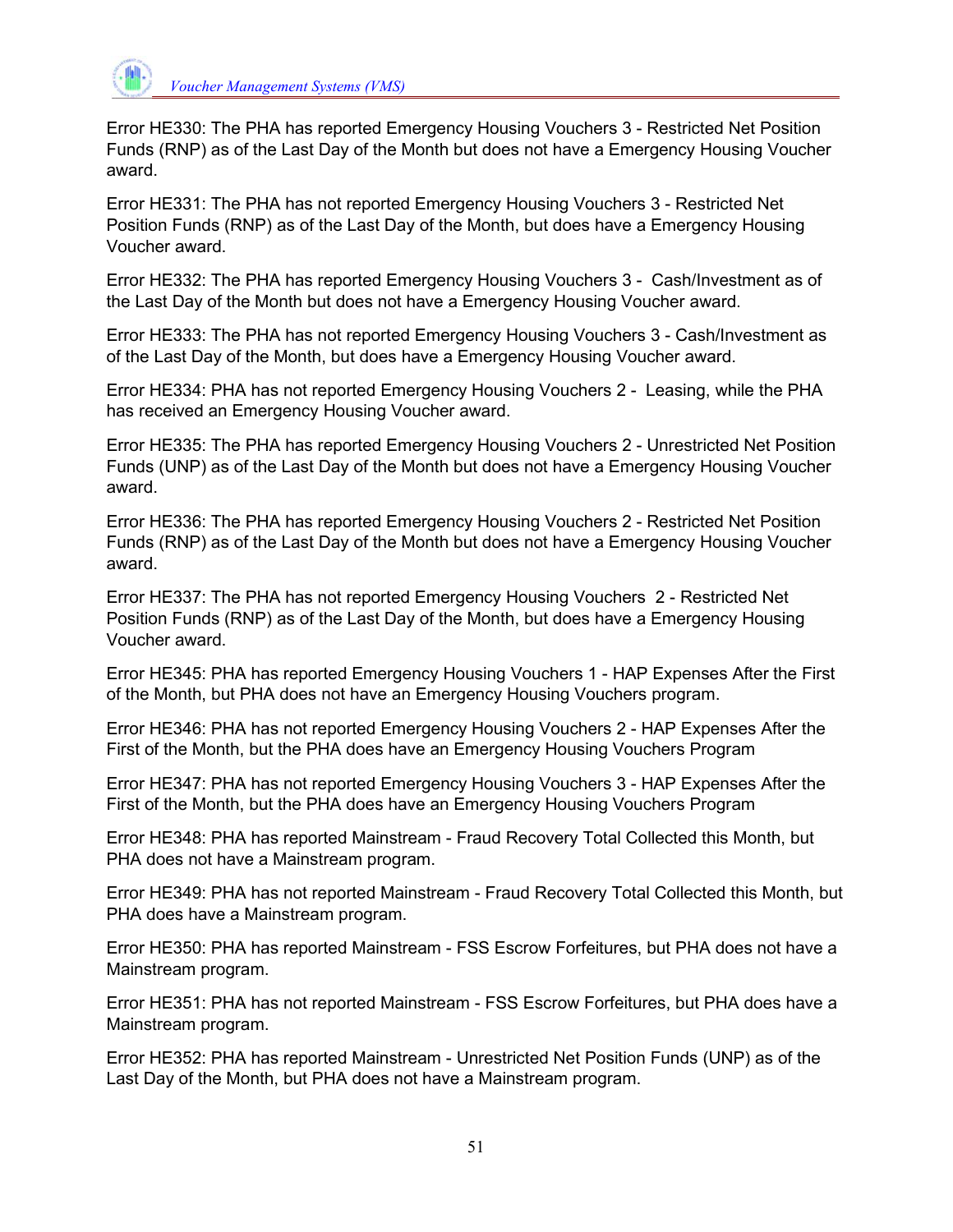Error HE330: The PHA has reported Emergency Housing Vouchers 3 - Restricted Net Position Funds (RNP) as of the Last Day of the Month but does not have a Emergency Housing Voucher award.

Error HE331: The PHA has not reported Emergency Housing Vouchers 3 - Restricted Net Position Funds (RNP) as of the Last Day of the Month, but does have a Emergency Housing Voucher award.

Error HE332: The PHA has reported Emergency Housing Vouchers 3 - Cash/Investment as of the Last Day of the Month but does not have a Emergency Housing Voucher award.

Error HE333: The PHA has not reported Emergency Housing Vouchers 3 - Cash/Investment as of the Last Day of the Month, but does have a Emergency Housing Voucher award.

Error HE334: PHA has not reported Emergency Housing Vouchers 2 - Leasing, while the PHA has received an Emergency Housing Voucher award.

Error HE335: The PHA has reported Emergency Housing Vouchers 2 - Unrestricted Net Position Funds (UNP) as of the Last Day of the Month but does not have a Emergency Housing Voucher award.

Error HE336: The PHA has reported Emergency Housing Vouchers 2 - Restricted Net Position Funds (RNP) as of the Last Day of the Month but does not have a Emergency Housing Voucher award.

Error HE337: The PHA has not reported Emergency Housing Vouchers 2 - Restricted Net Position Funds (RNP) as of the Last Day of the Month, but does have a Emergency Housing Voucher award.

Error HE345: PHA has reported Emergency Housing Vouchers 1 - HAP Expenses After the First of the Month, but PHA does not have an Emergency Housing Vouchers program.

Error HE346: PHA has not reported Emergency Housing Vouchers 2 - HAP Expenses After the First of the Month, but the PHA does have an Emergency Housing Vouchers Program

Error HE347: PHA has not reported Emergency Housing Vouchers 3 - HAP Expenses After the First of the Month, but the PHA does have an Emergency Housing Vouchers Program

Error HE348: PHA has reported Mainstream - Fraud Recovery Total Collected this Month, but PHA does not have a Mainstream program.

Error HE349: PHA has not reported Mainstream - Fraud Recovery Total Collected this Month, but PHA does have a Mainstream program.

Error HE350: PHA has reported Mainstream - FSS Escrow Forfeitures, but PHA does not have a Mainstream program.

Error HE351: PHA has not reported Mainstream - FSS Escrow Forfeitures, but PHA does have a Mainstream program.

Error HE352: PHA has reported Mainstream - Unrestricted Net Position Funds (UNP) as of the Last Day of the Month, but PHA does not have a Mainstream program.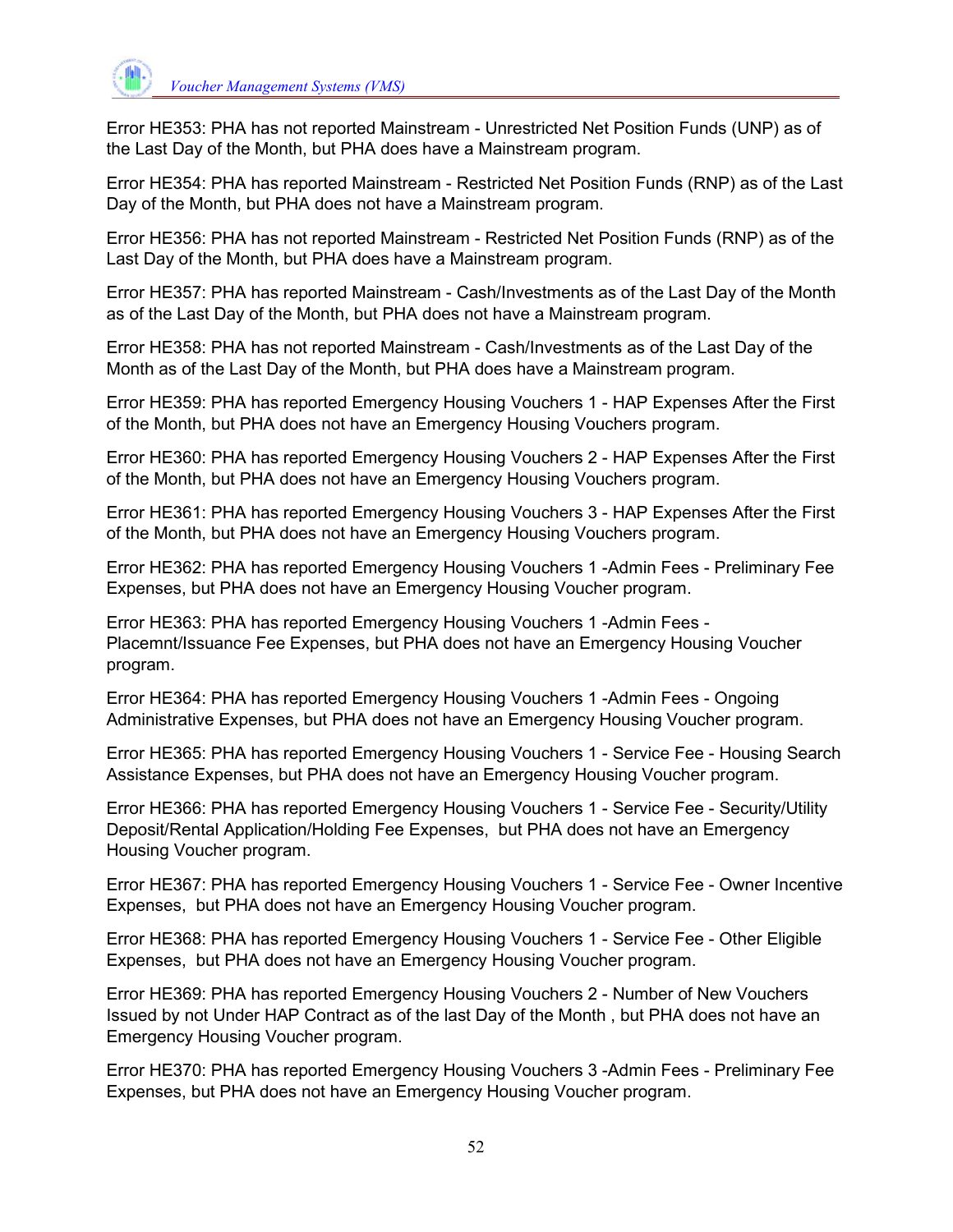Error HE353: PHA has not reported Mainstream - Unrestricted Net Position Funds (UNP) as of the Last Day of the Month, but PHA does have a Mainstream program.

Error HE354: PHA has reported Mainstream - Restricted Net Position Funds (RNP) as of the Last Day of the Month, but PHA does not have a Mainstream program.

Error HE356: PHA has not reported Mainstream - Restricted Net Position Funds (RNP) as of the Last Day of the Month, but PHA does have a Mainstream program.

Error HE357: PHA has reported Mainstream - Cash/Investments as of the Last Day of the Month as of the Last Day of the Month, but PHA does not have a Mainstream program.

Error HE358: PHA has not reported Mainstream - Cash/Investments as of the Last Day of the Month as of the Last Day of the Month, but PHA does have a Mainstream program.

Error HE359: PHA has reported Emergency Housing Vouchers 1 - HAP Expenses After the First of the Month, but PHA does not have an Emergency Housing Vouchers program.

Error HE360: PHA has reported Emergency Housing Vouchers 2 - HAP Expenses After the First of the Month, but PHA does not have an Emergency Housing Vouchers program.

Error HE361: PHA has reported Emergency Housing Vouchers 3 - HAP Expenses After the First of the Month, but PHA does not have an Emergency Housing Vouchers program.

Error HE362: PHA has reported Emergency Housing Vouchers 1 -Admin Fees - Preliminary Fee Expenses, but PHA does not have an Emergency Housing Voucher program.

Error HE363: PHA has reported Emergency Housing Vouchers 1 -Admin Fees - Placemnt/Issuance Fee Expenses, but PHA does not have an Emergency Housing Voucher program.

Error HE364: PHA has reported Emergency Housing Vouchers 1 -Admin Fees - Ongoing Administrative Expenses, but PHA does not have an Emergency Housing Voucher program.

Error HE365: PHA has reported Emergency Housing Vouchers 1 - Service Fee - Housing Search Assistance Expenses, but PHA does not have an Emergency Housing Voucher program.

Error HE366: PHA has reported Emergency Housing Vouchers 1 - Service Fee - Security/Utility Deposit/Rental Application/Holding Fee Expenses, but PHA does not have an Emergency Housing Voucher program.

Error HE367: PHA has reported Emergency Housing Vouchers 1 - Service Fee - Owner Incentive Expenses, but PHA does not have an Emergency Housing Voucher program.

Error HE368: PHA has reported Emergency Housing Vouchers 1 - Service Fee - Other Eligible Expenses, but PHA does not have an Emergency Housing Voucher program.

Error HE369: PHA has reported Emergency Housing Vouchers 2 - Number of New Vouchers Issued by not Under HAP Contract as of the last Day of the Month , but PHA does not have an Emergency Housing Voucher program.

Error HE370: PHA has reported Emergency Housing Vouchers 3 -Admin Fees - Preliminary Fee Expenses, but PHA does not have an Emergency Housing Voucher program.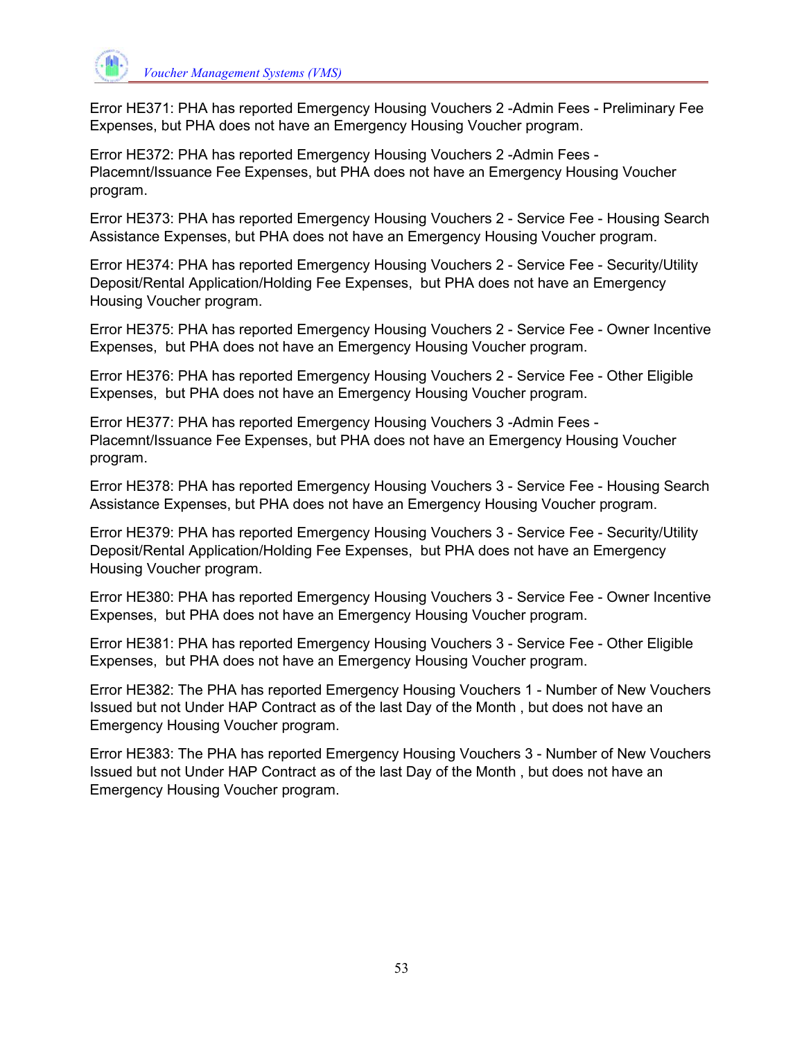Error HE371: PHA has reported Emergency Housing Vouchers 2 -Admin Fees - Preliminary Fee Expenses, but PHA does not have an Emergency Housing Voucher program.

Error HE372: PHA has reported Emergency Housing Vouchers 2 -Admin Fees - Placemnt/Issuance Fee Expenses, but PHA does not have an Emergency Housing Voucher program.

Error HE373: PHA has reported Emergency Housing Vouchers 2 - Service Fee - Housing Search Assistance Expenses, but PHA does not have an Emergency Housing Voucher program.

Error HE374: PHA has reported Emergency Housing Vouchers 2 - Service Fee - Security/Utility Deposit/Rental Application/Holding Fee Expenses, but PHA does not have an Emergency Housing Voucher program.

Error HE375: PHA has reported Emergency Housing Vouchers 2 - Service Fee - Owner Incentive Expenses, but PHA does not have an Emergency Housing Voucher program.

Error HE376: PHA has reported Emergency Housing Vouchers 2 - Service Fee - Other Eligible Expenses, but PHA does not have an Emergency Housing Voucher program.

Error HE377: PHA has reported Emergency Housing Vouchers 3 -Admin Fees - Placemnt/Issuance Fee Expenses, but PHA does not have an Emergency Housing Voucher program.

Error HE378: PHA has reported Emergency Housing Vouchers 3 - Service Fee - Housing Search Assistance Expenses, but PHA does not have an Emergency Housing Voucher program.

Error HE379: PHA has reported Emergency Housing Vouchers 3 - Service Fee - Security/Utility Deposit/Rental Application/Holding Fee Expenses, but PHA does not have an Emergency Housing Voucher program.

Error HE380: PHA has reported Emergency Housing Vouchers 3 - Service Fee - Owner Incentive Expenses, but PHA does not have an Emergency Housing Voucher program.

Error HE381: PHA has reported Emergency Housing Vouchers 3 - Service Fee - Other Eligible Expenses, but PHA does not have an Emergency Housing Voucher program.

Error HE382: The PHA has reported Emergency Housing Vouchers 1 - Number of New Vouchers Issued but not Under HAP Contract as of the last Day of the Month , but does not have an Emergency Housing Voucher program.

Error HE383: The PHA has reported Emergency Housing Vouchers 3 - Number of New Vouchers Issued but not Under HAP Contract as of the last Day of the Month , but does not have an Emergency Housing Voucher program.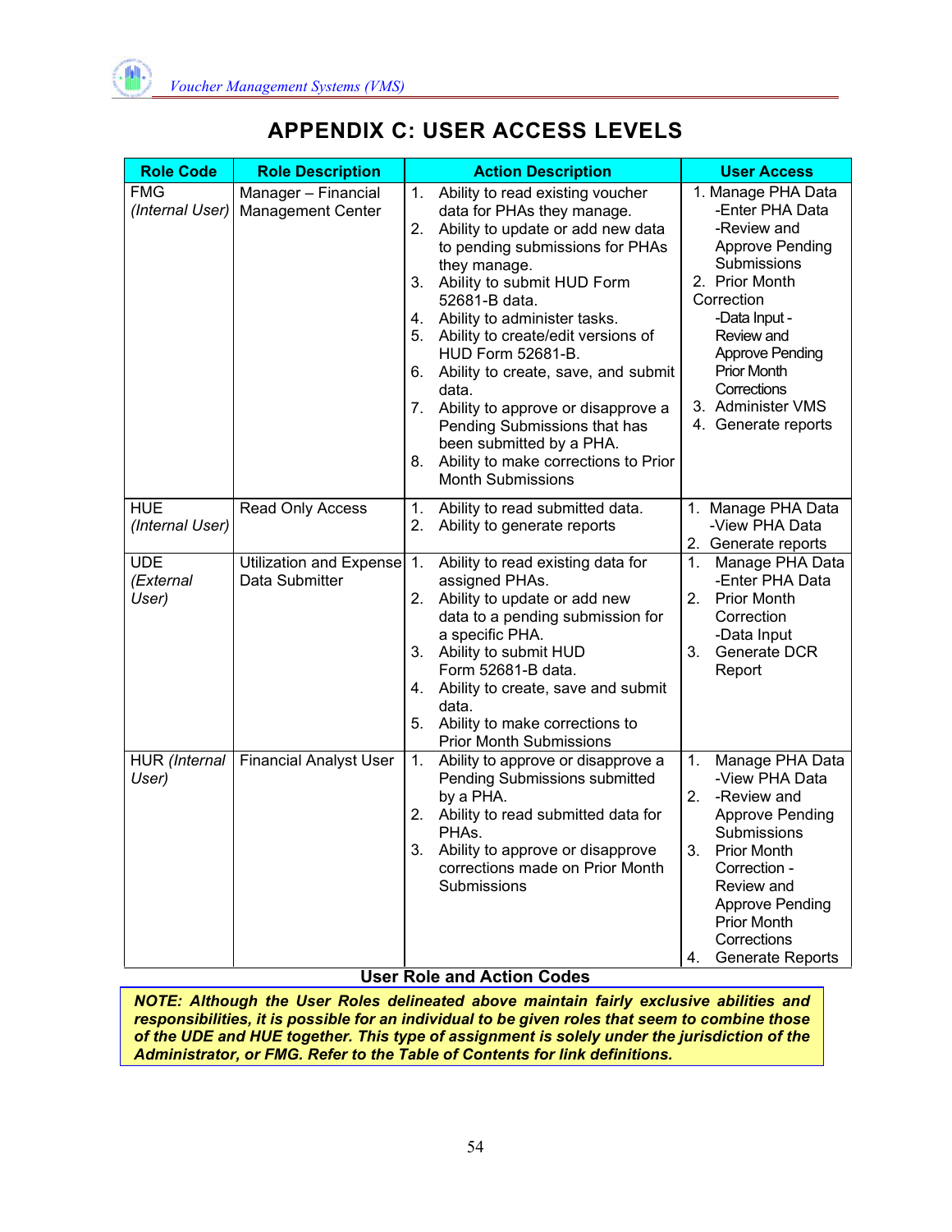# APPENDIX C: USER ACCESS LEVELS

| Role Code | Role Description | Action Description | User Access |
|---|---|---|---|
| FMG *(Internal User)* | Manager – Financial Management Center | 1. Ability to edit existing voucher data for PHAs they manage. 2. Ability to update or add new data to pending submissions for PHAs they manage. 3. Ability to submit HUD Form 52681-B data. 4. Ability to administer tasks. 5. Ability to create/edit versions of HUD Form 52681-B. 6. Ability to create, save, and submit data. 7. Ability to approve or disapprove a Pending Submissions that has been submitted by a PHA. 8. Ability to make corrections to Prior Month Submissions | 1. Manage PHA Data -Enter PHA Data -Review and Approve Pending Submissions 2. Prior Month Correction -Data Input -Review and Approve Pending Prior Month Corrections 3. Administer VMS 4. Generate reports |
| HUE *(Internal User)* | Read Only Access | 1. Ability to read submitted data. 2. Ability to generate reports | 1. Manage PHA Data -View PHA Data 2. Generate reports |
| UDE *(External User)* | Utilization and Expense Data Submitter | 1. Ability to read existing data for assigned PHAs. 2. Ability to update or add new data to a pending submission for a specific PHA. 3. Ability to submit HUD Form 52681-B data. 4. Ability to create, save and submit data. 5. Ability to make corrections to Prior Month Submissions | 1. Manage PHA Data -Enter PHA Data 2. Prior Month Correction -Data Input 3. Generate DCR Report |
| HUR *(Internal User)* | Financial Analyst User | 1. Ability to approve or disapprove a Pending Submissions submitted by a PHA. 2. Ability to read submitted data for PHAs. 3. Ability to approve or disapprove corrections made on Prior Month Submissions | 1. Manage PHA Data -View PHA Data 2. -Review and Approve Pending Submissions 3. Prior Month Correction - Review and Approve Pending Prior Month Corrections 4. Generate Reports |

**User Role and Action Codes**

***NOTE: Although the User Roles delineated above maintain fairly exclusive abilities and responsibilities, it is possible for an individual to be given roles that seem to combine those of the UDE and HUE together. This type of assignment is solely under the jurisdiction of the Administrator, or FMG. Refer to the Table of Contents for link definitions.***